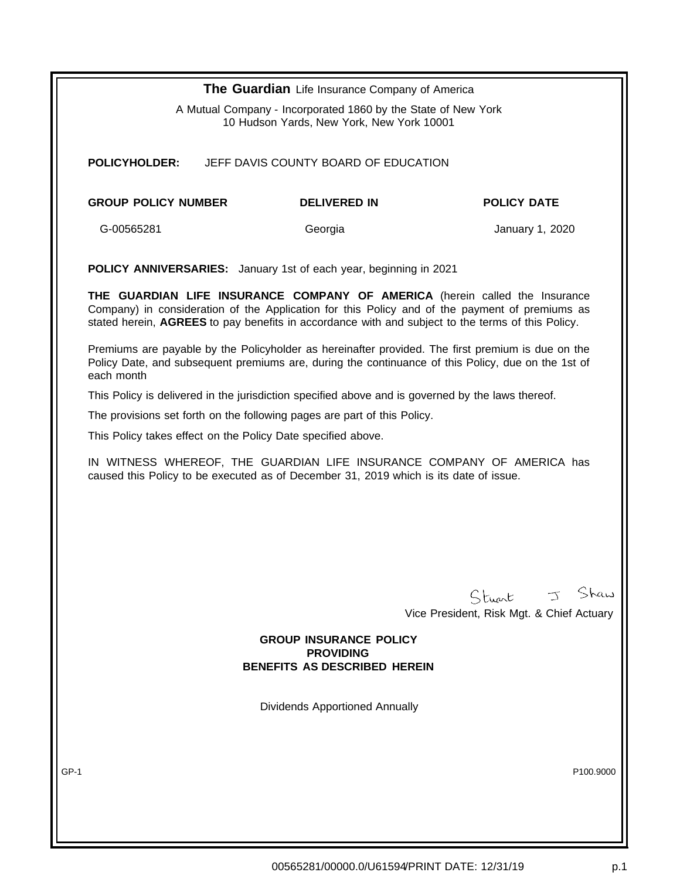**The Guardian** Life Insurance Company of America

A Mutual Company - Incorporated 1860 by the State of New York
10 Hudson Yards, New York, New York 10001

**POLICYHOLDER:** JEFF DAVIS COUNTY BOARD OF EDUCATION

| **GROUP POLICY NUMBER** | **DELIVERED IN** | **POLICY DATE** |
|---|---|---|
| G-00565281 | Georgia | January 1, 2020 |

**POLICY ANNIVERSARIES:** January 1st of each year, beginning in 2021

**THE GUARDIAN LIFE INSURANCE COMPANY OF AMERICA** (herein called the Insurance Company) in consideration of the Application for this Policy and of the payment of premiums as stated herein, **AGREES** to pay benefits in accordance with and subject to the terms of this Policy.

Premiums are payable by the Policyholder as hereinafter provided. The first premium is due on the Policy Date, and subsequent premiums are, during the continuance of this Policy, due on the 1st of each month

This Policy is delivered in the jurisdiction specified above and is governed by the laws thereof.

The provisions set forth on the following pages are part of this Policy.

This Policy takes effect on the Policy Date specified above.

IN WITNESS WHEREOF, THE GUARDIAN LIFE INSURANCE COMPANY OF AMERICA has caused this Policy to be executed as of December 31, 2019 which is its date of issue.

Stuart J Shaw
Vice President, Risk Mgt. & Chief Actuary

**GROUP INSURANCE POLICY**
**PROVIDING**
**BENEFITS AS DESCRIBED HEREIN**

Dividends Apportioned Annually

GP-1 P100.9000

00565281/00000.0/U61594/PRINT DATE: 12/31/19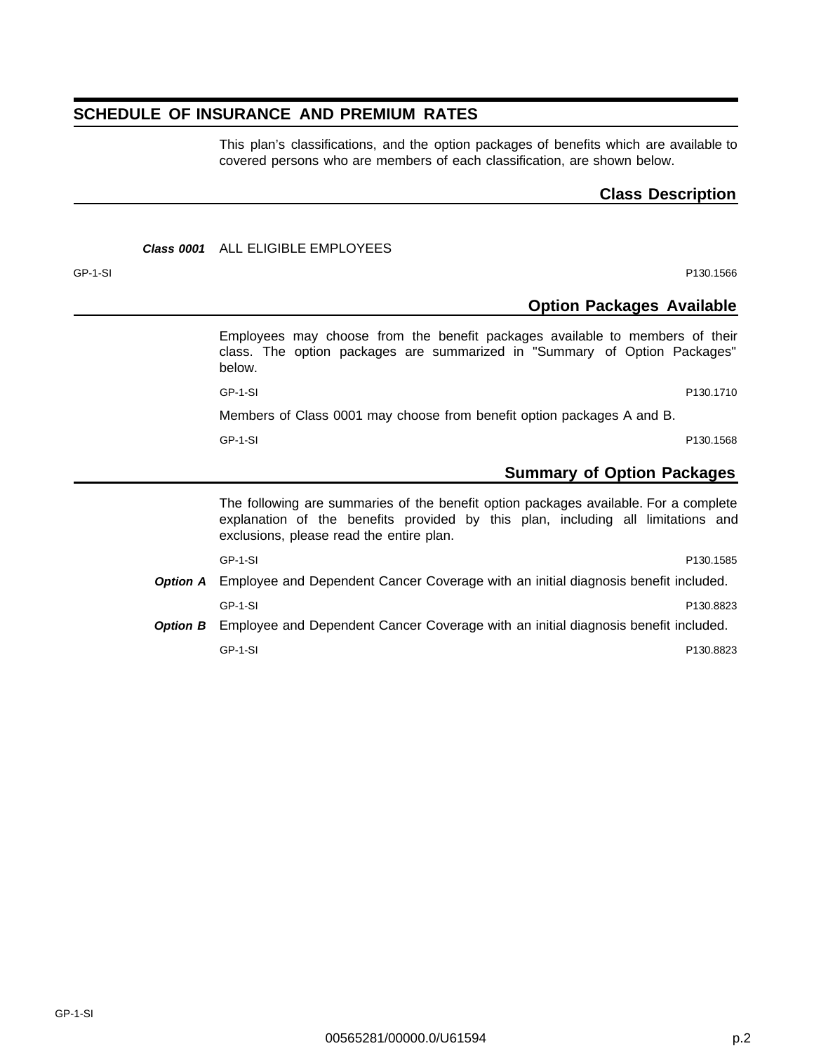# SCHEDULE OF INSURANCE AND PREMIUM RATES

This plan’s classifications, and the option packages of benefits which are available to covered persons who are members of each classification, are shown below.

## Class Description

***Class 0001*** ALL ELIGIBLE EMPLOYEES

GP-1-SI P130.1566

## Option Packages Available

Employees may choose from the benefit packages available to members of their class. The option packages are summarized in "Summary of Option Packages" below.

GP-1-SI P130.1710

Members of Class 0001 may choose from benefit option packages A and B.

GP-1-SI P130.1568

## Summary of Option Packages

The following are summaries of the benefit option packages available. For a complete explanation of the benefits provided by this plan, including all limitations and exclusions, please read the entire plan.

GP-1-SI P130.1585

***Option A*** Employee and Dependent Cancer Coverage with an initial diagnosis benefit included.

GP-1-SI P130.8823

***Option B*** Employee and Dependent Cancer Coverage with an initial diagnosis benefit included.

GP-1-SI P130.8823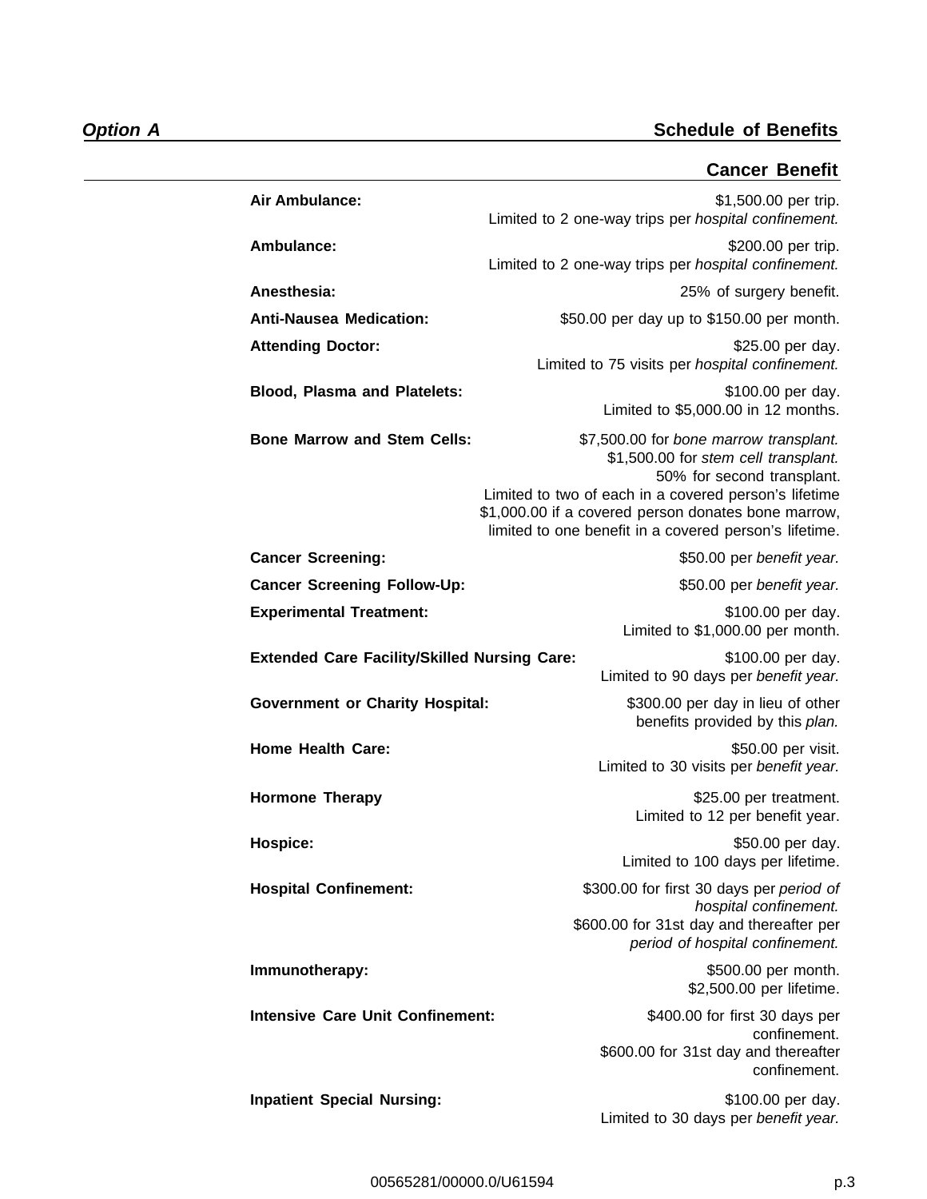**_Option A_** **Schedule of Benefits**

## Cancer Benefit

| Benefit | Amount |
|---|---|
| **Air Ambulance:** | $1,500.00 per trip. Limited to 2 one-way trips per *hospital confinement.* |
| **Ambulance:** | $200.00 per trip. Limited to 2 one-way trips per *hospital confinement.* |
| **Anesthesia:** | 25% of surgery benefit. |
| **Anti-Nausea Medication:** | $50.00 per day up to $150.00 per month. |
| **Attending Doctor:** | $25.00 per day. Limited to 75 visits per *hospital confinement.* |
| **Blood, Plasma and Platelets:** | $100.00 per day. Limited to $5,000.00 in 12 months. |
| **Bone Marrow and Stem Cells:** | $7,500.00 for *bone marrow transplant.* $1,500.00 for *stem cell transplant.* 50% for second transplant. Limited to two of each in a covered person's lifetime $1,000.00 if a covered person donates bone marrow, limited to one benefit in a covered person's lifetime. |
| **Cancer Screening:** | $50.00 per *benefit year.* |
| **Cancer Screening Follow-Up:** | $50.00 per *benefit year.* |
| **Experimental Treatment:** | $100.00 per day. Limited to $1,000.00 per month. |
| **Extended Care Facility/Skilled Nursing Care:** | $100.00 per day. Limited to 90 days per *benefit year.* |
| **Government or Charity Hospital:** | $300.00 per day in lieu of other benefits provided by this *plan.* |
| **Home Health Care:** | $50.00 per visit. Limited to 30 visits per *benefit year.* |
| **Hormone Therapy** | $25.00 per treatment. Limited to 12 per benefit year. |
| **Hospice:** | $50.00 per day. Limited to 100 days per lifetime. |
| **Hospital Confinement:** | $300.00 for first 30 days per *period of hospital confinement.* $600.00 for 31st day and thereafter per *period of hospital confinement.* |
| **Immunotherapy:** | $500.00 per month. $2,500.00 per lifetime. |
| **Intensive Care Unit Confinement:** | $400.00 for first 30 days per confinement. $600.00 for 31st day and thereafter confinement. |
| **Inpatient Special Nursing:** | $100.00 per day. Limited to 30 days per *benefit year.* |

00565281/00000.0/U61594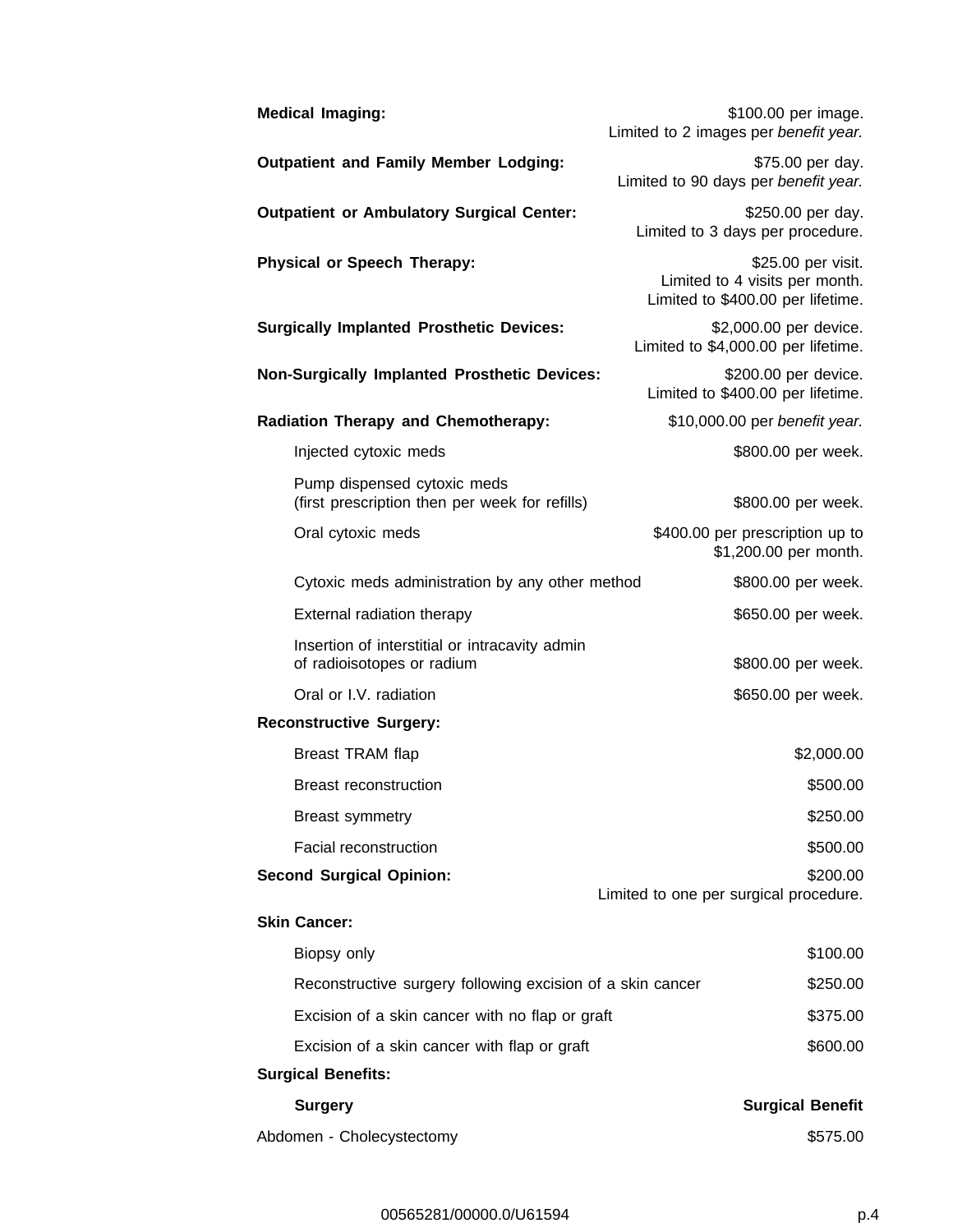**Medical Imaging:** $100.00 per image.
Limited to 2 images per *benefit year.*

**Outpatient and Family Member Lodging:** $75.00 per day.
Limited to 90 days per *benefit year.*

**Outpatient or Ambulatory Surgical Center:** $250.00 per day.
Limited to 3 days per procedure.

**Physical or Speech Therapy:** $25.00 per visit.
Limited to 4 visits per month.
Limited to $400.00 per lifetime.

**Surgically Implanted Prosthetic Devices:** $2,000.00 per device.
Limited to $4,000.00 per lifetime.

**Non-Surgically Implanted Prosthetic Devices:** $200.00 per device.
Limited to $400.00 per lifetime.

**Radiation Therapy and Chemotherapy:** $10,000.00 per *benefit year.*

| | |
|---|---|
| Injected cytoxic meds | $800.00 per week. |
| Pump dispensed cytoxic meds (first prescription then per week for refills) | $800.00 per week. |
| Oral cytoxic meds | $400.00 per prescription up to $1,200.00 per month. |
| Cytoxic meds administration by any other method | $800.00 per week. |
| External radiation therapy | $650.00 per week. |
| Insertion of interstitial or intracavity admin of radioisotopes or radium | $800.00 per week. |
| Oral or I.V. radiation | $650.00 per week. |

**Reconstructive Surgery:**

| | |
|---|---|
| Breast TRAM flap | $2,000.00 |
| Breast reconstruction | $500.00 |
| Breast symmetry | $250.00 |
| Facial reconstruction | $500.00 |

**Second Surgical Opinion:** $200.00
Limited to one per surgical procedure.

**Skin Cancer:**

| | |
|---|---|
| Biopsy only | $100.00 |
| Reconstructive surgery following excision of a skin cancer | $250.00 |
| Excision of a skin cancer with no flap or graft | $375.00 |
| Excision of a skin cancer with flap or graft | $600.00 |

**Surgical Benefits:**

| **Surgery** | **Surgical Benefit** |
|---|---|
| Abdomen - Cholecystectomy | $575.00 |

00565281/00000.0/U61594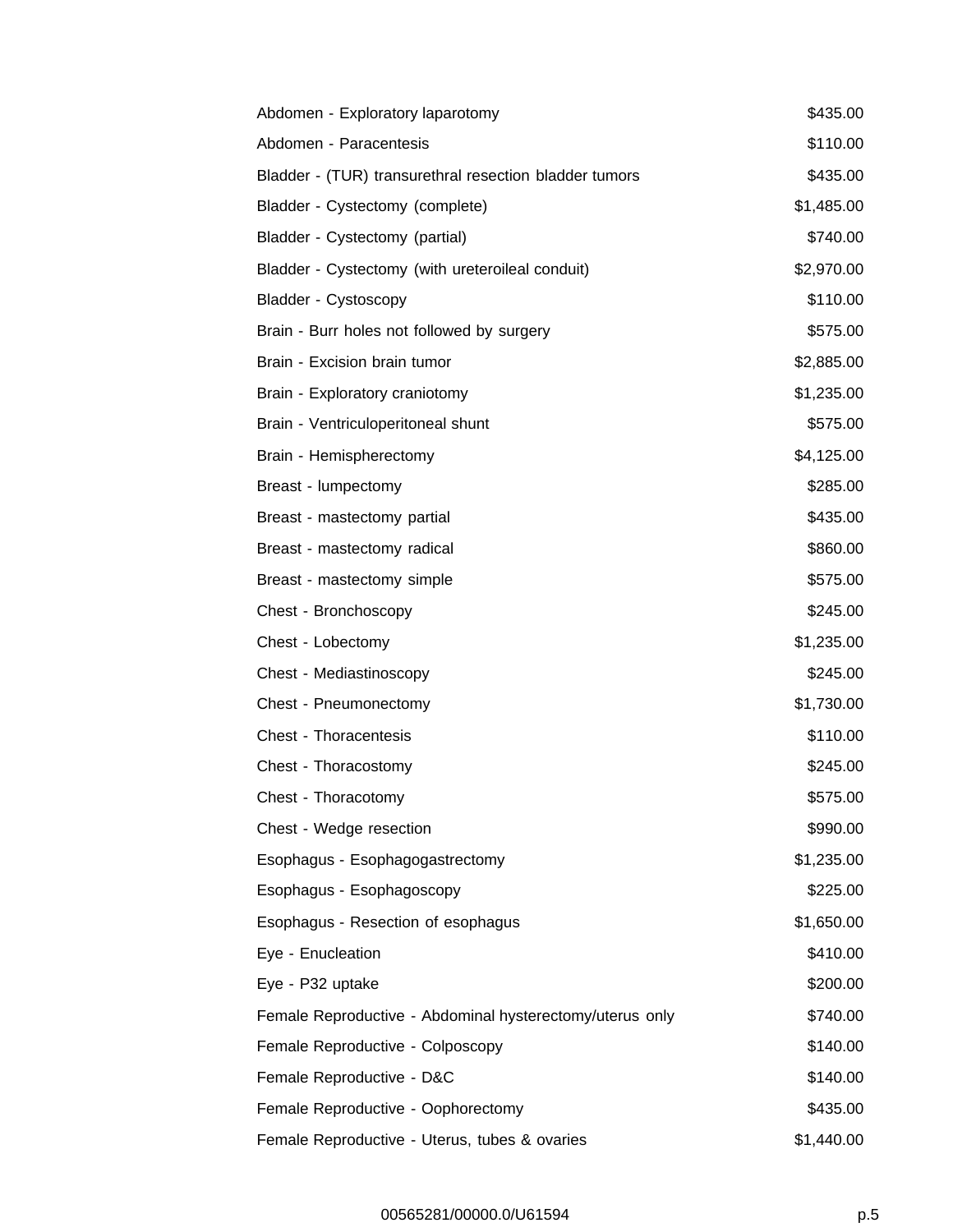| | |
|---|---|
| Abdomen - Exploratory laparotomy | $435.00 |
| Abdomen - Paracentesis | $110.00 |
| Bladder - (TUR) transurethral resection bladder tumors | $435.00 |
| Bladder - Cystectomy (complete) | $1,485.00 |
| Bladder - Cystectomy (partial) | $740.00 |
| Bladder - Cystectomy (with ureteroileal conduit) | $2,970.00 |
| Bladder - Cystoscopy | $110.00 |
| Brain - Burr holes not followed by surgery | $575.00 |
| Brain - Excision brain tumor | $2,885.00 |
| Brain - Exploratory craniotomy | $1,235.00 |
| Brain - Ventriculoperitoneal shunt | $575.00 |
| Brain - Hemispherectomy | $4,125.00 |
| Breast - lumpectomy | $285.00 |
| Breast - mastectomy partial | $435.00 |
| Breast - mastectomy radical | $860.00 |
| Breast - mastectomy simple | $575.00 |
| Chest - Bronchoscopy | $245.00 |
| Chest - Lobectomy | $1,235.00 |
| Chest - Mediastinoscopy | $245.00 |
| Chest - Pneumonectomy | $1,730.00 |
| Chest - Thoracentesis | $110.00 |
| Chest - Thoracostomy | $245.00 |
| Chest - Thoracotomy | $575.00 |
| Chest - Wedge resection | $990.00 |
| Esophagus - Esophagogastrectomy | $1,235.00 |
| Esophagus - Esophagoscopy | $225.00 |
| Esophagus - Resection of esophagus | $1,650.00 |
| Eye - Enucleation | $410.00 |
| Eye - P32 uptake | $200.00 |
| Female Reproductive - Abdominal hysterectomy/uterus only | $740.00 |
| Female Reproductive - Colposcopy | $140.00 |
| Female Reproductive - D&C | $140.00 |
| Female Reproductive - Oophorectomy | $435.00 |
| Female Reproductive - Uterus, tubes & ovaries | $1,440.00 |

00565281/00000.0/U61594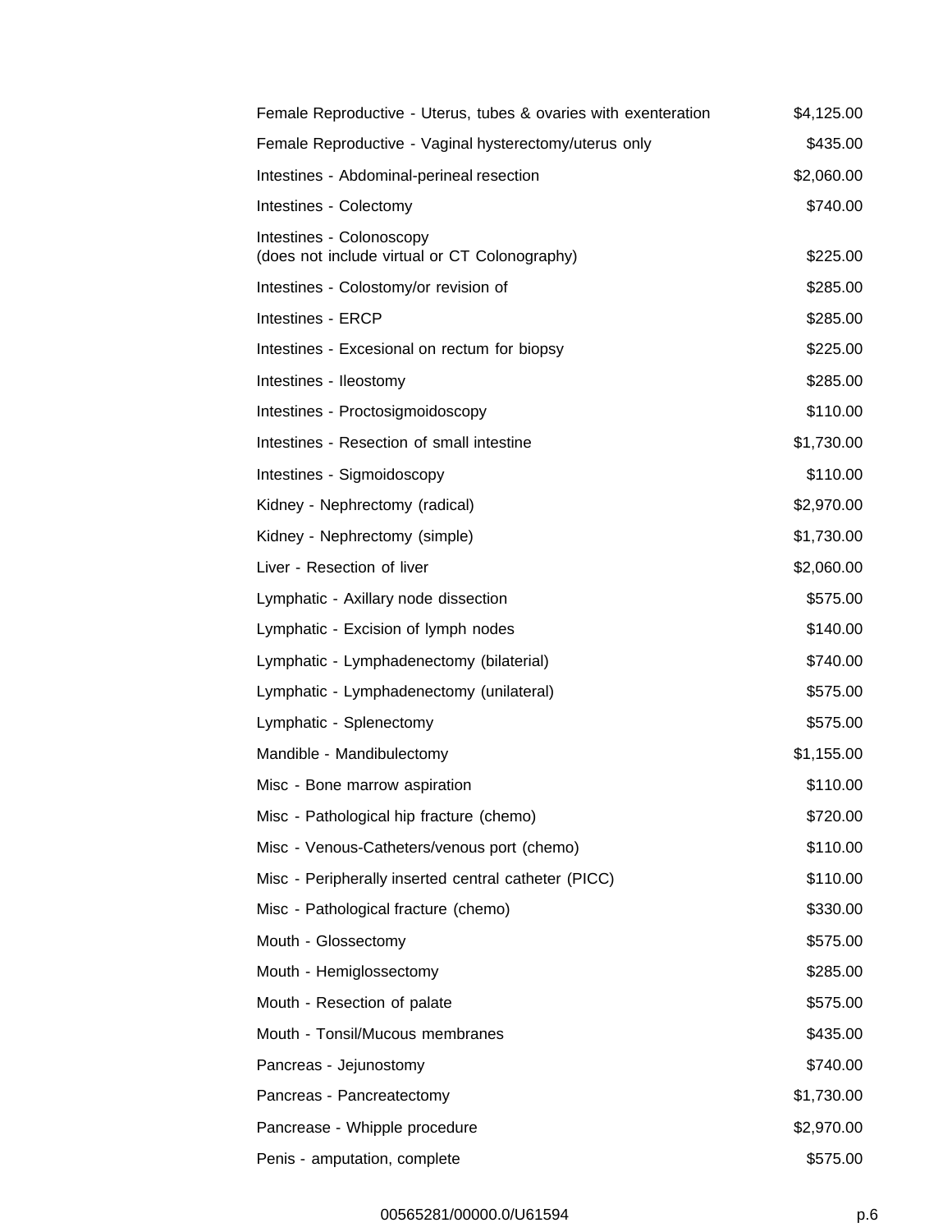| | |
|---|---|
| Female Reproductive - Uterus, tubes & ovaries with exenteration | $4,125.00 |
| Female Reproductive - Vaginal hysterectomy/uterus only | $435.00 |
| Intestines - Abdominal-perineal resection | $2,060.00 |
| Intestines - Colectomy | $740.00 |
| Intestines - Colonoscopy (does not include virtual or CT Colonography) | $225.00 |
| Intestines - Colostomy/or revision of | $285.00 |
| Intestines - ERCP | $285.00 |
| Intestines - Excesional on rectum for biopsy | $225.00 |
| Intestines - Ileostomy | $285.00 |
| Intestines - Proctosigmoidoscopy | $110.00 |
| Intestines - Resection of small intestine | $1,730.00 |
| Intestines - Sigmoidoscopy | $110.00 |
| Kidney - Nephrectomy (radical) | $2,970.00 |
| Kidney - Nephrectomy (simple) | $1,730.00 |
| Liver - Resection of liver | $2,060.00 |
| Lymphatic - Axillary node dissection | $575.00 |
| Lymphatic - Excision of lymph nodes | $140.00 |
| Lymphatic - Lymphadenectomy (bilaterial) | $740.00 |
| Lymphatic - Lymphadenectomy (unilateral) | $575.00 |
| Lymphatic - Splenectomy | $575.00 |
| Mandible - Mandibulectomy | $1,155.00 |
| Misc - Bone marrow aspiration | $110.00 |
| Misc - Pathological hip fracture (chemo) | $720.00 |
| Misc - Venous-Catheters/venous port (chemo) | $110.00 |
| Misc - Peripherally inserted central catheter (PICC) | $110.00 |
| Misc - Pathological fracture (chemo) | $330.00 |
| Mouth - Glossectomy | $575.00 |
| Mouth - Hemiglossectomy | $285.00 |
| Mouth - Resection of palate | $575.00 |
| Mouth - Tonsil/Mucous membranes | $435.00 |
| Pancreas - Jejunostomy | $740.00 |
| Pancreas - Pancreatectomy | $1,730.00 |
| Pancrease - Whipple procedure | $2,970.00 |
| Penis - amputation, complete | $575.00 |

00565281/00000.0/U61594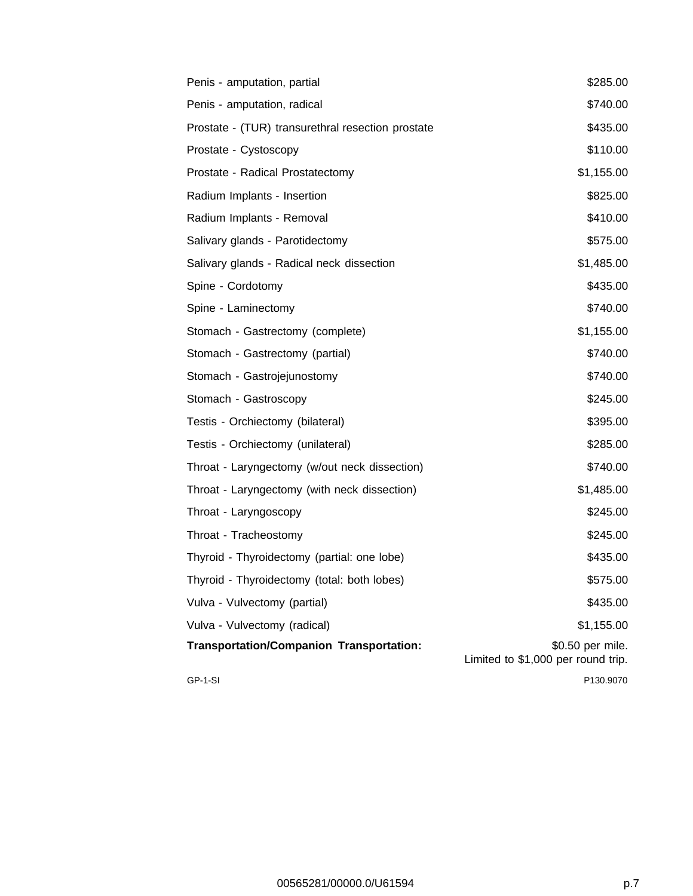| | |
|---|---|
| Penis - amputation, partial | $285.00 |
| Penis - amputation, radical | $740.00 |
| Prostate - (TUR) transurethral resection prostate | $435.00 |
| Prostate - Cystoscopy | $110.00 |
| Prostate - Radical Prostatectomy | $1,155.00 |
| Radium Implants - Insertion | $825.00 |
| Radium Implants - Removal | $410.00 |
| Salivary glands - Parotidectomy | $575.00 |
| Salivary glands - Radical neck dissection | $1,485.00 |
| Spine - Cordotomy | $435.00 |
| Spine - Laminectomy | $740.00 |
| Stomach - Gastrectomy (complete) | $1,155.00 |
| Stomach - Gastrectomy (partial) | $740.00 |
| Stomach - Gastrojejunostomy | $740.00 |
| Stomach - Gastroscopy | $245.00 |
| Testis - Orchiectomy (bilateral) | $395.00 |
| Testis - Orchiectomy (unilateral) | $285.00 |
| Throat - Laryngectomy (w/out neck dissection) | $740.00 |
| Throat - Laryngectomy (with neck dissection) | $1,485.00 |
| Throat - Laryngoscopy | $245.00 |
| Throat - Tracheostomy | $245.00 |
| Thyroid - Thyroidectomy (partial: one lobe) | $435.00 |
| Thyroid - Thyroidectomy (total: both lobes) | $575.00 |
| Vulva - Vulvectomy (partial) | $435.00 |
| Vulva - Vulvectomy (radical) | $1,155.00 |
| **Transportation/Companion Transportation:** | $0.50 per mile. Limited to $1,000 per round trip. |

GP-1-SI P130.9070

00565281/00000.0/U61594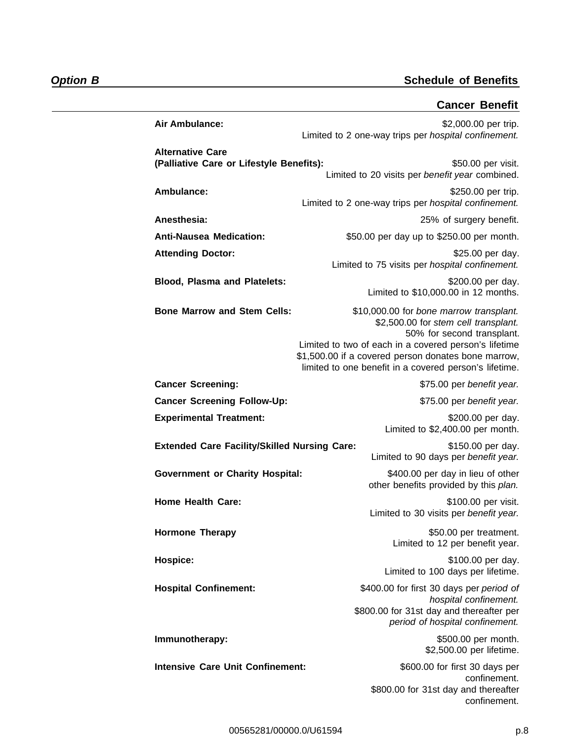**_Option B_** **Schedule of Benefits**

## Cancer Benefit

| Benefit | Amount |
|---|---|
| **Air Ambulance:** | $2,000.00 per trip. Limited to 2 one-way trips per *hospital confinement.* |
| **Alternative Care (Palliative Care or Lifestyle Benefits):** | $50.00 per visit. Limited to 20 visits per *benefit year* combined. |
| **Ambulance:** | $250.00 per trip. Limited to 2 one-way trips per *hospital confinement.* |
| **Anesthesia:** | 25% of surgery benefit. |
| **Anti-Nausea Medication:** | $50.00 per day up to $250.00 per month. |
| **Attending Doctor:** | $25.00 per day. Limited to 75 visits per *hospital confinement.* |
| **Blood, Plasma and Platelets:** | $200.00 per day. Limited to $10,000.00 in 12 months. |
| **Bone Marrow and Stem Cells:** | $10,000.00 for *bone marrow transplant.* $2,500.00 for *stem cell transplant.* 50% for second transplant. Limited to two of each in a covered person's lifetime $1,500.00 if a covered person donates bone marrow, limited to one benefit in a covered person's lifetime. |
| **Cancer Screening:** | $75.00 per *benefit year.* |
| **Cancer Screening Follow-Up:** | $75.00 per *benefit year.* |
| **Experimental Treatment:** | $200.00 per day. Limited to $2,400.00 per month. |
| **Extended Care Facility/Skilled Nursing Care:** | $150.00 per day. Limited to 90 days per *benefit year.* |
| **Government or Charity Hospital:** | $400.00 per day in lieu of other other benefits provided by this *plan.* |
| **Home Health Care:** | $100.00 per visit. Limited to 30 visits per *benefit year.* |
| **Hormone Therapy** | $50.00 per treatment. Limited to 12 per benefit year. |
| **Hospice:** | $100.00 per day. Limited to 100 days per lifetime. |
| **Hospital Confinement:** | $400.00 for first 30 days per *period of hospital confinement.* $800.00 for 31st day and thereafter per *period of hospital confinement.* |
| **Immunotherapy:** | $500.00 per month. $2,500.00 per lifetime. |
| **Intensive Care Unit Confinement:** | $600.00 for first 30 days per confinement. $800.00 for 31st day and thereafter confinement. |

00565281/00000.0/U61594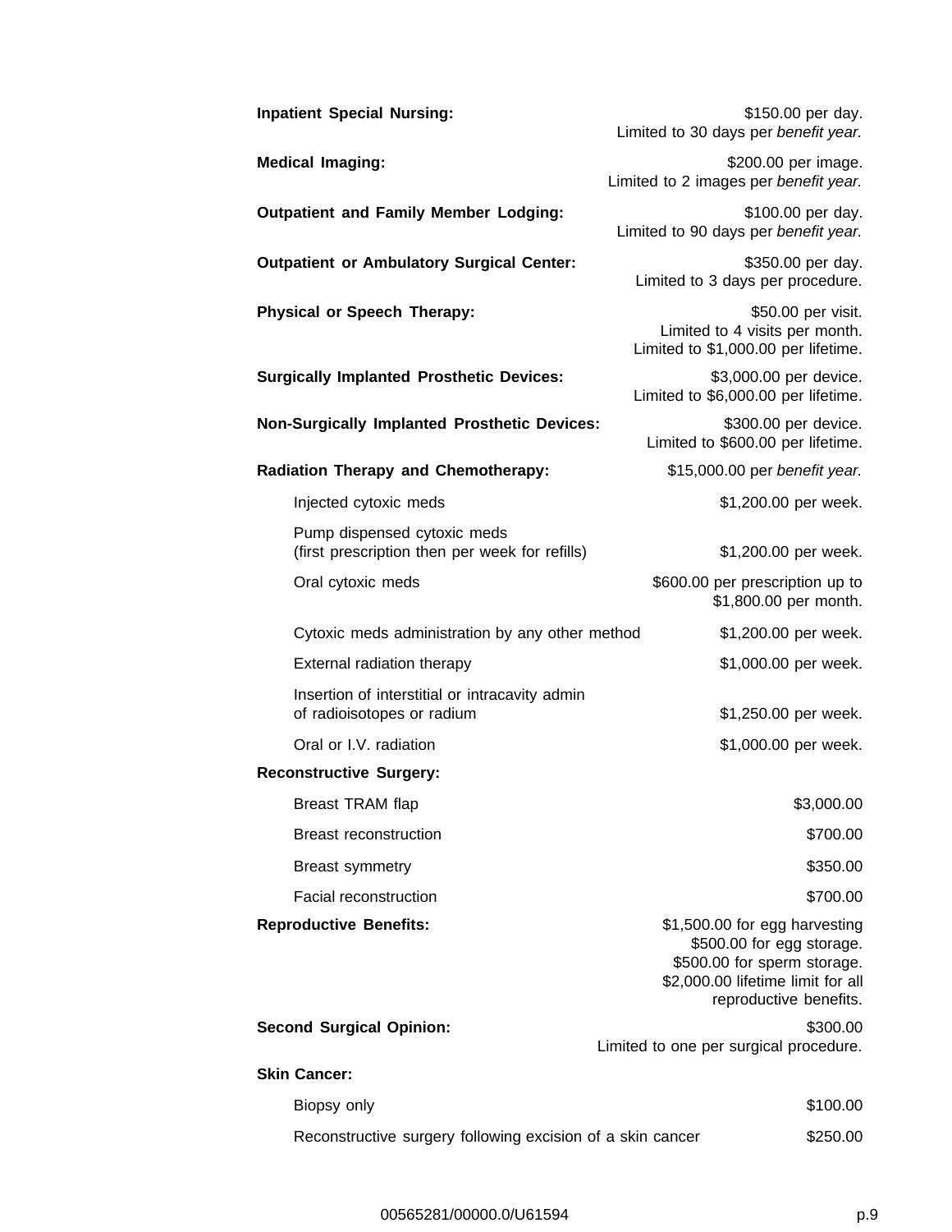| | |
|---|---|
| **Inpatient Special Nursing:** | $150.00 per day.<br>Limited to 30 days per *benefit year.* |
| **Medical Imaging:** | $200.00 per image.<br>Limited to 2 images per *benefit year.* |
| **Outpatient and Family Member Lodging:** | $100.00 per day.<br>Limited to 90 days per *benefit year.* |
| **Outpatient or Ambulatory Surgical Center:** | $350.00 per day.<br>Limited to 3 days per procedure. |
| **Physical or Speech Therapy:** | $50.00 per visit.<br>Limited to 4 visits per month.<br>Limited to $1,000.00 per lifetime. |
| **Surgically Implanted Prosthetic Devices:** | $3,000.00 per device.<br>Limited to $6,000.00 per lifetime. |
| **Non-Surgically Implanted Prosthetic Devices:** | $300.00 per device.<br>Limited to $600.00 per lifetime. |
| **Radiation Therapy and Chemotherapy:** | $15,000.00 per *benefit year.* |
| Injected cytoxic meds | $1,200.00 per week. |
| Pump dispensed cytoxic meds<br>(first prescription then per week for refills) | $1,200.00 per week. |
| Oral cytoxic meds | $600.00 per prescription up to<br>$1,800.00 per month. |
| Cytoxic meds administration by any other method | $1,200.00 per week. |
| External radiation therapy | $1,000.00 per week. |
| Insertion of interstitial or intracavity admin<br>of radioisotopes or radium | $1,250.00 per week. |
| Oral or I.V. radiation | $1,000.00 per week. |
| **Reconstructive Surgery:** | |
| Breast TRAM flap | $3,000.00 |
| Breast reconstruction | $700.00 |
| Breast symmetry | $350.00 |
| Facial reconstruction | $700.00 |
| **Reproductive Benefits:** | $1,500.00 for egg harvesting<br>$500.00 for egg storage.<br>$500.00 for sperm storage.<br>$2,000.00 lifetime limit for all<br>reproductive benefits. |
| **Second Surgical Opinion:** | $300.00<br>Limited to one per surgical procedure. |
| **Skin Cancer:** | |
| Biopsy only | $100.00 |
| Reconstructive surgery following excision of a skin cancer | $250.00 |

00565281/00000.0/U61594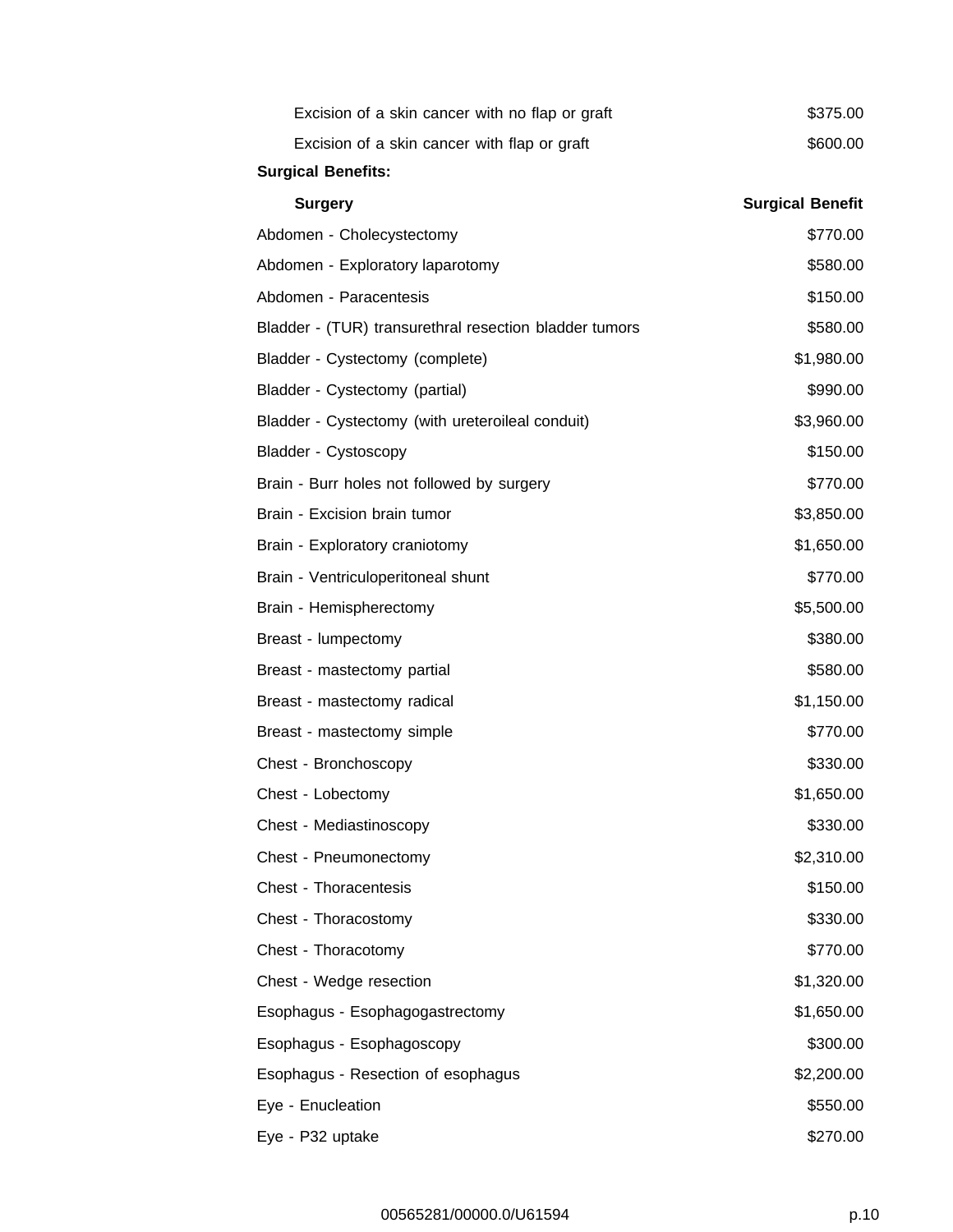| | |
|---|---|
| Excision of a skin cancer with no flap or graft | $375.00 |
| Excision of a skin cancer with flap or graft | $600.00 |

**Surgical Benefits:**

| Surgery | Surgical Benefit |
|---|---|
| Abdomen - Cholecystectomy | $770.00 |
| Abdomen - Exploratory laparotomy | $580.00 |
| Abdomen - Paracentesis | $150.00 |
| Bladder - (TUR) transurethral resection bladder tumors | $580.00 |
| Bladder - Cystectomy (complete) | $1,980.00 |
| Bladder - Cystectomy (partial) | $990.00 |
| Bladder - Cystectomy (with ureteroileal conduit) | $3,960.00 |
| Bladder - Cystoscopy | $150.00 |
| Brain - Burr holes not followed by surgery | $770.00 |
| Brain - Excision brain tumor | $3,850.00 |
| Brain - Exploratory craniotomy | $1,650.00 |
| Brain - Ventriculoperitoneal shunt | $770.00 |
| Brain - Hemispherectomy | $5,500.00 |
| Breast - lumpectomy | $380.00 |
| Breast - mastectomy partial | $580.00 |
| Breast - mastectomy radical | $1,150.00 |
| Breast - mastectomy simple | $770.00 |
| Chest - Bronchoscopy | $330.00 |
| Chest - Lobectomy | $1,650.00 |
| Chest - Mediastinoscopy | $330.00 |
| Chest - Pneumonectomy | $2,310.00 |
| Chest - Thoracentesis | $150.00 |
| Chest - Thoracostomy | $330.00 |
| Chest - Thoracotomy | $770.00 |
| Chest - Wedge resection | $1,320.00 |
| Esophagus - Esophagogastrectomy | $1,650.00 |
| Esophagus - Esophagoscopy | $300.00 |
| Esophagus - Resection of esophagus | $2,200.00 |
| Eye - Enucleation | $550.00 |
| Eye - P32 uptake | $270.00 |

00565281/00000.0/U61594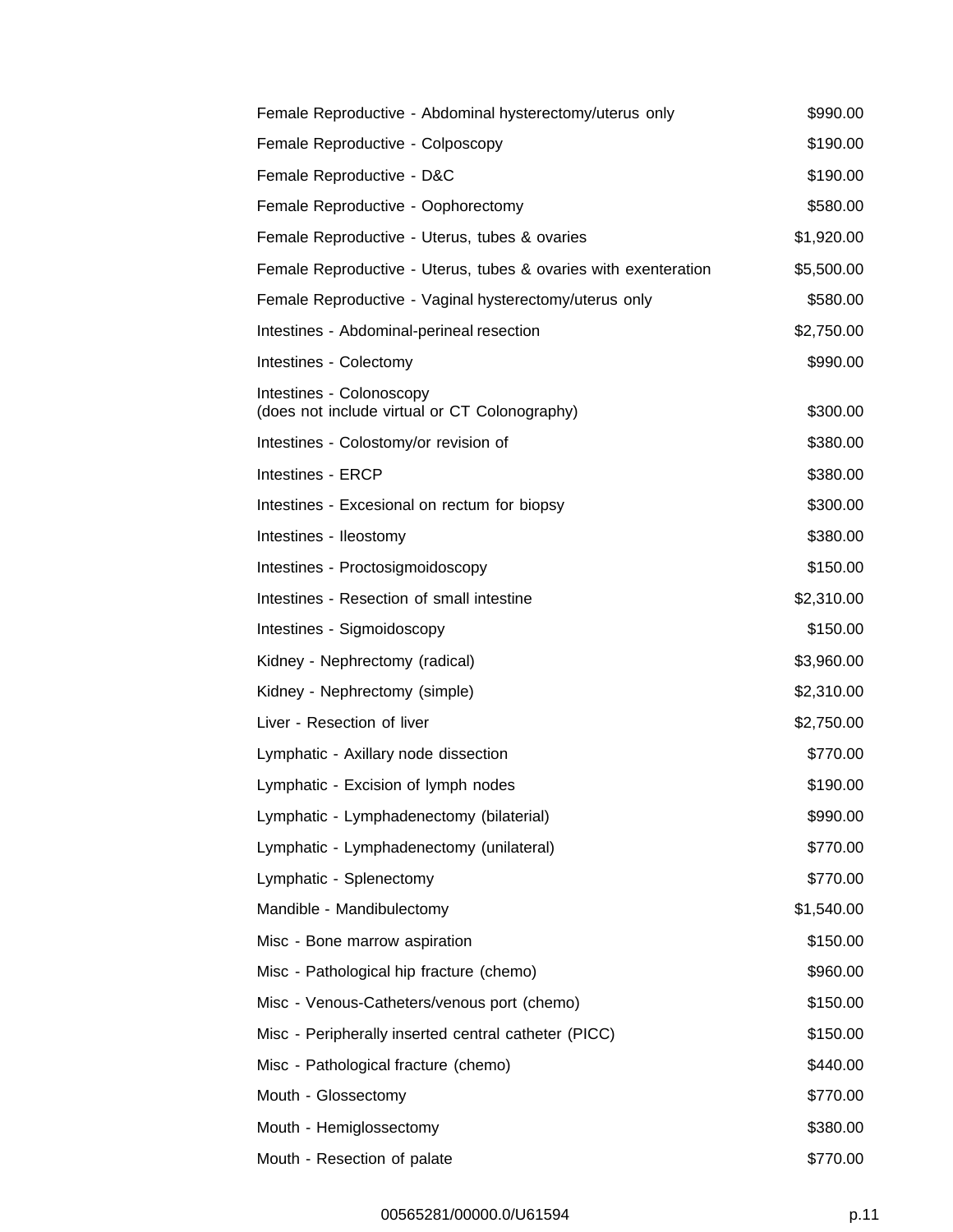| | |
|---|---|
| Female Reproductive - Abdominal hysterectomy/uterus only | $990.00 |
| Female Reproductive - Colposcopy | $190.00 |
| Female Reproductive - D&C | $190.00 |
| Female Reproductive - Oophorectomy | $580.00 |
| Female Reproductive - Uterus, tubes & ovaries | $1,920.00 |
| Female Reproductive - Uterus, tubes & ovaries with exenteration | $5,500.00 |
| Female Reproductive - Vaginal hysterectomy/uterus only | $580.00 |
| Intestines - Abdominal-perineal resection | $2,750.00 |
| Intestines - Colectomy | $990.00 |
| Intestines - Colonoscopy (does not include virtual or CT Colonography) | $300.00 |
| Intestines - Colostomy/or revision of | $380.00 |
| Intestines - ERCP | $380.00 |
| Intestines - Excesional on rectum for biopsy | $300.00 |
| Intestines - Ileostomy | $380.00 |
| Intestines - Proctosigmoidoscopy | $150.00 |
| Intestines - Resection of small intestine | $2,310.00 |
| Intestines - Sigmoidoscopy | $150.00 |
| Kidney - Nephrectomy (radical) | $3,960.00 |
| Kidney - Nephrectomy (simple) | $2,310.00 |
| Liver - Resection of liver | $2,750.00 |
| Lymphatic - Axillary node dissection | $770.00 |
| Lymphatic - Excision of lymph nodes | $190.00 |
| Lymphatic - Lymphadenectomy (bilaterial) | $990.00 |
| Lymphatic - Lymphadenectomy (unilateral) | $770.00 |
| Lymphatic - Splenectomy | $770.00 |
| Mandible - Mandibulectomy | $1,540.00 |
| Misc - Bone marrow aspiration | $150.00 |
| Misc - Pathological hip fracture (chemo) | $960.00 |
| Misc - Venous-Catheters/venous port (chemo) | $150.00 |
| Misc - Peripherally inserted central catheter (PICC) | $150.00 |
| Misc - Pathological fracture (chemo) | $440.00 |
| Mouth - Glossectomy | $770.00 |
| Mouth - Hemiglossectomy | $380.00 |
| Mouth - Resection of palate | $770.00 |

00565281/00000.0/U61594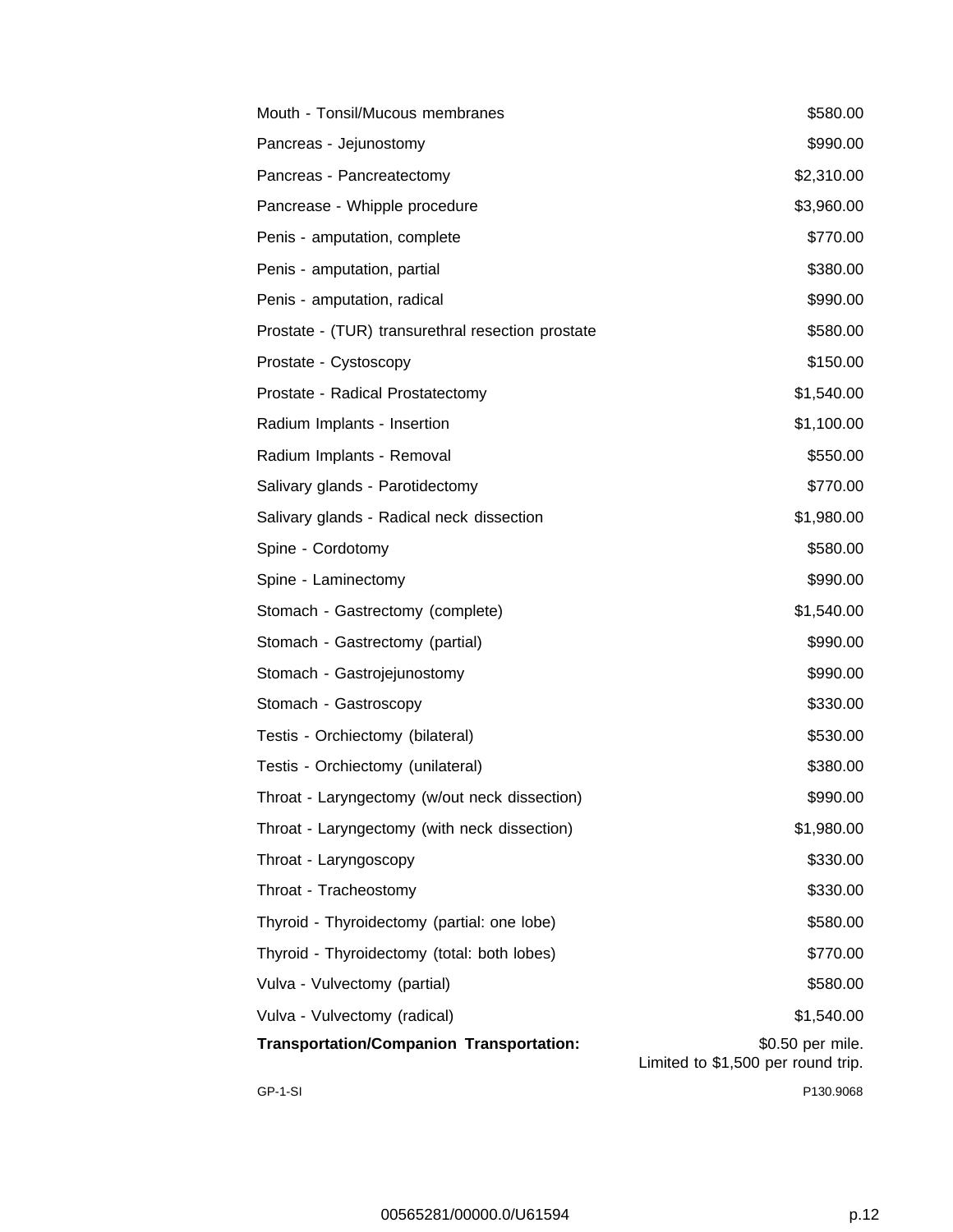| | |
|---|---|
| Mouth - Tonsil/Mucous membranes | $580.00 |
| Pancreas - Jejunostomy | $990.00 |
| Pancreas - Pancreatectomy | $2,310.00 |
| Pancrease - Whipple procedure | $3,960.00 |
| Penis - amputation, complete | $770.00 |
| Penis - amputation, partial | $380.00 |
| Penis - amputation, radical | $990.00 |
| Prostate - (TUR) transurethral resection prostate | $580.00 |
| Prostate - Cystoscopy | $150.00 |
| Prostate - Radical Prostatectomy | $1,540.00 |
| Radium Implants - Insertion | $1,100.00 |
| Radium Implants - Removal | $550.00 |
| Salivary glands - Parotidectomy | $770.00 |
| Salivary glands - Radical neck dissection | $1,980.00 |
| Spine - Cordotomy | $580.00 |
| Spine - Laminectomy | $990.00 |
| Stomach - Gastrectomy (complete) | $1,540.00 |
| Stomach - Gastrectomy (partial) | $990.00 |
| Stomach - Gastrojejunostomy | $990.00 |
| Stomach - Gastroscopy | $330.00 |
| Testis - Orchiectomy (bilateral) | $530.00 |
| Testis - Orchiectomy (unilateral) | $380.00 |
| Throat - Laryngectomy (w/out neck dissection) | $990.00 |
| Throat - Laryngectomy (with neck dissection) | $1,980.00 |
| Throat - Laryngoscopy | $330.00 |
| Throat - Tracheostomy | $330.00 |
| Thyroid - Thyroidectomy (partial: one lobe) | $580.00 |
| Thyroid - Thyroidectomy (total: both lobes) | $770.00 |
| Vulva - Vulvectomy (partial) | $580.00 |
| Vulva - Vulvectomy (radical) | $1,540.00 |
| **Transportation/Companion Transportation:** | $0.50 per mile. Limited to $1,500 per round trip. |

GP-1-SI P130.9068

00565281/00000.0/U61594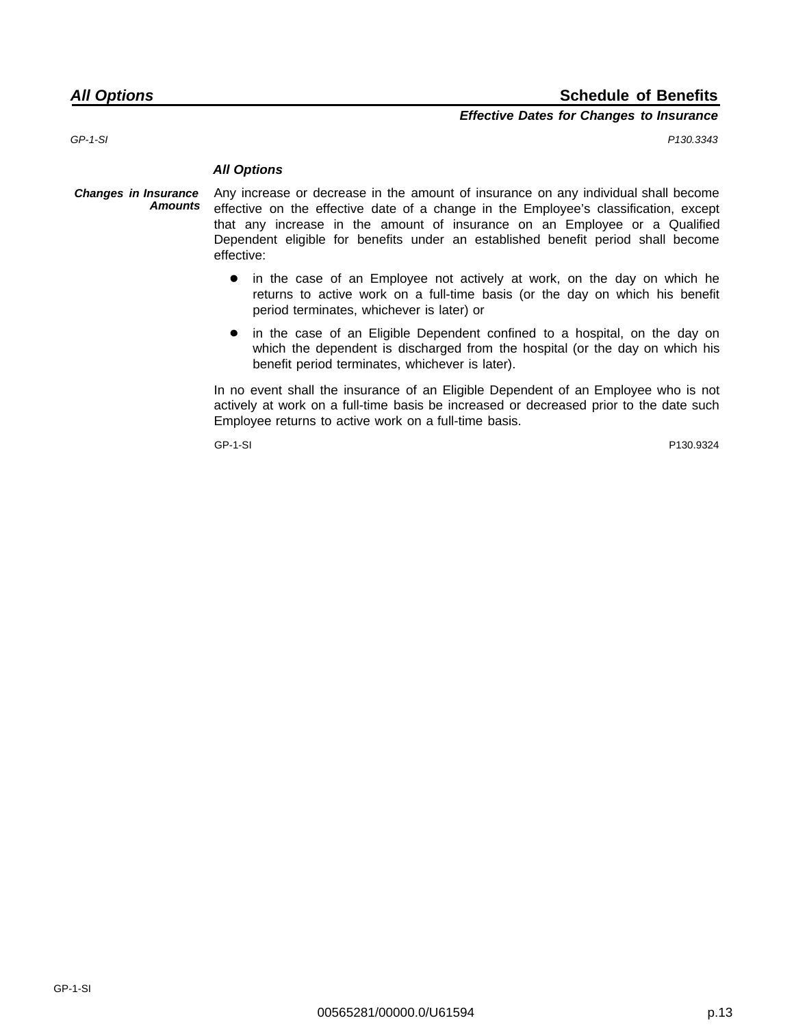## All Options — Schedule of Benefits

### Effective Dates for Changes to Insurance

GP-1-SI P130.3343

***All Options***

***Changes in Insurance Amounts***

Any increase or decrease in the amount of insurance on any individual shall become effective on the effective date of a change in the Employee's classification, except that any increase in the amount of insurance on an Employee or a Qualified Dependent eligible for benefits under an established benefit period shall become effective:

- in the case of an Employee not actively at work, on the day on which he returns to active work on a full-time basis (or the day on which his benefit period terminates, whichever is later) or
- in the case of an Eligible Dependent confined to a hospital, on the day on which the dependent is discharged from the hospital (or the day on which his benefit period terminates, whichever is later).

In no event shall the insurance of an Eligible Dependent of an Employee who is not actively at work on a full-time basis be increased or decreased prior to the date such Employee returns to active work on a full-time basis.

GP-1-SI P130.9324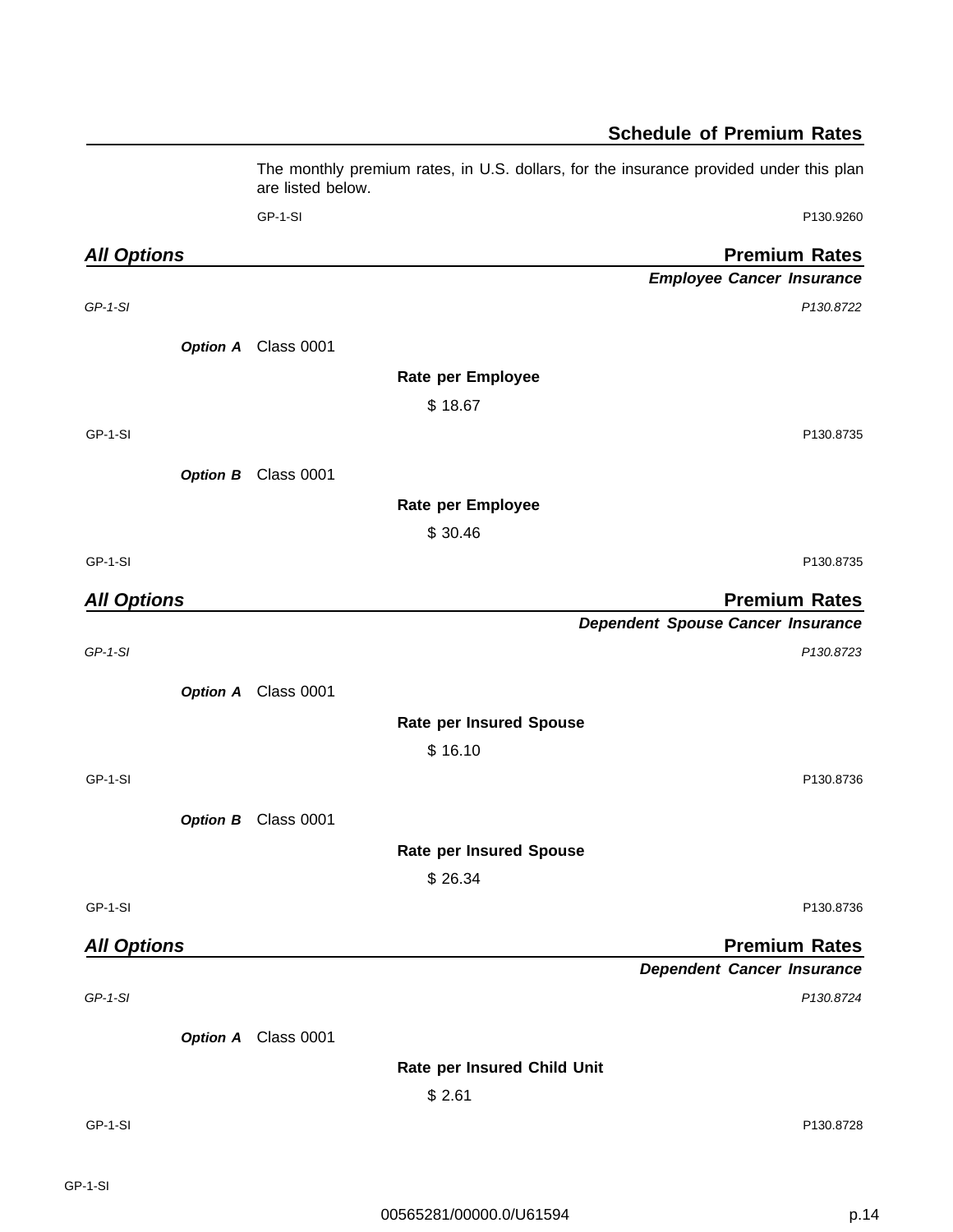## Schedule of Premium Rates

The monthly premium rates, in U.S. dollars, for the insurance provided under this plan are listed below.

GP-1-SI P130.9260

### All Options — Premium Rates

***Employee Cancer Insurance***

*GP-1-SI* *P130.8722*

***Option A*** Class 0001

**Rate per Employee**

$ 18.67

GP-1-SI P130.8735

***Option B*** Class 0001

**Rate per Employee**

$ 30.46

GP-1-SI P130.8735

### All Options — Premium Rates

***Dependent Spouse Cancer Insurance***

*GP-1-SI* *P130.8723*

***Option A*** Class 0001

**Rate per Insured Spouse**

$ 16.10

GP-1-SI P130.8736

***Option B*** Class 0001

**Rate per Insured Spouse**

$ 26.34

GP-1-SI P130.8736

### All Options — Premium Rates

***Dependent Cancer Insurance***

*GP-1-SI* *P130.8724*

***Option A*** Class 0001

**Rate per Insured Child Unit**

$ 2.61

GP-1-SI P130.8728

GP-1-SI

00565281/00000.0/U61594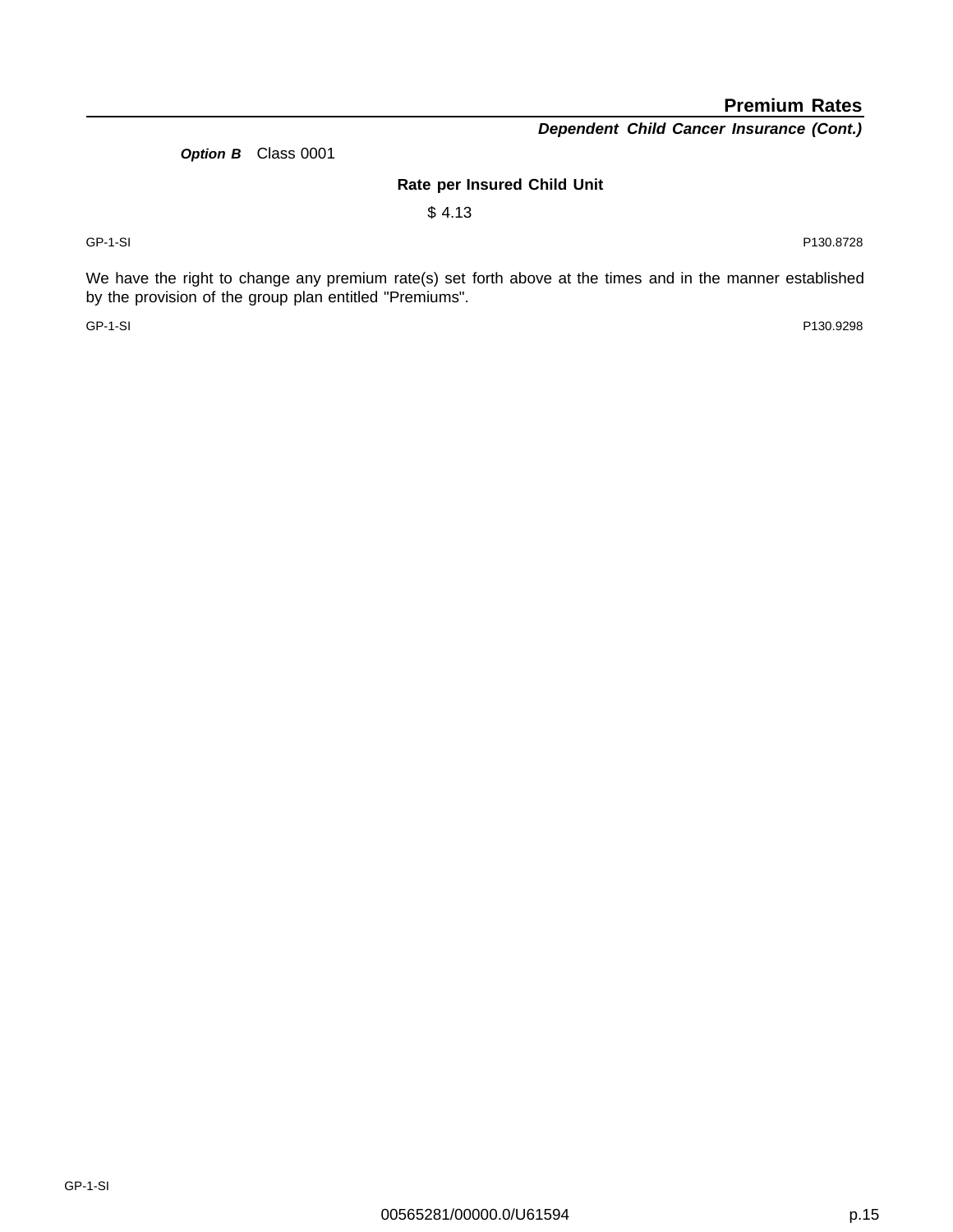## Premium Rates

### *Dependent Child Cancer Insurance (Cont.)*

***Option B*** Class 0001

| Rate per Insured Child Unit |
|---|
| $ 4.13 |

GP-1-SI P130.8728

We have the right to change any premium rate(s) set forth above at the times and in the manner established by the provision of the group plan entitled "Premiums".

GP-1-SI P130.9298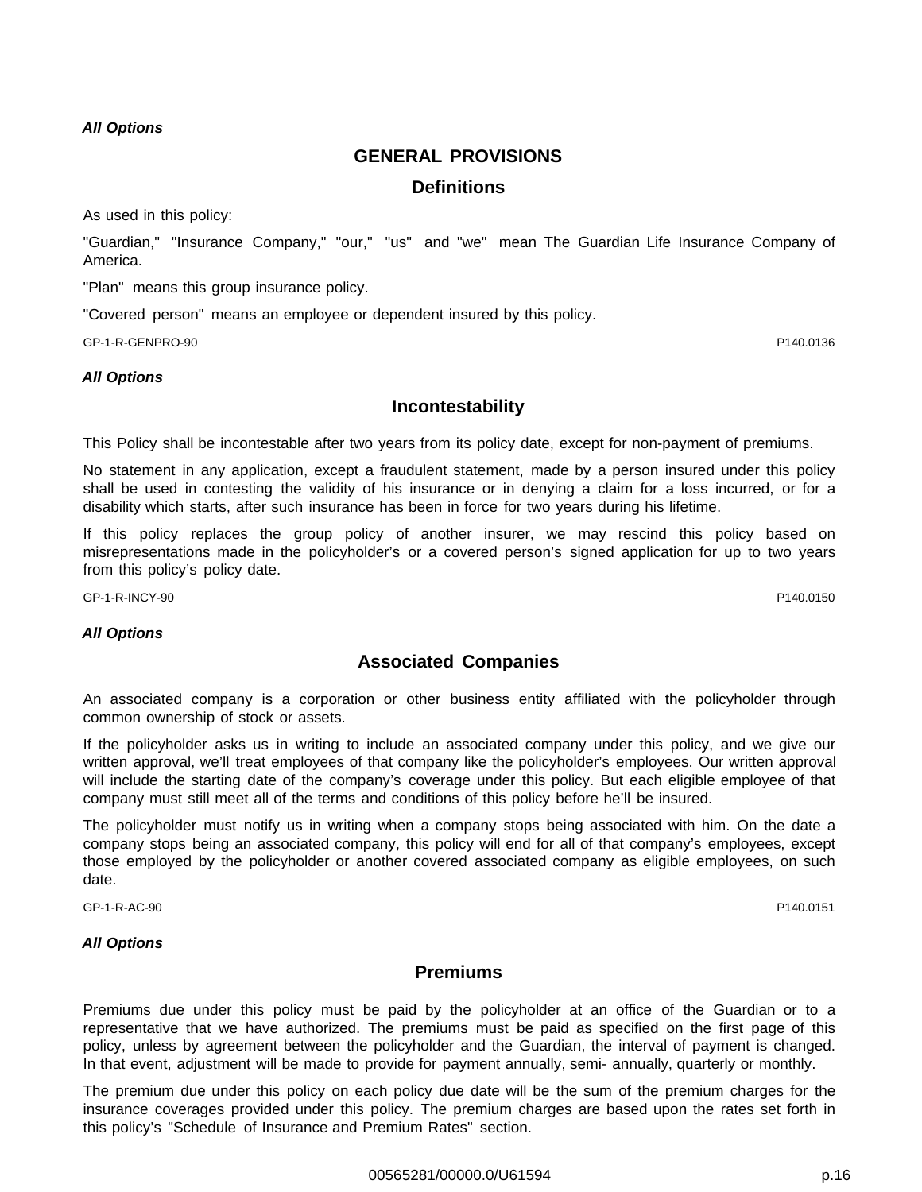*All Options*

# GENERAL PROVISIONS

## Definitions

As used in this policy:

"Guardian," "Insurance Company," "our," "us" and "we" mean The Guardian Life Insurance Company of America.

"Plan" means this group insurance policy.

"Covered person" means an employee or dependent insured by this policy.

GP-1-R-GENPRO-90 P140.0136

*All Options*

## Incontestability

This Policy shall be incontestable after two years from its policy date, except for non-payment of premiums.

No statement in any application, except a fraudulent statement, made by a person insured under this policy shall be used in contesting the validity of his insurance or in denying a claim for a loss incurred, or for a disability which starts, after such insurance has been in force for two years during his lifetime.

If this policy replaces the group policy of another insurer, we may rescind this policy based on misrepresentations made in the policyholder's or a covered person's signed application for up to two years from this policy's policy date.

GP-1-R-INCY-90 P140.0150

*All Options*

## Associated Companies

An associated company is a corporation or other business entity affiliated with the policyholder through common ownership of stock or assets.

If the policyholder asks us in writing to include an associated company under this policy, and we give our written approval, we'll treat employees of that company like the policyholder's employees. Our written approval will include the starting date of the company's coverage under this policy. But each eligible employee of that company must still meet all of the terms and conditions of this policy before he'll be insured.

The policyholder must notify us in writing when a company stops being associated with him. On the date a company stops being an associated company, this policy will end for all of that company's employees, except those employed by the policyholder or another covered associated company as eligible employees, on such date.

GP-1-R-AC-90 P140.0151

*All Options*

## Premiums

Premiums due under this policy must be paid by the policyholder at an office of the Guardian or to a representative that we have authorized. The premiums must be paid as specified on the first page of this policy, unless by agreement between the policyholder and the Guardian, the interval of payment is changed. In that event, adjustment will be made to provide for payment annually, semi- annually, quarterly or monthly.

The premium due under this policy on each policy due date will be the sum of the premium charges for the insurance coverages provided under this policy. The premium charges are based upon the rates set forth in this policy's "Schedule of Insurance and Premium Rates" section.

00565281/00000.0/U61594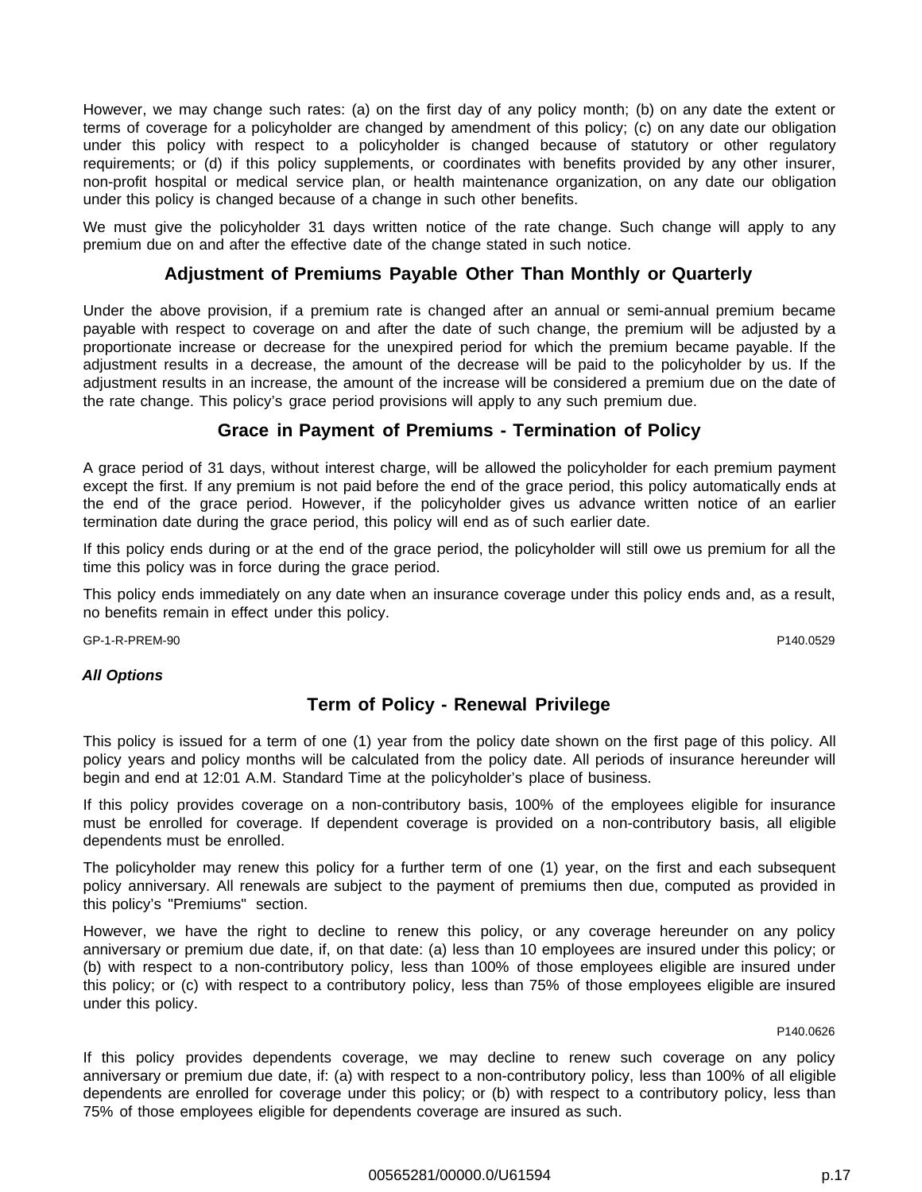However, we may change such rates: (a) on the first day of any policy month; (b) on any date the extent or terms of coverage for a policyholder are changed by amendment of this policy; (c) on any date our obligation under this policy with respect to a policyholder is changed because of statutory or other regulatory requirements; or (d) if this policy supplements, or coordinates with benefits provided by any other insurer, non-profit hospital or medical service plan, or health maintenance organization, on any date our obligation under this policy is changed because of a change in such other benefits.

We must give the policyholder 31 days written notice of the rate change. Such change will apply to any premium due on and after the effective date of the change stated in such notice.

## Adjustment of Premiums Payable Other Than Monthly or Quarterly

Under the above provision, if a premium rate is changed after an annual or semi-annual premium became payable with respect to coverage on and after the date of such change, the premium will be adjusted by a proportionate increase or decrease for the unexpired period for which the premium became payable. If the adjustment results in a decrease, the amount of the decrease will be paid to the policyholder by us. If the adjustment results in an increase, the amount of the increase will be considered a premium due on the date of the rate change. This policy's grace period provisions will apply to any such premium due.

## Grace in Payment of Premiums - Termination of Policy

A grace period of 31 days, without interest charge, will be allowed the policyholder for each premium payment except the first. If any premium is not paid before the end of the grace period, this policy automatically ends at the end of the grace period. However, if the policyholder gives us advance written notice of an earlier termination date during the grace period, this policy will end as of such earlier date.

If this policy ends during or at the end of the grace period, the policyholder will still owe us premium for all the time this policy was in force during the grace period.

This policy ends immediately on any date when an insurance coverage under this policy ends and, as a result, no benefits remain in effect under this policy.

GP-1-R-PREM-90 P140.0529

***All Options***

## Term of Policy - Renewal Privilege

This policy is issued for a term of one (1) year from the policy date shown on the first page of this policy. All policy years and policy months will be calculated from the policy date. All periods of insurance hereunder will begin and end at 12:01 A.M. Standard Time at the policyholder's place of business.

If this policy provides coverage on a non-contributory basis, 100% of the employees eligible for insurance must be enrolled for coverage. If dependent coverage is provided on a non-contributory basis, all eligible dependents must be enrolled.

The policyholder may renew this policy for a further term of one (1) year, on the first and each subsequent policy anniversary. All renewals are subject to the payment of premiums then due, computed as provided in this policy's "Premiums" section.

However, we have the right to decline to renew this policy, or any coverage hereunder on any policy anniversary or premium due date, if, on that date: (a) less than 10 employees are insured under this policy; or (b) with respect to a non-contributory policy, less than 100% of those employees eligible are insured under this policy; or (c) with respect to a contributory policy, less than 75% of those employees eligible are insured under this policy.

P140.0626

If this policy provides dependents coverage, we may decline to renew such coverage on any policy anniversary or premium due date, if: (a) with respect to a non-contributory policy, less than 100% of all eligible dependents are enrolled for coverage under this policy; or (b) with respect to a contributory policy, less than 75% of those employees eligible for dependents coverage are insured as such.

00565281/00000.0/U61594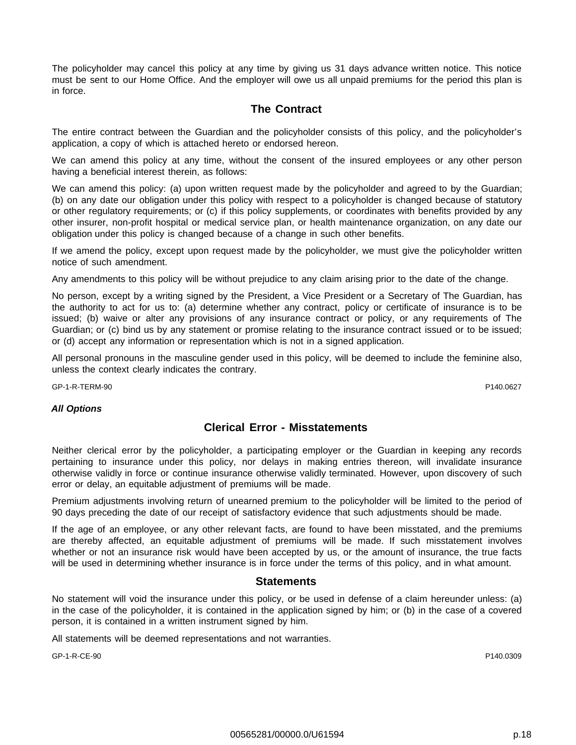The policyholder may cancel this policy at any time by giving us 31 days advance written notice. This notice must be sent to our Home Office. And the employer will owe us all unpaid premiums for the period this plan is in force.

## The Contract

The entire contract between the Guardian and the policyholder consists of this policy, and the policyholder's application, a copy of which is attached hereto or endorsed hereon.

We can amend this policy at any time, without the consent of the insured employees or any other person having a beneficial interest therein, as follows:

We can amend this policy: (a) upon written request made by the policyholder and agreed to by the Guardian; (b) on any date our obligation under this policy with respect to a policyholder is changed because of statutory or other regulatory requirements; or (c) if this policy supplements, or coordinates with benefits provided by any other insurer, non-profit hospital or medical service plan, or health maintenance organization, on any date our obligation under this policy is changed because of a change in such other benefits.

If we amend the policy, except upon request made by the policyholder, we must give the policyholder written notice of such amendment.

Any amendments to this policy will be without prejudice to any claim arising prior to the date of the change.

No person, except by a writing signed by the President, a Vice President or a Secretary of The Guardian, has the authority to act for us to: (a) determine whether any contract, policy or certificate of insurance is to be issued; (b) waive or alter any provisions of any insurance contract or policy, or any requirements of The Guardian; or (c) bind us by any statement or promise relating to the insurance contract issued or to be issued; or (d) accept any information or representation which is not in a signed application.

All personal pronouns in the masculine gender used in this policy, will be deemed to include the feminine also, unless the context clearly indicates the contrary.

GP-1-R-TERM-90 P140.0627

***All Options***

## Clerical Error - Misstatements

Neither clerical error by the policyholder, a participating employer or the Guardian in keeping any records pertaining to insurance under this policy, nor delays in making entries thereon, will invalidate insurance otherwise validly in force or continue insurance otherwise validly terminated. However, upon discovery of such error or delay, an equitable adjustment of premiums will be made.

Premium adjustments involving return of unearned premium to the policyholder will be limited to the period of 90 days preceding the date of our receipt of satisfactory evidence that such adjustments should be made.

If the age of an employee, or any other relevant facts, are found to have been misstated, and the premiums are thereby affected, an equitable adjustment of premiums will be made. If such misstatement involves whether or not an insurance risk would have been accepted by us, or the amount of insurance, the true facts will be used in determining whether insurance is in force under the terms of this policy, and in what amount.

## Statements

No statement will void the insurance under this policy, or be used in defense of a claim hereunder unless: (a) in the case of the policyholder, it is contained in the application signed by him; or (b) in the case of a covered person, it is contained in a written instrument signed by him.

All statements will be deemed representations and not warranties.

GP-1-R-CE-90 P140.0309

00565281/00000.0/U61594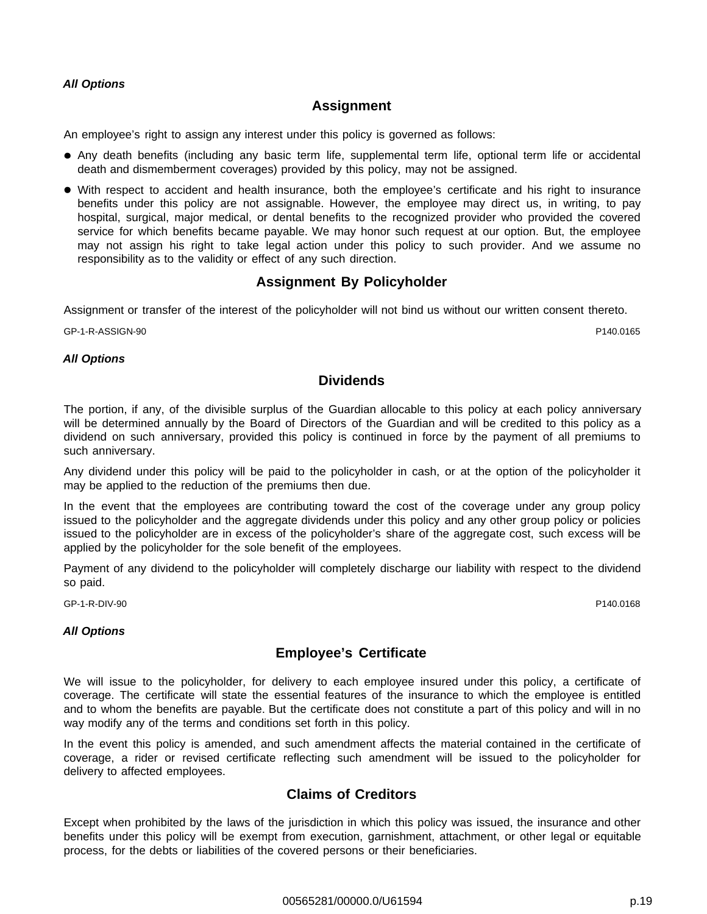***All Options***

## Assignment

An employee's right to assign any interest under this policy is governed as follows:

- Any death benefits (including any basic term life, supplemental term life, optional term life or accidental death and dismemberment coverages) provided by this policy, may not be assigned.
- With respect to accident and health insurance, both the employee's certificate and his right to insurance benefits under this policy are not assignable. However, the employee may direct us, in writing, to pay hospital, surgical, major medical, or dental benefits to the recognized provider who provided the covered service for which benefits became payable. We may honor such request at our option. But, the employee may not assign his right to take legal action under this policy to such provider. And we assume no responsibility as to the validity or effect of any such direction.

## Assignment By Policyholder

Assignment or transfer of the interest of the policyholder will not bind us without our written consent thereto.

GP-1-R-ASSIGN-90 P140.0165

***All Options***

## Dividends

The portion, if any, of the divisible surplus of the Guardian allocable to this policy at each policy anniversary will be determined annually by the Board of Directors of the Guardian and will be credited to this policy as a dividend on such anniversary, provided this policy is continued in force by the payment of all premiums to such anniversary.

Any dividend under this policy will be paid to the policyholder in cash, or at the option of the policyholder it may be applied to the reduction of the premiums then due.

In the event that the employees are contributing toward the cost of the coverage under any group policy issued to the policyholder and the aggregate dividends under this policy and any other group policy or policies issued to the policyholder are in excess of the policyholder's share of the aggregate cost, such excess will be applied by the policyholder for the sole benefit of the employees.

Payment of any dividend to the policyholder will completely discharge our liability with respect to the dividend so paid.

GP-1-R-DIV-90 P140.0168

***All Options***

## Employee's Certificate

We will issue to the policyholder, for delivery to each employee insured under this policy, a certificate of coverage. The certificate will state the essential features of the insurance to which the employee is entitled and to whom the benefits are payable. But the certificate does not constitute a part of this policy and will in no way modify any of the terms and conditions set forth in this policy.

In the event this policy is amended, and such amendment affects the material contained in the certificate of coverage, a rider or revised certificate reflecting such amendment will be issued to the policyholder for delivery to affected employees.

## Claims of Creditors

Except when prohibited by the laws of the jurisdiction in which this policy was issued, the insurance and other benefits under this policy will be exempt from execution, garnishment, attachment, or other legal or equitable process, for the debts or liabilities of the covered persons or their beneficiaries.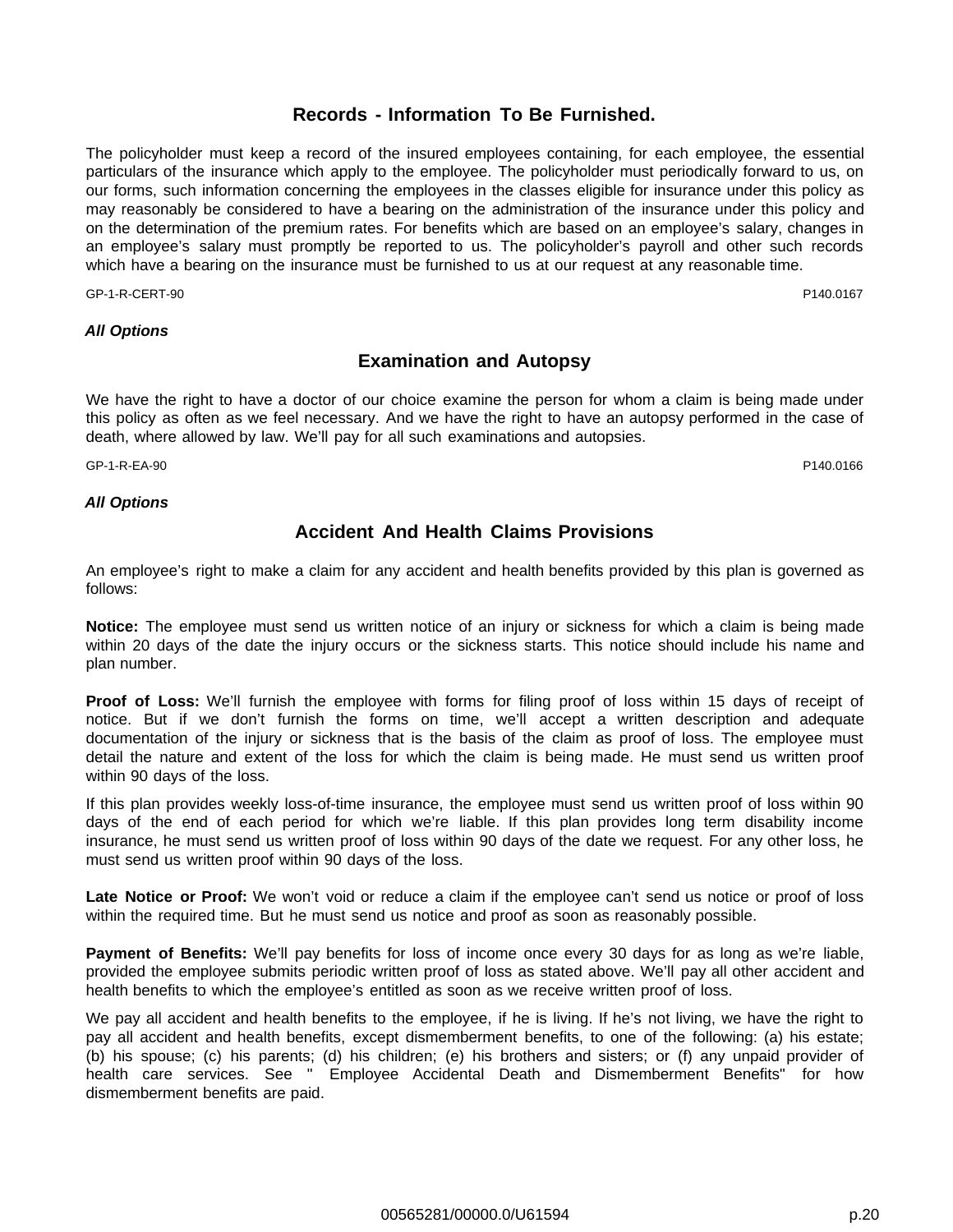## Records - Information To Be Furnished.

The policyholder must keep a record of the insured employees containing, for each employee, the essential particulars of the insurance which apply to the employee. The policyholder must periodically forward to us, on our forms, such information concerning the employees in the classes eligible for insurance under this policy as may reasonably be considered to have a bearing on the administration of the insurance under this policy and on the determination of the premium rates. For benefits which are based on an employee's salary, changes in an employee's salary must promptly be reported to us. The policyholder's payroll and other such records which have a bearing on the insurance must be furnished to us at our request at any reasonable time.

GP-1-R-CERT-90 P140.0167

***All Options***

## Examination and Autopsy

We have the right to have a doctor of our choice examine the person for whom a claim is being made under this policy as often as we feel necessary. And we have the right to have an autopsy performed in the case of death, where allowed by law. We'll pay for all such examinations and autopsies.

GP-1-R-EA-90 P140.0166

***All Options***

## Accident And Health Claims Provisions

An employee's right to make a claim for any accident and health benefits provided by this plan is governed as follows:

**Notice:** The employee must send us written notice of an injury or sickness for which a claim is being made within 20 days of the date the injury occurs or the sickness starts. This notice should include his name and plan number.

**Proof of Loss:** We'll furnish the employee with forms for filing proof of loss within 15 days of receipt of notice. But if we don't furnish the forms on time, we'll accept a written description and adequate documentation of the injury or sickness that is the basis of the claim as proof of loss. The employee must detail the nature and extent of the loss for which the claim is being made. He must send us written proof within 90 days of the loss.

If this plan provides weekly loss-of-time insurance, the employee must send us written proof of loss within 90 days of the end of each period for which we're liable. If this plan provides long term disability income insurance, he must send us written proof of loss within 90 days of the date we request. For any other loss, he must send us written proof within 90 days of the loss.

**Late Notice or Proof:** We won't void or reduce a claim if the employee can't send us notice or proof of loss within the required time. But he must send us notice and proof as soon as reasonably possible.

**Payment of Benefits:** We'll pay benefits for loss of income once every 30 days for as long as we're liable, provided the employee submits periodic written proof of loss as stated above. We'll pay all other accident and health benefits to which the employee's entitled as soon as we receive written proof of loss.

We pay all accident and health benefits to the employee, if he is living. If he's not living, we have the right to pay all accident and health benefits, except dismemberment benefits, to one of the following: (a) his estate; (b) his spouse; (c) his parents; (d) his children; (e) his brothers and sisters; or (f) any unpaid provider of health care services. See " Employee Accidental Death and Dismemberment Benefits" for how dismemberment benefits are paid.

00565281/00000.0/U61594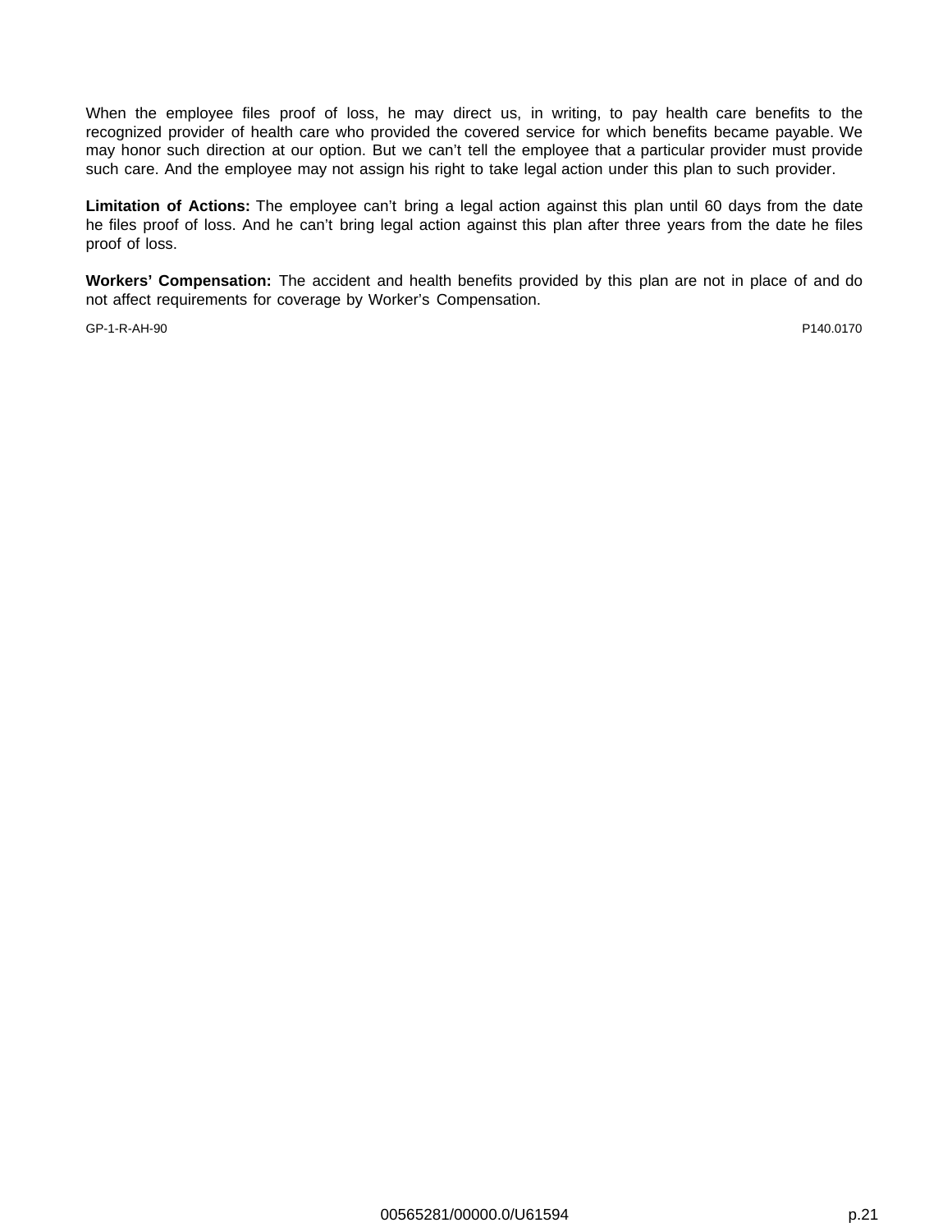When the employee files proof of loss, he may direct us, in writing, to pay health care benefits to the recognized provider of health care who provided the covered service for which benefits became payable. We may honor such direction at our option. But we can't tell the employee that a particular provider must provide such care. And the employee may not assign his right to take legal action under this plan to such provider.

**Limitation of Actions:** The employee can't bring a legal action against this plan until 60 days from the date he files proof of loss. And he can't bring legal action against this plan after three years from the date he files proof of loss.

**Workers' Compensation:** The accident and health benefits provided by this plan are not in place of and do not affect requirements for coverage by Worker's Compensation.

GP-1-R-AH-90 P140.0170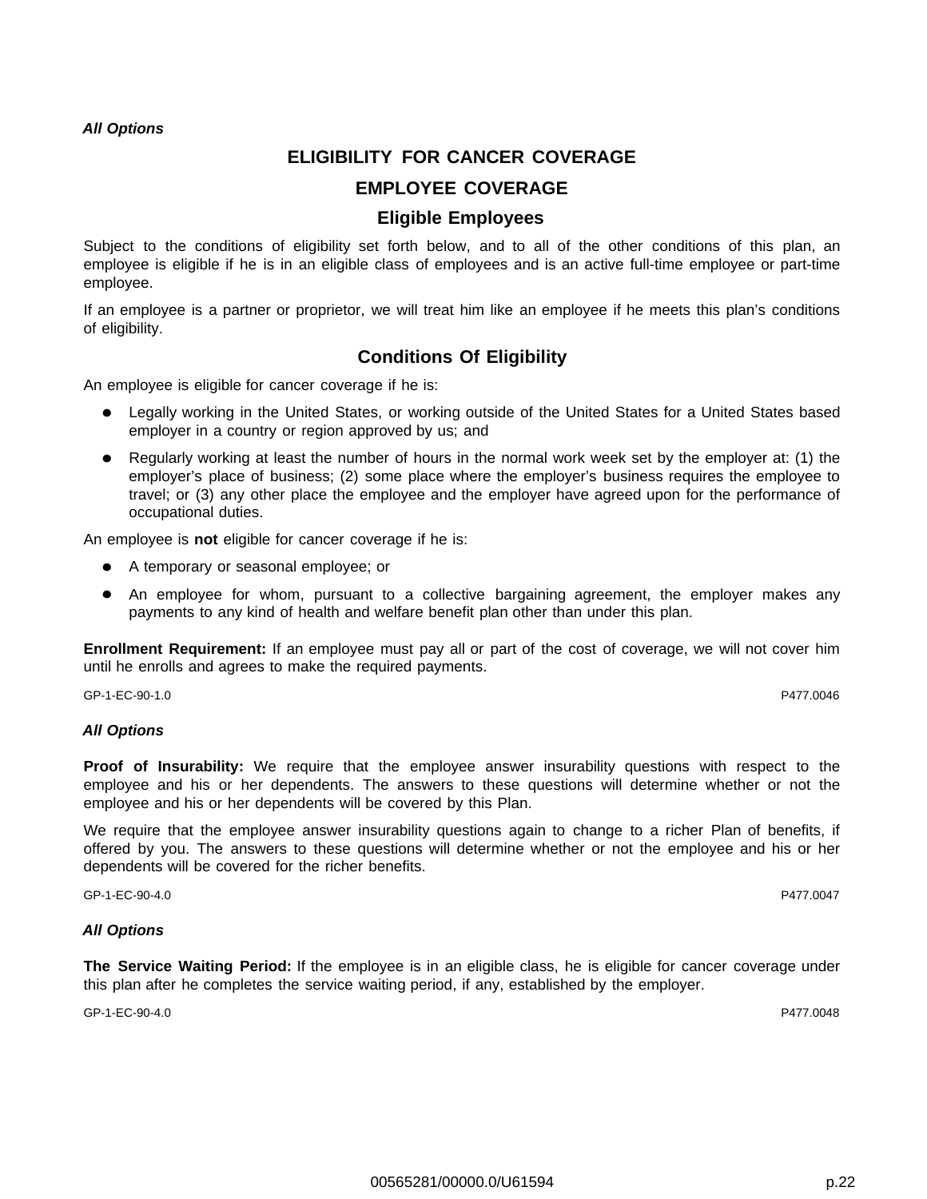***All Options***

# ELIGIBILITY FOR CANCER COVERAGE

## EMPLOYEE COVERAGE

### Eligible Employees

Subject to the conditions of eligibility set forth below, and to all of the other conditions of this plan, an employee is eligible if he is in an eligible class of employees and is an active full-time employee or part-time employee.

If an employee is a partner or proprietor, we will treat him like an employee if he meets this plan's conditions of eligibility.

### Conditions Of Eligibility

An employee is eligible for cancer coverage if he is:

- Legally working in the United States, or working outside of the United States for a United States based employer in a country or region approved by us; and
- Regularly working at least the number of hours in the normal work week set by the employer at: (1) the employer's place of business; (2) some place where the employer's business requires the employee to travel; or (3) any other place the employee and the employer have agreed upon for the performance of occupational duties.

An employee is **not** eligible for cancer coverage if he is:

- A temporary or seasonal employee; or
- An employee for whom, pursuant to a collective bargaining agreement, the employer makes any payments to any kind of health and welfare benefit plan other than under this plan.

**Enrollment Requirement:** If an employee must pay all or part of the cost of coverage, we will not cover him until he enrolls and agrees to make the required payments.

GP-1-EC-90-1.0 P477.0046

***All Options***

**Proof of Insurability:** We require that the employee answer insurability questions with respect to the employee and his or her dependents. The answers to these questions will determine whether or not the employee and his or her dependents will be covered by this Plan.

We require that the employee answer insurability questions again to change to a richer Plan of benefits, if offered by you. The answers to these questions will determine whether or not the employee and his or her dependents will be covered for the richer benefits.

GP-1-EC-90-4.0 P477.0047

***All Options***

**The Service Waiting Period:** If the employee is in an eligible class, he is eligible for cancer coverage under this plan after he completes the service waiting period, if any, established by the employer.

GP-1-EC-90-4.0 P477.0048

00565281/00000.0/U61594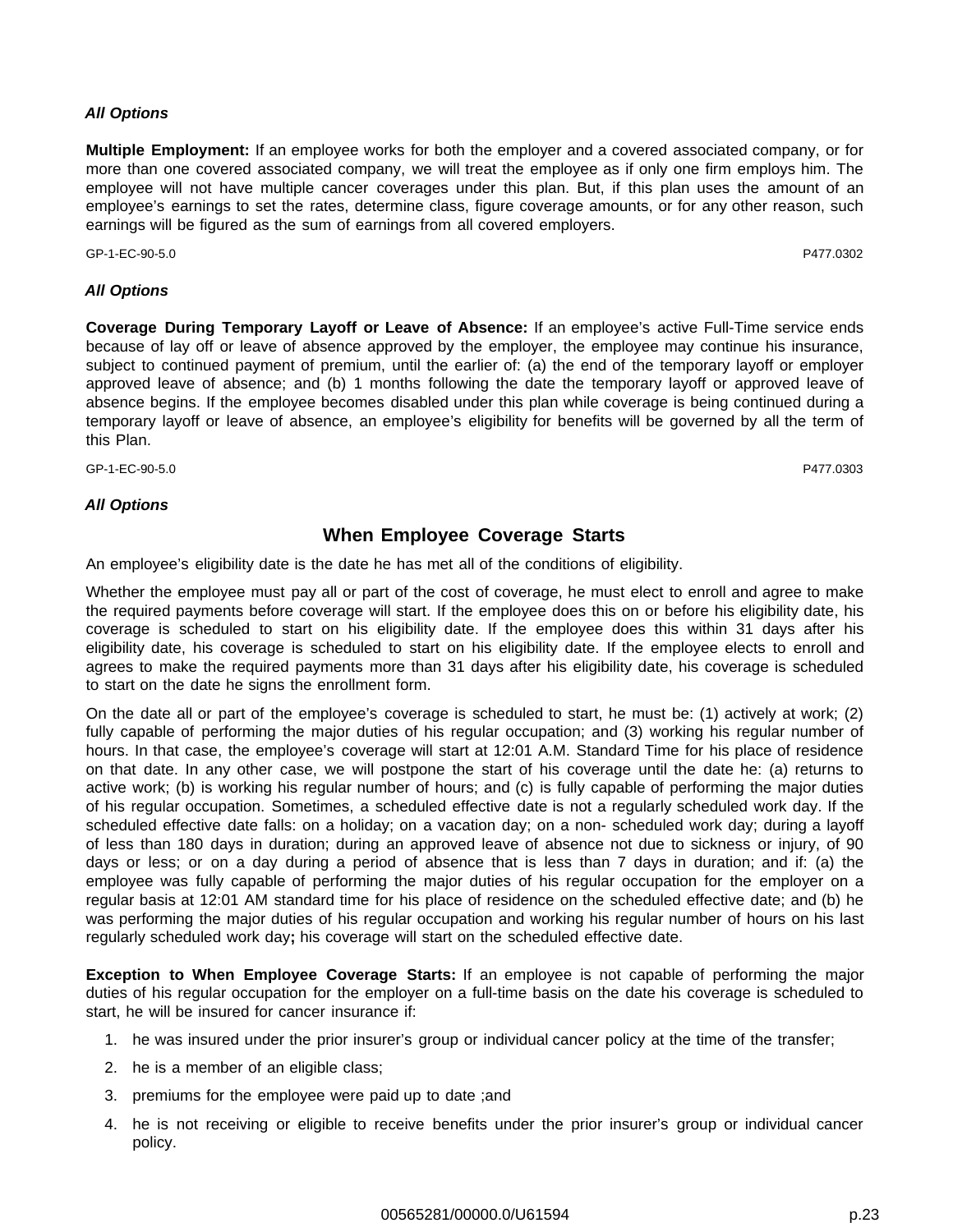***All Options***

**Multiple Employment:** If an employee works for both the employer and a covered associated company, or for more than one covered associated company, we will treat the employee as if only one firm employs him. The employee will not have multiple cancer coverages under this plan. But, if this plan uses the amount of an employee's earnings to set the rates, determine class, figure coverage amounts, or for any other reason, such earnings will be figured as the sum of earnings from all covered employers.

GP-1-EC-90-5.0 P477.0302

***All Options***

**Coverage During Temporary Layoff or Leave of Absence:** If an employee's active Full-Time service ends because of lay off or leave of absence approved by the employer, the employee may continue his insurance, subject to continued payment of premium, until the earlier of: (a) the end of the temporary layoff or employer approved leave of absence; and (b) 1 months following the date the temporary layoff or approved leave of absence begins. If the employee becomes disabled under this plan while coverage is being continued during a temporary layoff or leave of absence, an employee's eligibility for benefits will be governed by all the term of this Plan.

GP-1-EC-90-5.0 P477.0303

***All Options***

## When Employee Coverage Starts

An employee's eligibility date is the date he has met all of the conditions of eligibility.

Whether the employee must pay all or part of the cost of coverage, he must elect to enroll and agree to make the required payments before coverage will start. If the employee does this on or before his eligibility date, his coverage is scheduled to start on his eligibility date. If the employee does this within 31 days after his eligibility date, his coverage is scheduled to start on his eligibility date. If the employee elects to enroll and agrees to make the required payments more than 31 days after his eligibility date, his coverage is scheduled to start on the date he signs the enrollment form.

On the date all or part of the employee's coverage is scheduled to start, he must be: (1) actively at work; (2) fully capable of performing the major duties of his regular occupation; and (3) working his regular number of hours. In that case, the employee's coverage will start at 12:01 A.M. Standard Time for his place of residence on that date. In any other case, we will postpone the start of his coverage until the date he: (a) returns to active work; (b) is working his regular number of hours; and (c) is fully capable of performing the major duties of his regular occupation. Sometimes, a scheduled effective date is not a regularly scheduled work day. If the scheduled effective date falls: on a holiday; on a vacation day; on a non- scheduled work day; during a layoff of less than 180 days in duration; during an approved leave of absence not due to sickness or injury, of 90 days or less; or on a day during a period of absence that is less than 7 days in duration; and if: (a) the employee was fully capable of performing the major duties of his regular occupation for the employer on a regular basis at 12:01 AM standard time for his place of residence on the scheduled effective date; and (b) he was performing the major duties of his regular occupation and working his regular number of hours on his last regularly scheduled work day**;** his coverage will start on the scheduled effective date.

**Exception to When Employee Coverage Starts:** If an employee is not capable of performing the major duties of his regular occupation for the employer on a full-time basis on the date his coverage is scheduled to start, he will be insured for cancer insurance if:

1. he was insured under the prior insurer's group or individual cancer policy at the time of the transfer;
2. he is a member of an eligible class;
3. premiums for the employee were paid up to date ;and
4. he is not receiving or eligible to receive benefits under the prior insurer's group or individual cancer policy.

00565281/00000.0/U61594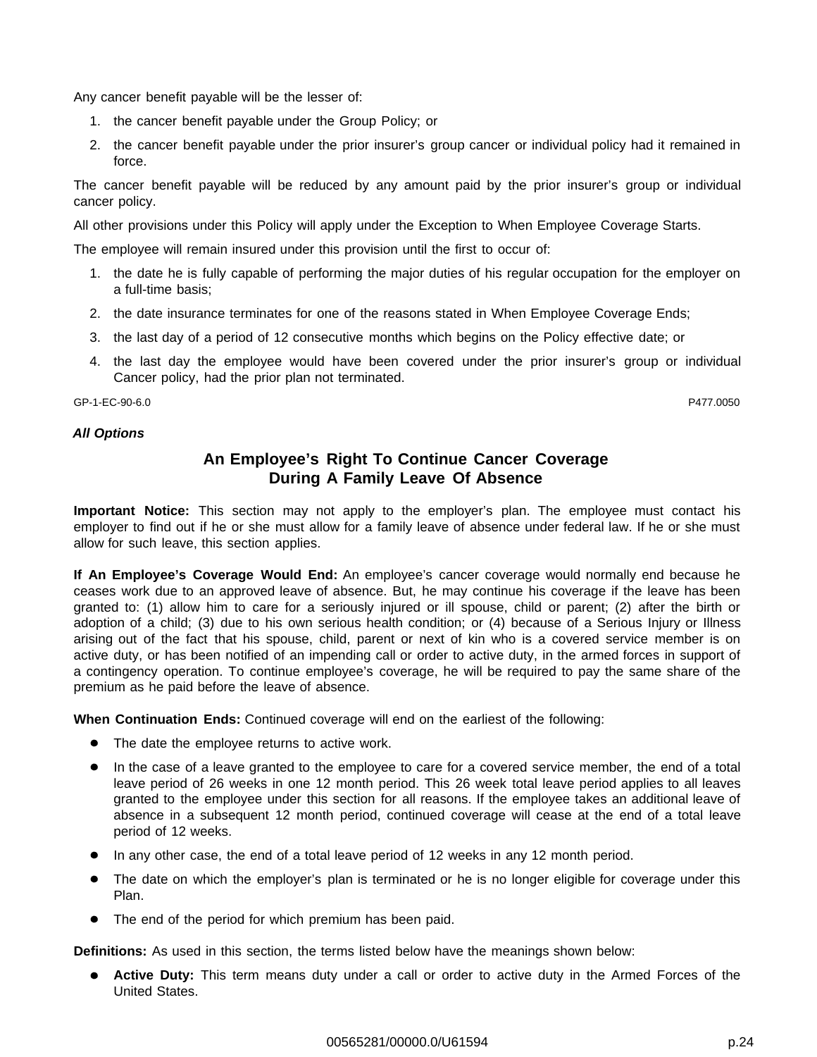Any cancer benefit payable will be the lesser of:

1. the cancer benefit payable under the Group Policy; or
2. the cancer benefit payable under the prior insurer's group cancer or individual policy had it remained in force.

The cancer benefit payable will be reduced by any amount paid by the prior insurer's group or individual cancer policy.

All other provisions under this Policy will apply under the Exception to When Employee Coverage Starts.

The employee will remain insured under this provision until the first to occur of:

1. the date he is fully capable of performing the major duties of his regular occupation for the employer on a full-time basis;
2. the date insurance terminates for one of the reasons stated in When Employee Coverage Ends;
3. the last day of a period of 12 consecutive months which begins on the Policy effective date; or
4. the last day the employee would have been covered under the prior insurer's group or individual Cancer policy, had the prior plan not terminated.

GP-1-EC-90-6.0 P477.0050

***All Options***

## An Employee's Right To Continue Cancer Coverage During A Family Leave Of Absence

**Important Notice:** This section may not apply to the employer's plan. The employee must contact his employer to find out if he or she must allow for a family leave of absence under federal law. If he or she must allow for such leave, this section applies.

**If An Employee's Coverage Would End:** An employee's cancer coverage would normally end because he ceases work due to an approved leave of absence. But, he may continue his coverage if the leave has been granted to: (1) allow him to care for a seriously injured or ill spouse, child or parent; (2) after the birth or adoption of a child; (3) due to his own serious health condition; or (4) because of a Serious Injury or Illness arising out of the fact that his spouse, child, parent or next of kin who is a covered service member is on active duty, or has been notified of an impending call or order to active duty, in the armed forces in support of a contingency operation. To continue employee's coverage, he will be required to pay the same share of the premium as he paid before the leave of absence.

**When Continuation Ends:** Continued coverage will end on the earliest of the following:

- The date the employee returns to active work.
- In the case of a leave granted to the employee to care for a covered service member, the end of a total leave period of 26 weeks in one 12 month period. This 26 week total leave period applies to all leaves granted to the employee under this section for all reasons. If the employee takes an additional leave of absence in a subsequent 12 month period, continued coverage will cease at the end of a total leave period of 12 weeks.
- In any other case, the end of a total leave period of 12 weeks in any 12 month period.
- The date on which the employer's plan is terminated or he is no longer eligible for coverage under this Plan.
- The end of the period for which premium has been paid.

**Definitions:** As used in this section, the terms listed below have the meanings shown below:

- **Active Duty:** This term means duty under a call or order to active duty in the Armed Forces of the United States.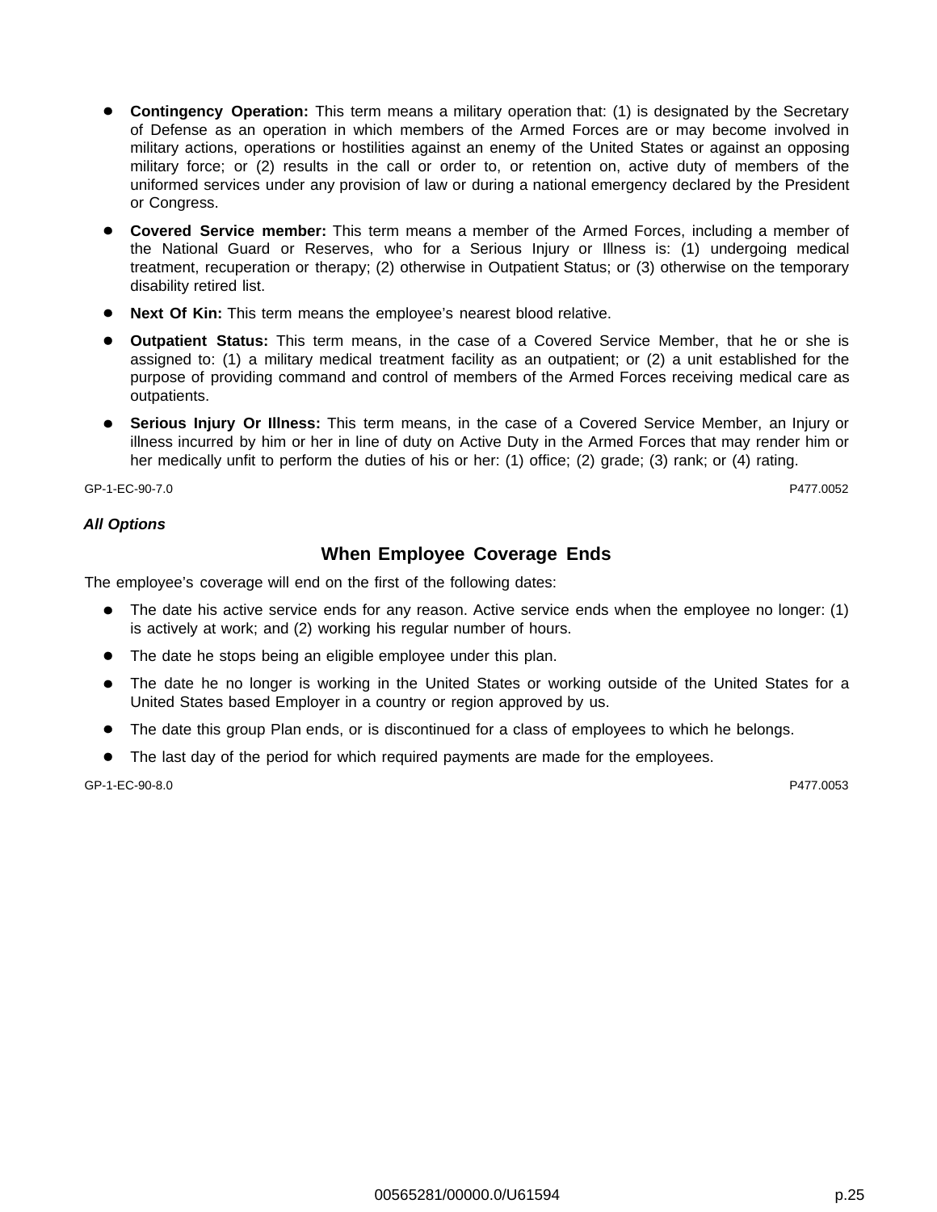- **Contingency Operation:** This term means a military operation that: (1) is designated by the Secretary of Defense as an operation in which members of the Armed Forces are or may become involved in military actions, operations or hostilities against an enemy of the United States or against an opposing military force; or (2) results in the call or order to, or retention on, active duty of members of the uniformed services under any provision of law or during a national emergency declared by the President or Congress.
- **Covered Service member:** This term means a member of the Armed Forces, including a member of the National Guard or Reserves, who for a Serious Injury or Illness is: (1) undergoing medical treatment, recuperation or therapy; (2) otherwise in Outpatient Status; or (3) otherwise on the temporary disability retired list.
- **Next Of Kin:** This term means the employee's nearest blood relative.
- **Outpatient Status:** This term means, in the case of a Covered Service Member, that he or she is assigned to: (1) a military medical treatment facility as an outpatient; or (2) a unit established for the purpose of providing command and control of members of the Armed Forces receiving medical care as outpatients.
- **Serious Injury Or Illness:** This term means, in the case of a Covered Service Member, an Injury or illness incurred by him or her in line of duty on Active Duty in the Armed Forces that may render him or her medically unfit to perform the duties of his or her: (1) office; (2) grade; (3) rank; or (4) rating.

GP-1-EC-90-7.0 P477.0052

***All Options***

## When Employee Coverage Ends

The employee's coverage will end on the first of the following dates:

- The date his active service ends for any reason. Active service ends when the employee no longer: (1) is actively at work; and (2) working his regular number of hours.
- The date he stops being an eligible employee under this plan.
- The date he no longer is working in the United States or working outside of the United States for a United States based Employer in a country or region approved by us.
- The date this group Plan ends, or is discontinued for a class of employees to which he belongs.
- The last day of the period for which required payments are made for the employees.

GP-1-EC-90-8.0 P477.0053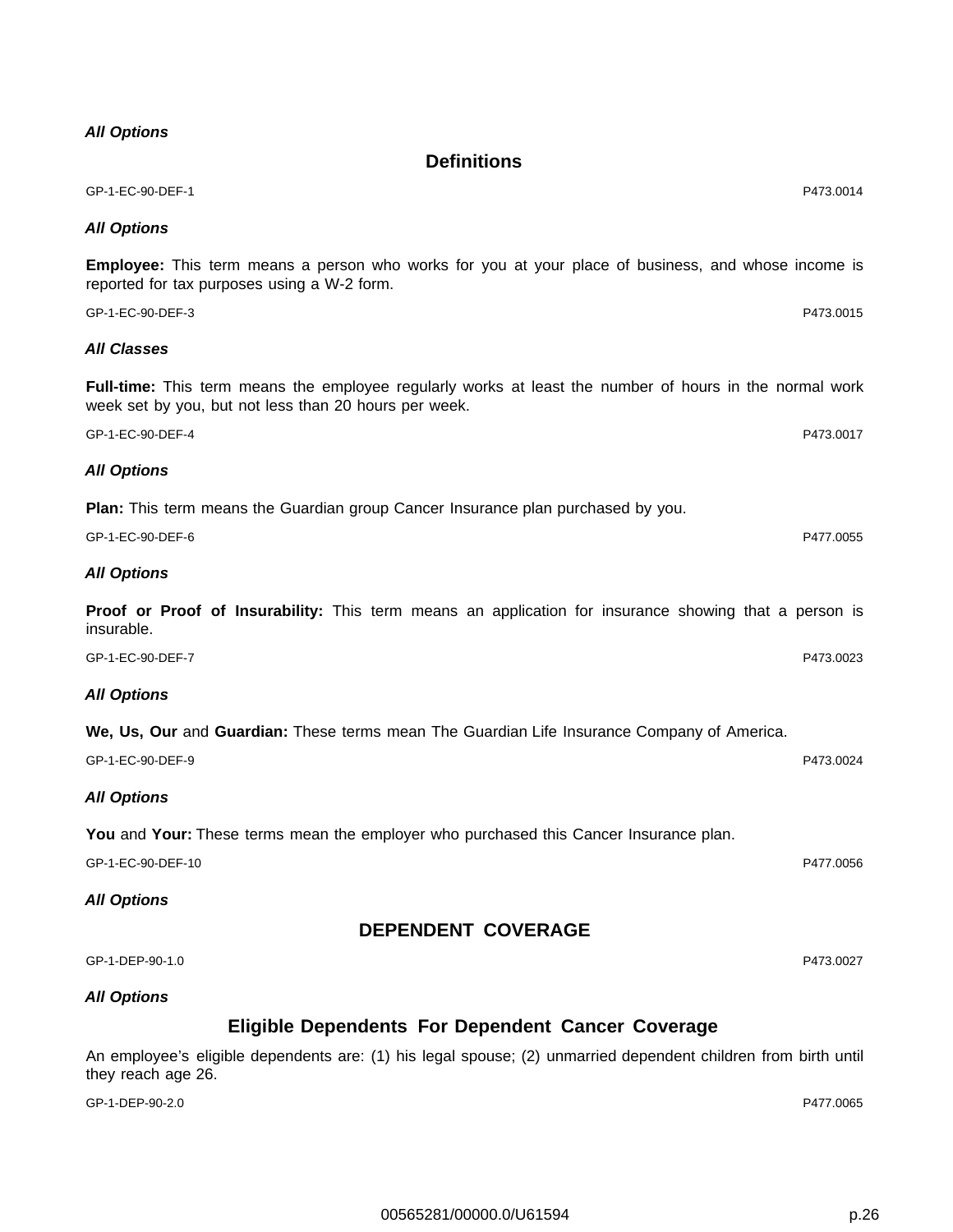***All Options***

## Definitions

GP-1-EC-90-DEF-1 P473.0014

***All Options***

**Employee:** This term means a person who works for you at your place of business, and whose income is reported for tax purposes using a W-2 form.

GP-1-EC-90-DEF-3 P473.0015

***All Classes***

**Full-time:** This term means the employee regularly works at least the number of hours in the normal work week set by you, but not less than 20 hours per week.

GP-1-EC-90-DEF-4 P473.0017

***All Options***

**Plan:** This term means the Guardian group Cancer Insurance plan purchased by you.

GP-1-EC-90-DEF-6 P477.0055

***All Options***

**Proof or Proof of Insurability:** This term means an application for insurance showing that a person is insurable.

GP-1-EC-90-DEF-7 P473.0023

***All Options***

**We, Us, Our** and **Guardian:** These terms mean The Guardian Life Insurance Company of America.

GP-1-EC-90-DEF-9 P473.0024

***All Options***

**You** and **Your:** These terms mean the employer who purchased this Cancer Insurance plan.

GP-1-EC-90-DEF-10 P477.0056

***All Options***

## DEPENDENT COVERAGE

GP-1-DEP-90-1.0 P473.0027

***All Options***

## Eligible Dependents For Dependent Cancer Coverage

An employee's eligible dependents are: (1) his legal spouse; (2) unmarried dependent children from birth until they reach age 26.

GP-1-DEP-90-2.0 P477.0065

00565281/00000.0/U61594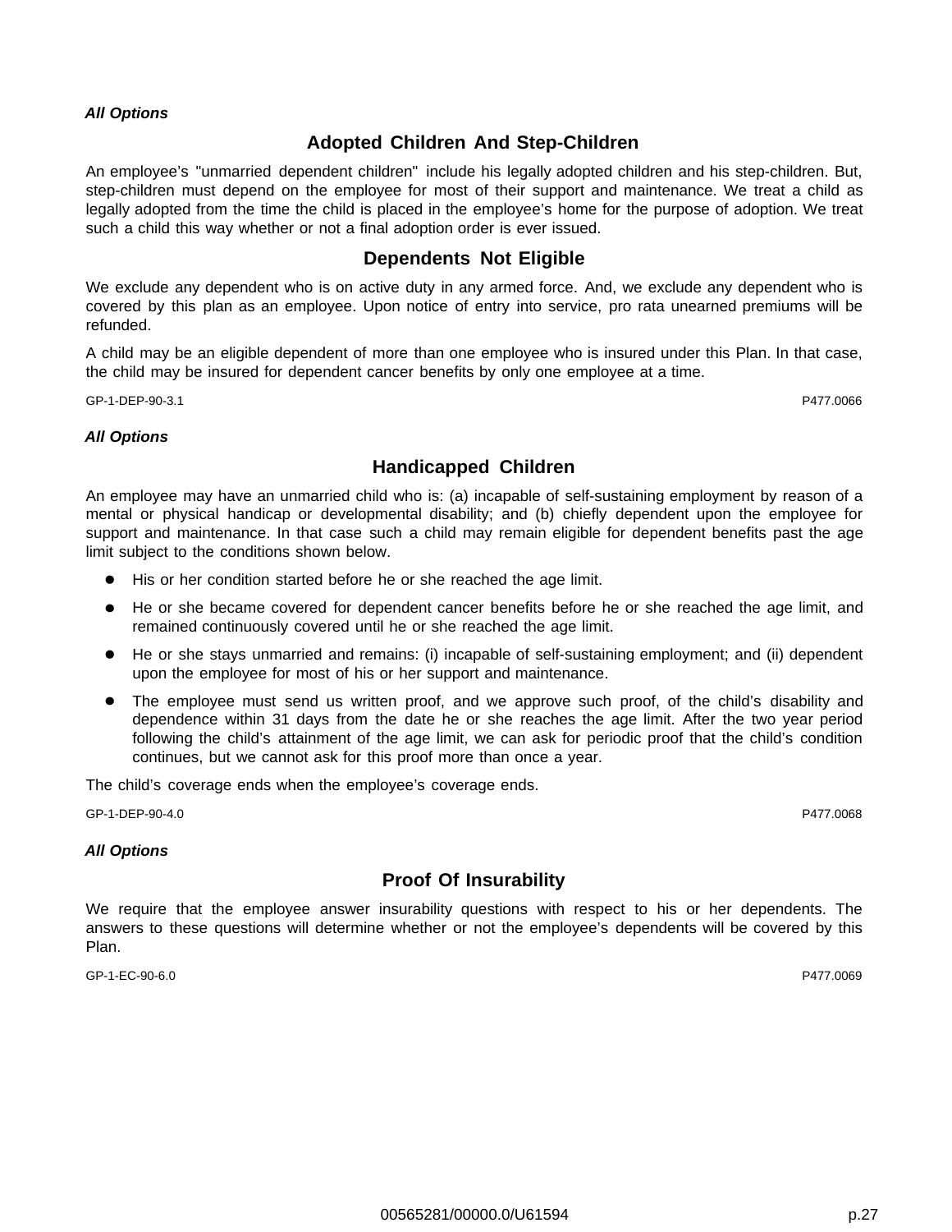***All Options***

## Adopted Children And Step-Children

An employee's "unmarried dependent children" include his legally adopted children and his step-children. But, step-children must depend on the employee for most of their support and maintenance. We treat a child as legally adopted from the time the child is placed in the employee's home for the purpose of adoption. We treat such a child this way whether or not a final adoption order is ever issued.

## Dependents Not Eligible

We exclude any dependent who is on active duty in any armed force. And, we exclude any dependent who is covered by this plan as an employee. Upon notice of entry into service, pro rata unearned premiums will be refunded.

A child may be an eligible dependent of more than one employee who is insured under this Plan. In that case, the child may be insured for dependent cancer benefits by only one employee at a time.

GP-1-DEP-90-3.1 P477.0066

***All Options***

## Handicapped Children

An employee may have an unmarried child who is: (a) incapable of self-sustaining employment by reason of a mental or physical handicap or developmental disability; and (b) chiefly dependent upon the employee for support and maintenance. In that case such a child may remain eligible for dependent benefits past the age limit subject to the conditions shown below.

- His or her condition started before he or she reached the age limit.
- He or she became covered for dependent cancer benefits before he or she reached the age limit, and remained continuously covered until he or she reached the age limit.
- He or she stays unmarried and remains: (i) incapable of self-sustaining employment; and (ii) dependent upon the employee for most of his or her support and maintenance.
- The employee must send us written proof, and we approve such proof, of the child's disability and dependence within 31 days from the date he or she reaches the age limit. After the two year period following the child's attainment of the age limit, we can ask for periodic proof that the child's condition continues, but we cannot ask for this proof more than once a year.

The child's coverage ends when the employee's coverage ends.

GP-1-DEP-90-4.0 P477.0068

***All Options***

## Proof Of Insurability

We require that the employee answer insurability questions with respect to his or her dependents. The answers to these questions will determine whether or not the employee's dependents will be covered by this Plan.

GP-1-EC-90-6.0 P477.0069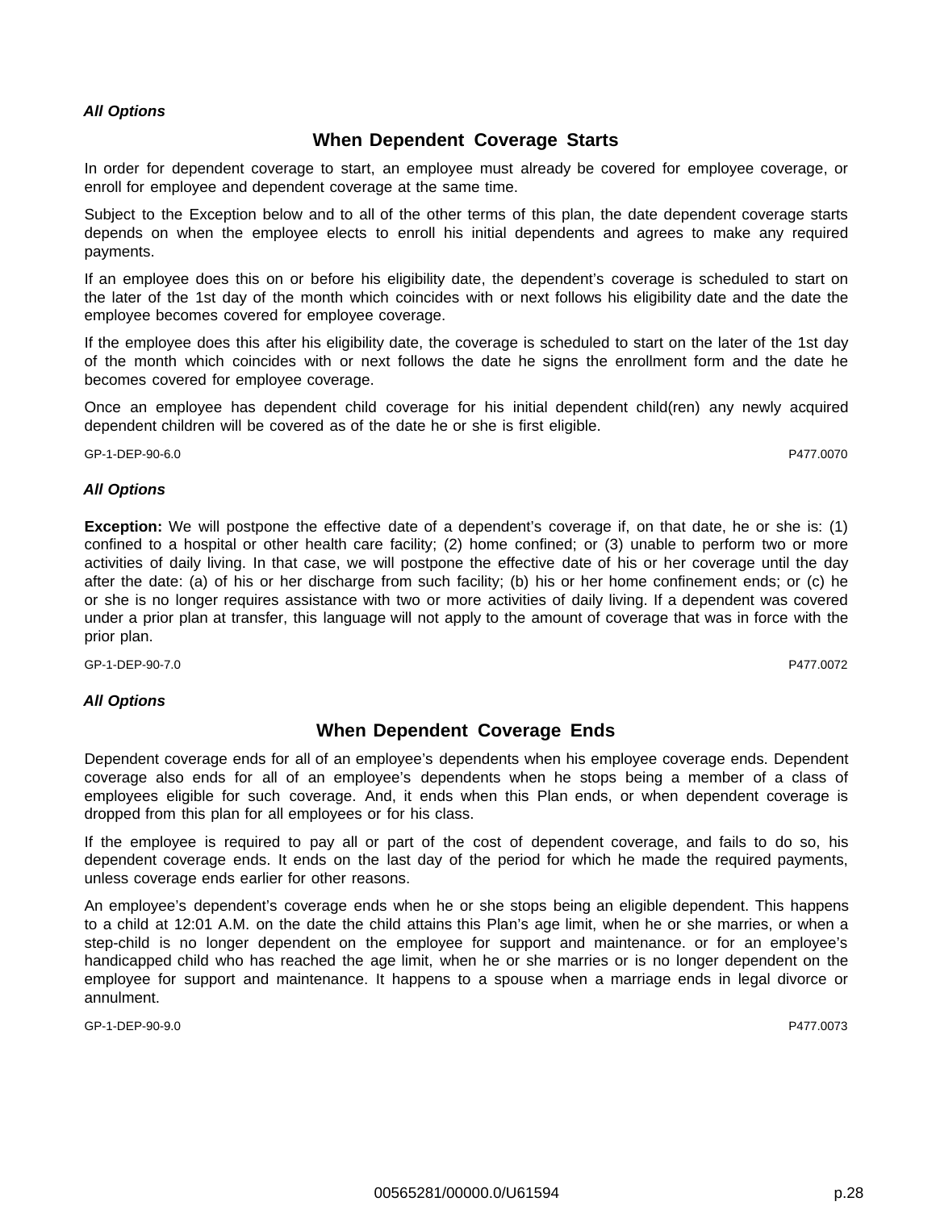***All Options***

## When Dependent Coverage Starts

In order for dependent coverage to start, an employee must already be covered for employee coverage, or enroll for employee and dependent coverage at the same time.

Subject to the Exception below and to all of the other terms of this plan, the date dependent coverage starts depends on when the employee elects to enroll his initial dependents and agrees to make any required payments.

If an employee does this on or before his eligibility date, the dependent's coverage is scheduled to start on the later of the 1st day of the month which coincides with or next follows his eligibility date and the date the employee becomes covered for employee coverage.

If the employee does this after his eligibility date, the coverage is scheduled to start on the later of the 1st day of the month which coincides with or next follows the date he signs the enrollment form and the date he becomes covered for employee coverage.

Once an employee has dependent child coverage for his initial dependent child(ren) any newly acquired dependent children will be covered as of the date he or she is first eligible.

GP-1-DEP-90-6.0 P477.0070

***All Options***

**Exception:** We will postpone the effective date of a dependent's coverage if, on that date, he or she is: (1) confined to a hospital or other health care facility; (2) home confined; or (3) unable to perform two or more activities of daily living. In that case, we will postpone the effective date of his or her coverage until the day after the date: (a) of his or her discharge from such facility; (b) his or her home confinement ends; or (c) he or she is no longer requires assistance with two or more activities of daily living. If a dependent was covered under a prior plan at transfer, this language will not apply to the amount of coverage that was in force with the prior plan.

GP-1-DEP-90-7.0 P477.0072

***All Options***

## When Dependent Coverage Ends

Dependent coverage ends for all of an employee's dependents when his employee coverage ends. Dependent coverage also ends for all of an employee's dependents when he stops being a member of a class of employees eligible for such coverage. And, it ends when this Plan ends, or when dependent coverage is dropped from this plan for all employees or for his class.

If the employee is required to pay all or part of the cost of dependent coverage, and fails to do so, his dependent coverage ends. It ends on the last day of the period for which he made the required payments, unless coverage ends earlier for other reasons.

An employee's dependent's coverage ends when he or she stops being an eligible dependent. This happens to a child at 12:01 A.M. on the date the child attains this Plan's age limit, when he or she marries, or when a step-child is no longer dependent on the employee for support and maintenance. or for an employee's handicapped child who has reached the age limit, when he or she marries or is no longer dependent on the employee for support and maintenance. It happens to a spouse when a marriage ends in legal divorce or annulment.

GP-1-DEP-90-9.0 P477.0073

00565281/00000.0/U61594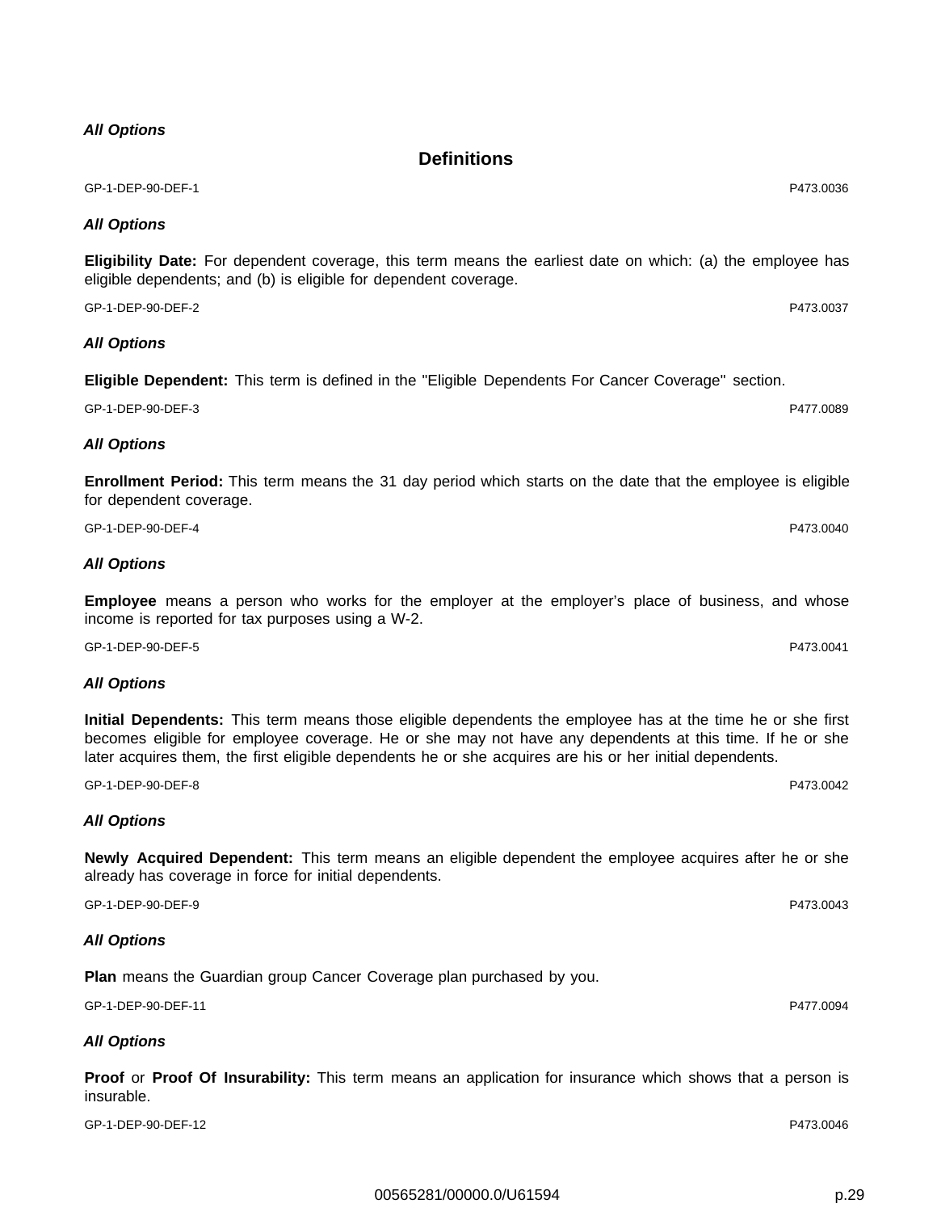*All Options*

## Definitions

GP-1-DEP-90-DEF-1 P473.0036

*All Options*

**Eligibility Date:** For dependent coverage, this term means the earliest date on which: (a) the employee has eligible dependents; and (b) is eligible for dependent coverage.

GP-1-DEP-90-DEF-2 P473.0037

*All Options*

**Eligible Dependent:** This term is defined in the "Eligible Dependents For Cancer Coverage" section.

GP-1-DEP-90-DEF-3 P477.0089

*All Options*

**Enrollment Period:** This term means the 31 day period which starts on the date that the employee is eligible for dependent coverage.

GP-1-DEP-90-DEF-4 P473.0040

*All Options*

**Employee** means a person who works for the employer at the employer's place of business, and whose income is reported for tax purposes using a W-2.

GP-1-DEP-90-DEF-5 P473.0041

*All Options*

**Initial Dependents:** This term means those eligible dependents the employee has at the time he or she first becomes eligible for employee coverage. He or she may not have any dependents at this time. If he or she later acquires them, the first eligible dependents he or she acquires are his or her initial dependents.

GP-1-DEP-90-DEF-8 P473.0042

*All Options*

**Newly Acquired Dependent:** This term means an eligible dependent the employee acquires after he or she already has coverage in force for initial dependents.

GP-1-DEP-90-DEF-9 P473.0043

*All Options*

**Plan** means the Guardian group Cancer Coverage plan purchased by you.

GP-1-DEP-90-DEF-11 P477.0094

*All Options*

**Proof** or **Proof Of Insurability:** This term means an application for insurance which shows that a person is insurable.

GP-1-DEP-90-DEF-12 P473.0046

00565281/00000.0/U61594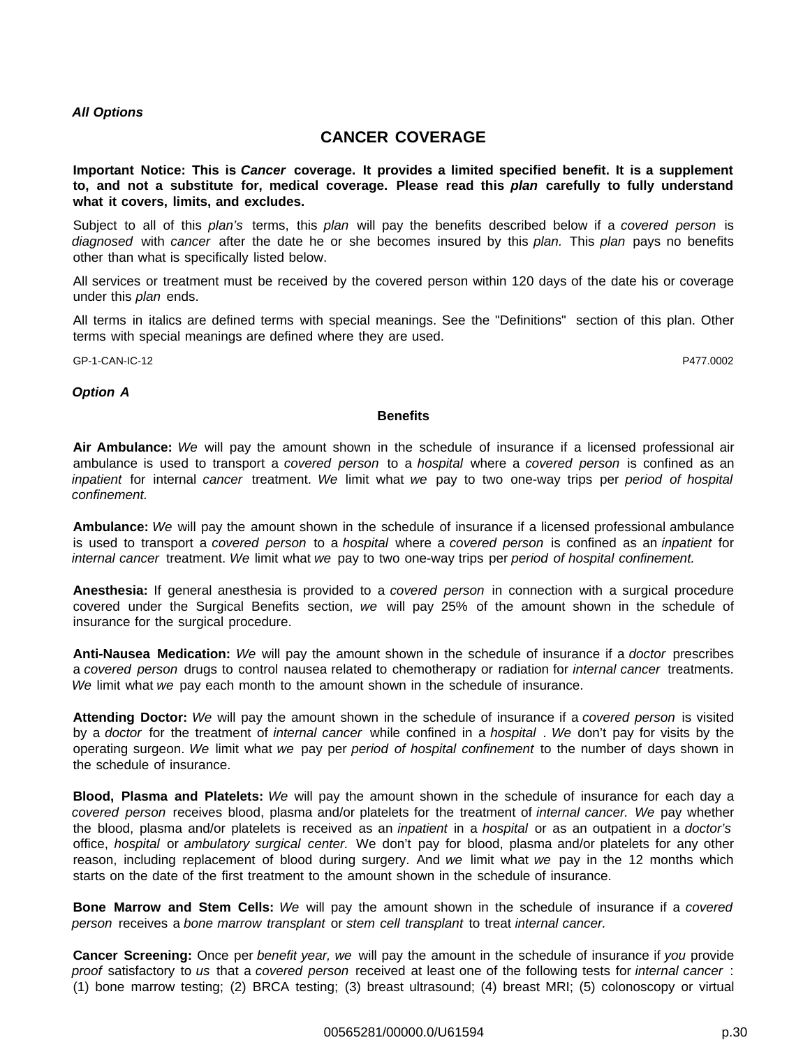***All Options***

## CANCER COVERAGE

**Important Notice: This is *Cancer* coverage. It provides a limited specified benefit. It is a supplement to, and not a substitute for, medical coverage. Please read this *plan* carefully to fully understand what it covers, limits, and excludes.**

Subject to all of this *plan's* terms, this *plan* will pay the benefits described below if a *covered person* is *diagnosed* with *cancer* after the date he or she becomes insured by this *plan.* This *plan* pays no benefits other than what is specifically listed below.

All services or treatment must be received by the covered person within 120 days of the date his or coverage under this *plan* ends.

All terms in italics are defined terms with special meanings. See the "Definitions" section of this plan. Other terms with special meanings are defined where they are used.

GP-1-CAN-IC-12 P477.0002

***Option A***

### Benefits

**Air Ambulance:** *We* will pay the amount shown in the schedule of insurance if a licensed professional air ambulance is used to transport a *covered person* to a *hospital* where a *covered person* is confined as an *inpatient* for internal *cancer* treatment. *We* limit what *we* pay to two one-way trips per *period of hospital confinement.*

**Ambulance:** *We* will pay the amount shown in the schedule of insurance if a licensed professional ambulance is used to transport a *covered person* to a *hospital* where a *covered person* is confined as an *inpatient* for *internal cancer* treatment. *We* limit what *we* pay to two one-way trips per *period of hospital confinement.*

**Anesthesia:** If general anesthesia is provided to a *covered person* in connection with a surgical procedure covered under the Surgical Benefits section, *we* will pay 25% of the amount shown in the schedule of insurance for the surgical procedure.

**Anti-Nausea Medication:** *We* will pay the amount shown in the schedule of insurance if a *doctor* prescribes a *covered person* drugs to control nausea related to chemotherapy or radiation for *internal cancer* treatments. *We* limit what *we* pay each month to the amount shown in the schedule of insurance.

**Attending Doctor:** *We* will pay the amount shown in the schedule of insurance if a *covered person* is visited by a *doctor* for the treatment of *internal cancer* while confined in a *hospital* . *We* don't pay for visits by the operating surgeon. *We* limit what *we* pay per *period of hospital confinement* to the number of days shown in the schedule of insurance.

**Blood, Plasma and Platelets:** *We* will pay the amount shown in the schedule of insurance for each day a *covered person* receives blood, plasma and/or platelets for the treatment of *internal cancer. We* pay whether the blood, plasma and/or platelets is received as an *inpatient* in a *hospital* or as an outpatient in a *doctor's* office, *hospital* or *ambulatory surgical center. We* don't pay for blood, plasma and/or platelets for any other reason, including replacement of blood during surgery. And *we* limit what *we* pay in the 12 months which starts on the date of the first treatment to the amount shown in the schedule of insurance.

**Bone Marrow and Stem Cells:** *We* will pay the amount shown in the schedule of insurance if a *covered person* receives a *bone marrow transplant* or *stem cell transplant* to treat *internal cancer.*

**Cancer Screening:** Once per *benefit year, we* will pay the amount in the schedule of insurance if *you* provide *proof* satisfactory to *us* that a *covered person* received at least one of the following tests for *internal cancer* : (1) bone marrow testing; (2) BRCA testing; (3) breast ultrasound; (4) breast MRI; (5) colonoscopy or virtual

00565281/00000.0/U61594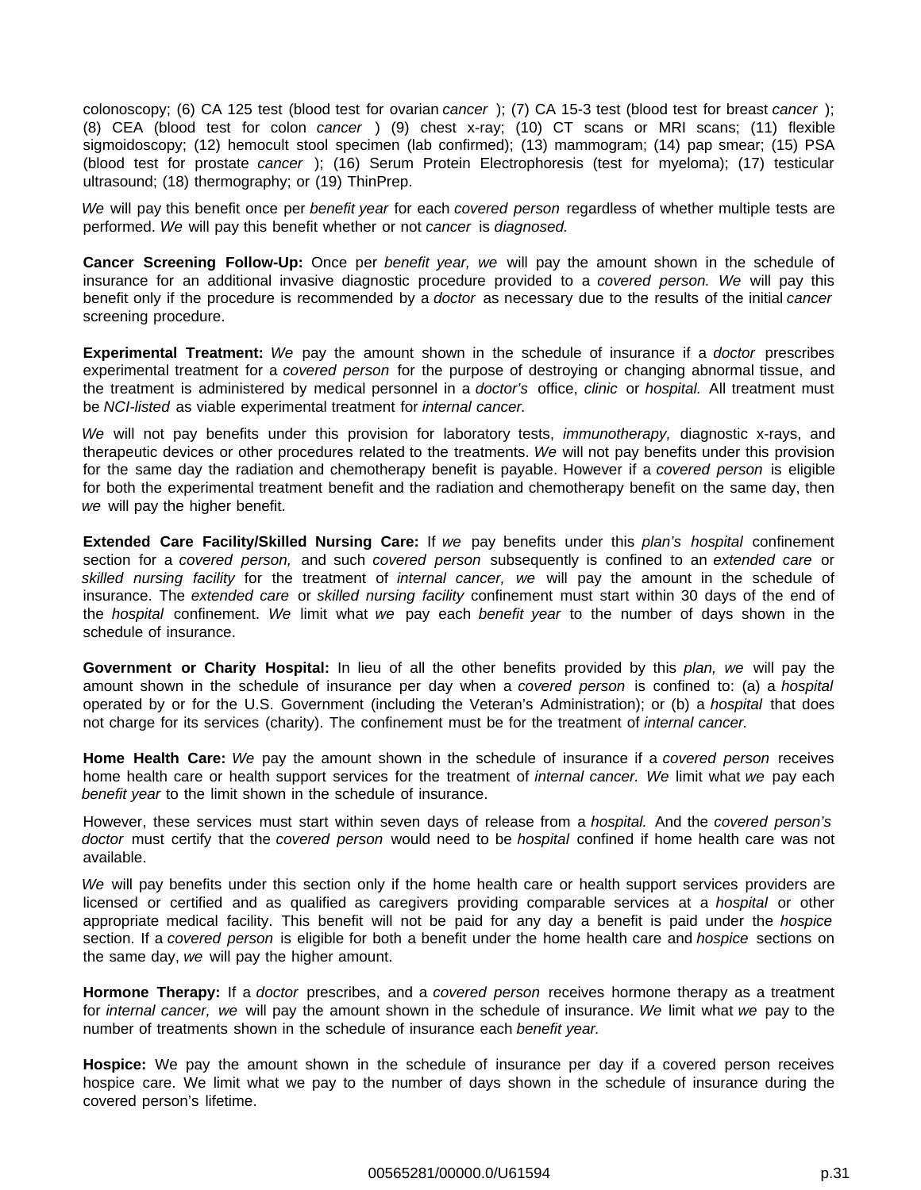colonoscopy; (6) CA 125 test (blood test for ovarian *cancer*); (7) CA 15-3 test (blood test for breast *cancer*); (8) CEA (blood test for colon *cancer*) (9) chest x-ray; (10) CT scans or MRI scans; (11) flexible sigmoidoscopy; (12) hemocult stool specimen (lab confirmed); (13) mammogram; (14) pap smear; (15) PSA (blood test for prostate *cancer*); (16) Serum Protein Electrophoresis (test for myeloma); (17) testicular ultrasound; (18) thermography; or (19) ThinPrep.

*We* will pay this benefit once per *benefit year* for each *covered person* regardless of whether multiple tests are performed. *We* will pay this benefit whether or not *cancer* is *diagnosed.*

**Cancer Screening Follow-Up:** Once per *benefit year, we* will pay the amount shown in the schedule of insurance for an additional invasive diagnostic procedure provided to a *covered person. We* will pay this benefit only if the procedure is recommended by a *doctor* as necessary due to the results of the initial *cancer* screening procedure.

**Experimental Treatment:** *We* pay the amount shown in the schedule of insurance if a *doctor* prescribes experimental treatment for a *covered person* for the purpose of destroying or changing abnormal tissue, and the treatment is administered by medical personnel in a *doctor's* office, *clinic* or *hospital.* All treatment must be *NCI-listed* as viable experimental treatment for *internal cancer.*

*We* will not pay benefits under this provision for laboratory tests, *immunotherapy,* diagnostic x-rays, and therapeutic devices or other procedures related to the treatments. *We* will not pay benefits under this provision for the same day the radiation and chemotherapy benefit is payable. However if a *covered person* is eligible for both the experimental treatment benefit and the radiation and chemotherapy benefit on the same day, then *we* will pay the higher benefit.

**Extended Care Facility/Skilled Nursing Care:** If *we* pay benefits under this *plan's hospital* confinement section for a *covered person,* and such *covered person* subsequently is confined to an *extended care* or *skilled nursing facility* for the treatment of *internal cancer, we* will pay the amount in the schedule of insurance. The *extended care* or *skilled nursing facility* confinement must start within 30 days of the end of the *hospital* confinement. *We* limit what *we* pay each *benefit year* to the number of days shown in the schedule of insurance.

**Government or Charity Hospital:** In lieu of all the other benefits provided by this *plan, we* will pay the amount shown in the schedule of insurance per day when a *covered person* is confined to: (a) a *hospital* operated by or for the U.S. Government (including the Veteran's Administration); or (b) a *hospital* that does not charge for its services (charity). The confinement must be for the treatment of *internal cancer.*

**Home Health Care:** *We* pay the amount shown in the schedule of insurance if a *covered person* receives home health care or health support services for the treatment of *internal cancer. We* limit what *we* pay each *benefit year* to the limit shown in the schedule of insurance.

However, these services must start within seven days of release from a *hospital.* And the *covered person's doctor* must certify that the *covered person* would need to be *hospital* confined if home health care was not available.

*We* will pay benefits under this section only if the home health care or health support services providers are licensed or certified and as qualified as caregivers providing comparable services at a *hospital* or other appropriate medical facility. This benefit will not be paid for any day a benefit is paid under the *hospice* section. If a *covered person* is eligible for both a benefit under the home health care and *hospice* sections on the same day, *we* will pay the higher amount.

**Hormone Therapy:** If a *doctor* prescribes, and a *covered person* receives hormone therapy as a treatment for *internal cancer, we* will pay the amount shown in the schedule of insurance. *We* limit what *we* pay to the number of treatments shown in the schedule of insurance each *benefit year.*

**Hospice:** We pay the amount shown in the schedule of insurance per day if a covered person receives hospice care. We limit what we pay to the number of days shown in the schedule of insurance during the covered person's lifetime.

00565281/00000.0/U61594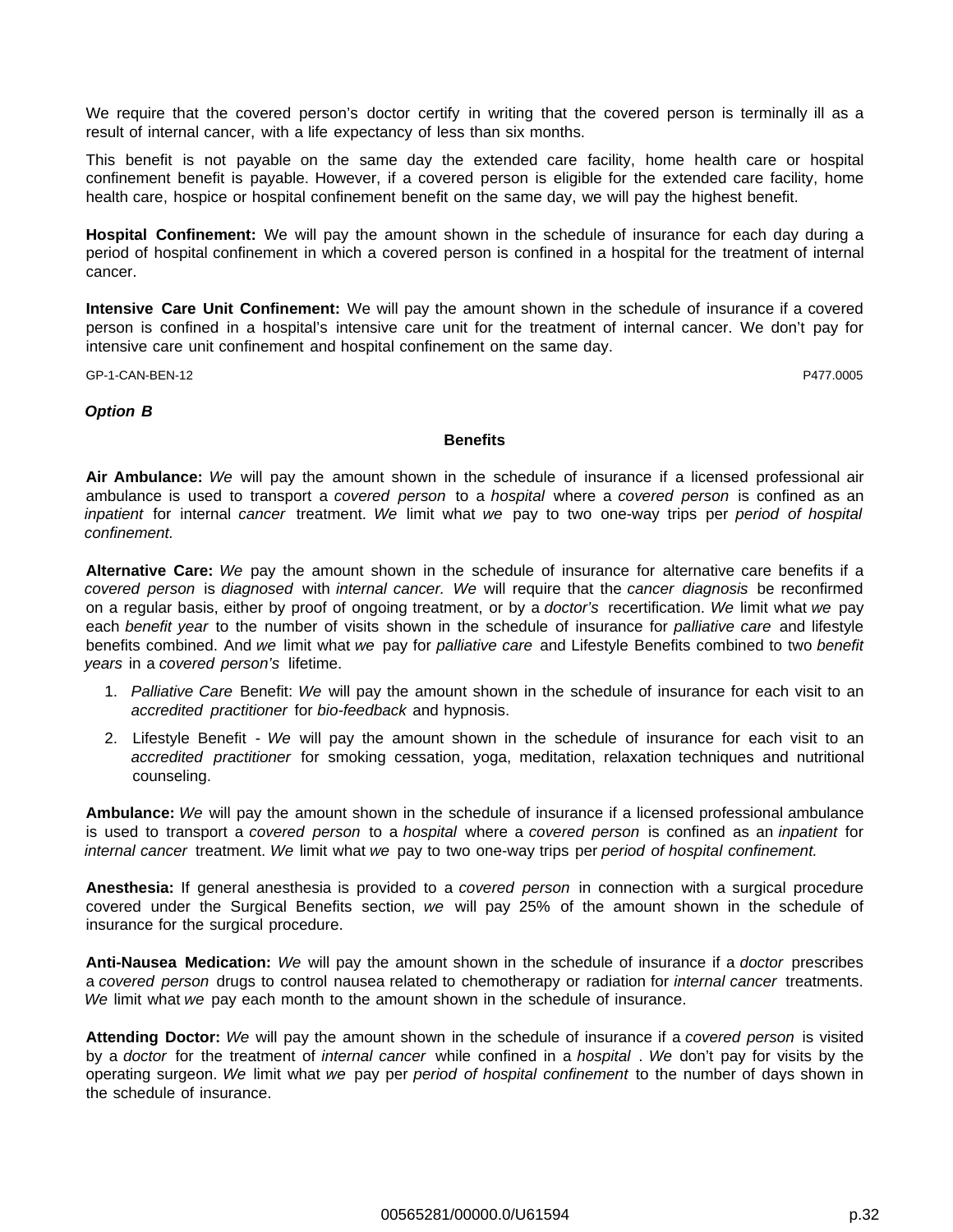We require that the covered person's doctor certify in writing that the covered person is terminally ill as a result of internal cancer, with a life expectancy of less than six months.

This benefit is not payable on the same day the extended care facility, home health care or hospital confinement benefit is payable. However, if a covered person is eligible for the extended care facility, home health care, hospice or hospital confinement benefit on the same day, we will pay the highest benefit.

**Hospital Confinement:** We will pay the amount shown in the schedule of insurance for each day during a period of hospital confinement in which a covered person is confined in a hospital for the treatment of internal cancer.

**Intensive Care Unit Confinement:** We will pay the amount shown in the schedule of insurance if a covered person is confined in a hospital's intensive care unit for the treatment of internal cancer. We don't pay for intensive care unit confinement and hospital confinement on the same day.

GP-1-CAN-BEN-12 P477.0005

***Option B***

## Benefits

**Air Ambulance:** *We* will pay the amount shown in the schedule of insurance if a licensed professional air ambulance is used to transport a *covered person* to a *hospital* where a *covered person* is confined as an *inpatient* for internal *cancer* treatment. *We* limit what *we* pay to two one-way trips per *period of hospital confinement.*

**Alternative Care:** *We* pay the amount shown in the schedule of insurance for alternative care benefits if a *covered person* is *diagnosed* with *internal cancer. We* will require that the *cancer diagnosis* be reconfirmed on a regular basis, either by proof of ongoing treatment, or by a *doctor's* recertification. *We* limit what *we* pay each *benefit year* to the number of visits shown in the schedule of insurance for *palliative care* and lifestyle benefits combined. And *we* limit what *we* pay for *palliative care* and Lifestyle Benefits combined to two *benefit years* in a *covered person's* lifetime.

1. *Palliative Care* Benefit: *We* will pay the amount shown in the schedule of insurance for each visit to an *accredited practitioner* for *bio-feedback* and hypnosis.
2. Lifestyle Benefit - *We* will pay the amount shown in the schedule of insurance for each visit to an *accredited practitioner* for smoking cessation, yoga, meditation, relaxation techniques and nutritional counseling.

**Ambulance:** *We* will pay the amount shown in the schedule of insurance if a licensed professional ambulance is used to transport a *covered person* to a *hospital* where a *covered person* is confined as an *inpatient* for *internal cancer* treatment. *We* limit what *we* pay to two one-way trips per *period of hospital confinement.*

**Anesthesia:** If general anesthesia is provided to a *covered person* in connection with a surgical procedure covered under the Surgical Benefits section, *we* will pay 25% of the amount shown in the schedule of insurance for the surgical procedure.

**Anti-Nausea Medication:** *We* will pay the amount shown in the schedule of insurance if a *doctor* prescribes a *covered person* drugs to control nausea related to chemotherapy or radiation for *internal cancer* treatments. *We* limit what *we* pay each month to the amount shown in the schedule of insurance.

**Attending Doctor:** *We* will pay the amount shown in the schedule of insurance if a *covered person* is visited by a *doctor* for the treatment of *internal cancer* while confined in a *hospital* . *We* don't pay for visits by the operating surgeon. *We* limit what *we* pay per *period of hospital confinement* to the number of days shown in the schedule of insurance.

00565281/00000.0/U61594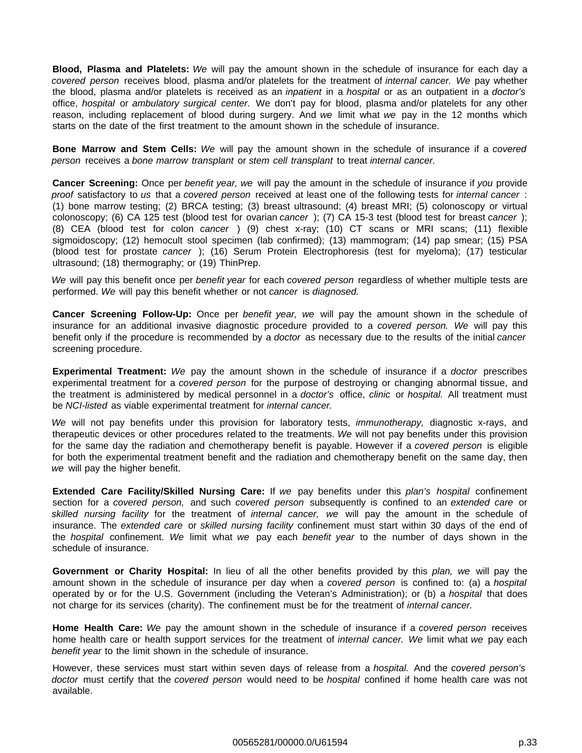**Blood, Plasma and Platelets:** *We* will pay the amount shown in the schedule of insurance for each day a *covered person* receives blood, plasma and/or platelets for the treatment of *internal cancer. We* pay whether the blood, plasma and/or platelets is received as an *inpatient* in a *hospital* or as an outpatient in a *doctor's* office, *hospital* or *ambulatory surgical center.* We don't pay for blood, plasma and/or platelets for any other reason, including replacement of blood during surgery. And *we* limit what *we* pay in the 12 months which starts on the date of the first treatment to the amount shown in the schedule of insurance.

**Bone Marrow and Stem Cells:** *We* will pay the amount shown in the schedule of insurance if a *covered person* receives a *bone marrow transplant* or *stem cell transplant* to treat *internal cancer.*

**Cancer Screening:** Once per *benefit year, we* will pay the amount in the schedule of insurance if *you* provide *proof* satisfactory to *us* that a *covered person* received at least one of the following tests for *internal cancer* : (1) bone marrow testing; (2) BRCA testing; (3) breast ultrasound; (4) breast MRI; (5) colonoscopy or virtual colonoscopy; (6) CA 125 test (blood test for ovarian *cancer* ); (7) CA 15-3 test (blood test for breast *cancer* ); (8) CEA (blood test for colon *cancer* ) (9) chest x-ray; (10) CT scans or MRI scans; (11) flexible sigmoidoscopy; (12) hemocult stool specimen (lab confirmed); (13) mammogram; (14) pap smear; (15) PSA (blood test for prostate *cancer* ); (16) Serum Protein Electrophoresis (test for myeloma); (17) testicular ultrasound; (18) thermography; or (19) ThinPrep.

*We* will pay this benefit once per *benefit year* for each *covered person* regardless of whether multiple tests are performed. *We* will pay this benefit whether or not *cancer* is *diagnosed.*

**Cancer Screening Follow-Up:** Once per *benefit year, we* will pay the amount shown in the schedule of insurance for an additional invasive diagnostic procedure provided to a *covered person. We* will pay this benefit only if the procedure is recommended by a *doctor* as necessary due to the results of the initial *cancer* screening procedure.

**Experimental Treatment:** *We* pay the amount shown in the schedule of insurance if a *doctor* prescribes experimental treatment for a *covered person* for the purpose of destroying or changing abnormal tissue, and the treatment is administered by medical personnel in a *doctor's* office, *clinic* or *hospital.* All treatment must be *NCI-listed* as viable experimental treatment for *internal cancer.*

*We* will not pay benefits under this provision for laboratory tests, *immunotherapy,* diagnostic x-rays, and therapeutic devices or other procedures related to the treatments. *We* will not pay benefits under this provision for the same day the radiation and chemotherapy benefit is payable. However if a *covered person* is eligible for both the experimental treatment benefit and the radiation and chemotherapy benefit on the same day, then *we* will pay the higher benefit.

**Extended Care Facility/Skilled Nursing Care:** If *we* pay benefits under this *plan's hospital* confinement section for a *covered person,* and such *covered person* subsequently is confined to an *extended care* or *skilled nursing facility* for the treatment of *internal cancer, we* will pay the amount in the schedule of insurance. The *extended care* or *skilled nursing facility* confinement must start within 30 days of the end of the *hospital* confinement. *We* limit what *we* pay each *benefit year* to the number of days shown in the schedule of insurance.

**Government or Charity Hospital:** In lieu of all the other benefits provided by this *plan, we* will pay the amount shown in the schedule of insurance per day when a *covered person* is confined to: (a) a *hospital* operated by or for the U.S. Government (including the Veteran's Administration); or (b) a *hospital* that does not charge for its services (charity). The confinement must be for the treatment of *internal cancer.*

**Home Health Care:** *We* pay the amount shown in the schedule of insurance if a *covered person* receives home health care or health support services for the treatment of *internal cancer. We* limit what *we* pay each *benefit year* to the limit shown in the schedule of insurance.

However, these services must start within seven days of release from a *hospital.* And the *covered person's doctor* must certify that the *covered person* would need to be *hospital* confined if home health care was not available.

00565281/00000.0/U61594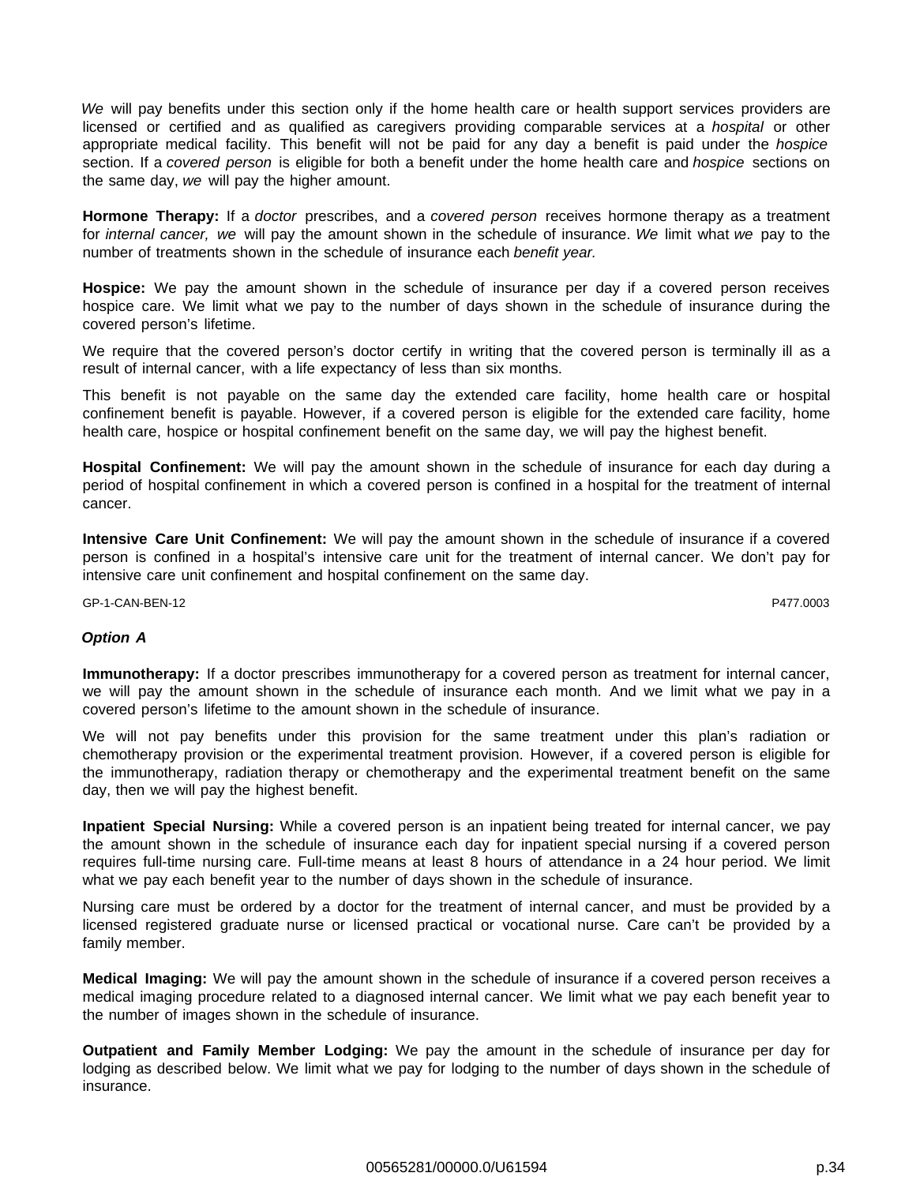*We* will pay benefits under this section only if the home health care or health support services providers are licensed or certified and as qualified as caregivers providing comparable services at a *hospital* or other appropriate medical facility. This benefit will not be paid for any day a benefit is paid under the *hospice* section. If a *covered person* is eligible for both a benefit under the home health care and *hospice* sections on the same day, *we* will pay the higher amount.

**Hormone Therapy:** If a *doctor* prescribes, and a *covered person* receives hormone therapy as a treatment for *internal cancer, we* will pay the amount shown in the schedule of insurance. *We* limit what *we* pay to the number of treatments shown in the schedule of insurance each *benefit year.*

**Hospice:** We pay the amount shown in the schedule of insurance per day if a covered person receives hospice care. We limit what we pay to the number of days shown in the schedule of insurance during the covered person's lifetime.

We require that the covered person's doctor certify in writing that the covered person is terminally ill as a result of internal cancer, with a life expectancy of less than six months.

This benefit is not payable on the same day the extended care facility, home health care or hospital confinement benefit is payable. However, if a covered person is eligible for the extended care facility, home health care, hospice or hospital confinement benefit on the same day, we will pay the highest benefit.

**Hospital Confinement:** We will pay the amount shown in the schedule of insurance for each day during a period of hospital confinement in which a covered person is confined in a hospital for the treatment of internal cancer.

**Intensive Care Unit Confinement:** We will pay the amount shown in the schedule of insurance if a covered person is confined in a hospital's intensive care unit for the treatment of internal cancer. We don't pay for intensive care unit confinement and hospital confinement on the same day.

GP-1-CAN-BEN-12 P477.0003

***Option A***

**Immunotherapy:** If a doctor prescribes immunotherapy for a covered person as treatment for internal cancer, we will pay the amount shown in the schedule of insurance each month. And we limit what we pay in a covered person's lifetime to the amount shown in the schedule of insurance.

We will not pay benefits under this provision for the same treatment under this plan's radiation or chemotherapy provision or the experimental treatment provision. However, if a covered person is eligible for the immunotherapy, radiation therapy or chemotherapy and the experimental treatment benefit on the same day, then we will pay the highest benefit.

**Inpatient Special Nursing:** While a covered person is an inpatient being treated for internal cancer, we pay the amount shown in the schedule of insurance each day for inpatient special nursing if a covered person requires full-time nursing care. Full-time means at least 8 hours of attendance in a 24 hour period. We limit what we pay each benefit year to the number of days shown in the schedule of insurance.

Nursing care must be ordered by a doctor for the treatment of internal cancer, and must be provided by a licensed registered graduate nurse or licensed practical or vocational nurse. Care can't be provided by a family member.

**Medical Imaging:** We will pay the amount shown in the schedule of insurance if a covered person receives a medical imaging procedure related to a diagnosed internal cancer. We limit what we pay each benefit year to the number of images shown in the schedule of insurance.

**Outpatient and Family Member Lodging:** We pay the amount in the schedule of insurance per day for lodging as described below. We limit what we pay for lodging to the number of days shown in the schedule of insurance.

00565281/00000.0/U61594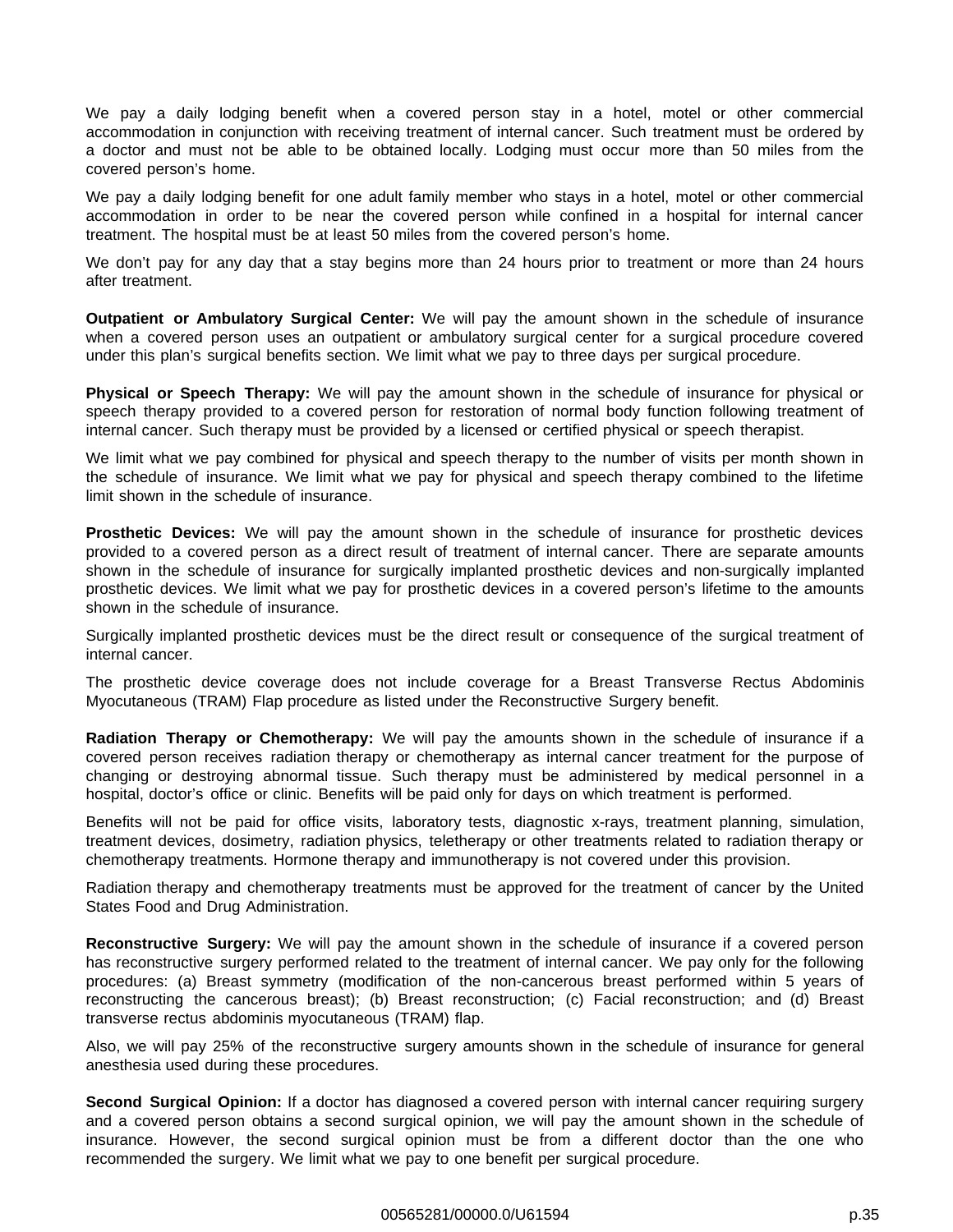We pay a daily lodging benefit when a covered person stay in a hotel, motel or other commercial accommodation in conjunction with receiving treatment of internal cancer. Such treatment must be ordered by a doctor and must not be able to be obtained locally. Lodging must occur more than 50 miles from the covered person's home.

We pay a daily lodging benefit for one adult family member who stays in a hotel, motel or other commercial accommodation in order to be near the covered person while confined in a hospital for internal cancer treatment. The hospital must be at least 50 miles from the covered person's home.

We don't pay for any day that a stay begins more than 24 hours prior to treatment or more than 24 hours after treatment.

**Outpatient or Ambulatory Surgical Center:** We will pay the amount shown in the schedule of insurance when a covered person uses an outpatient or ambulatory surgical center for a surgical procedure covered under this plan's surgical benefits section. We limit what we pay to three days per surgical procedure.

**Physical or Speech Therapy:** We will pay the amount shown in the schedule of insurance for physical or speech therapy provided to a covered person for restoration of normal body function following treatment of internal cancer. Such therapy must be provided by a licensed or certified physical or speech therapist.

We limit what we pay combined for physical and speech therapy to the number of visits per month shown in the schedule of insurance. We limit what we pay for physical and speech therapy combined to the lifetime limit shown in the schedule of insurance.

**Prosthetic Devices:** We will pay the amount shown in the schedule of insurance for prosthetic devices provided to a covered person as a direct result of treatment of internal cancer. There are separate amounts shown in the schedule of insurance for surgically implanted prosthetic devices and non-surgically implanted prosthetic devices. We limit what we pay for prosthetic devices in a covered person's lifetime to the amounts shown in the schedule of insurance.

Surgically implanted prosthetic devices must be the direct result or consequence of the surgical treatment of internal cancer.

The prosthetic device coverage does not include coverage for a Breast Transverse Rectus Abdominis Myocutaneous (TRAM) Flap procedure as listed under the Reconstructive Surgery benefit.

**Radiation Therapy or Chemotherapy:** We will pay the amounts shown in the schedule of insurance if a covered person receives radiation therapy or chemotherapy as internal cancer treatment for the purpose of changing or destroying abnormal tissue. Such therapy must be administered by medical personnel in a hospital, doctor's office or clinic. Benefits will be paid only for days on which treatment is performed.

Benefits will not be paid for office visits, laboratory tests, diagnostic x-rays, treatment planning, simulation, treatment devices, dosimetry, radiation physics, teletherapy or other treatments related to radiation therapy or chemotherapy treatments. Hormone therapy and immunotherapy is not covered under this provision.

Radiation therapy and chemotherapy treatments must be approved for the treatment of cancer by the United States Food and Drug Administration.

**Reconstructive Surgery:** We will pay the amount shown in the schedule of insurance if a covered person has reconstructive surgery performed related to the treatment of internal cancer. We pay only for the following procedures: (a) Breast symmetry (modification of the non-cancerous breast performed within 5 years of reconstructing the cancerous breast); (b) Breast reconstruction; (c) Facial reconstruction; and (d) Breast transverse rectus abdominis myocutaneous (TRAM) flap.

Also, we will pay 25% of the reconstructive surgery amounts shown in the schedule of insurance for general anesthesia used during these procedures.

**Second Surgical Opinion:** If a doctor has diagnosed a covered person with internal cancer requiring surgery and a covered person obtains a second surgical opinion, we will pay the amount shown in the schedule of insurance. However, the second surgical opinion must be from a different doctor than the one who recommended the surgery. We limit what we pay to one benefit per surgical procedure.

00565281/00000.0/U61594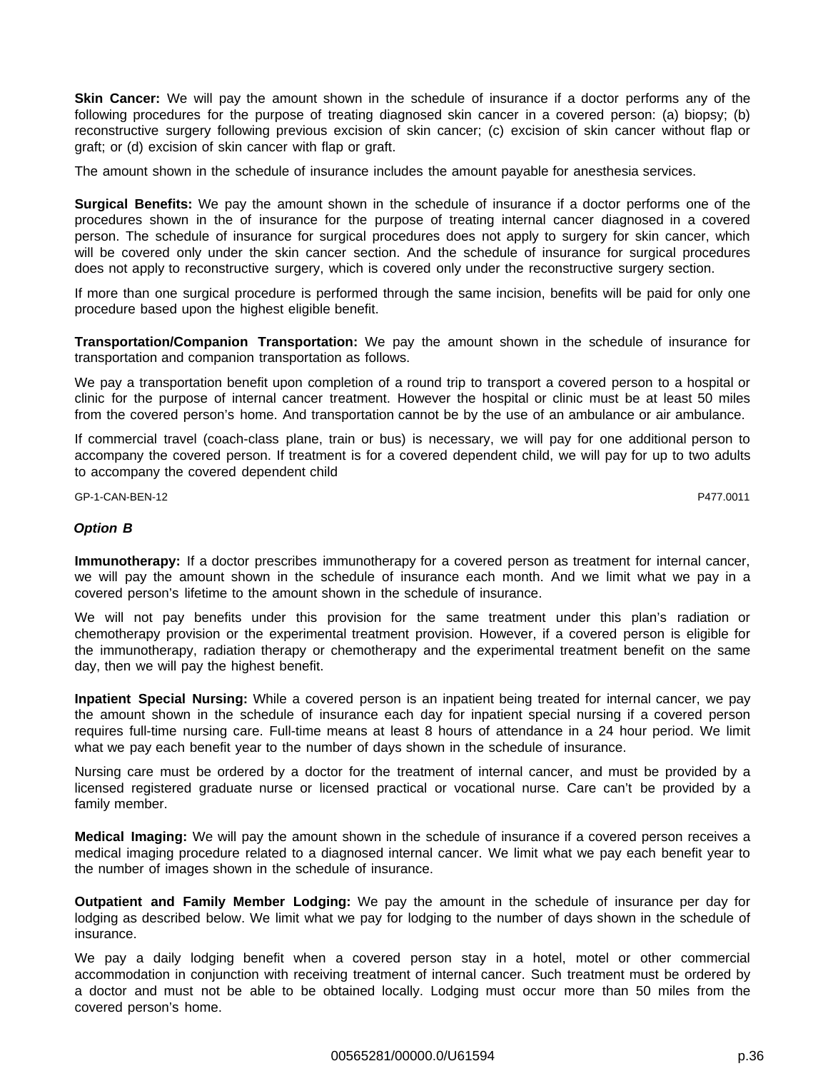**Skin Cancer:** We will pay the amount shown in the schedule of insurance if a doctor performs any of the following procedures for the purpose of treating diagnosed skin cancer in a covered person: (a) biopsy; (b) reconstructive surgery following previous excision of skin cancer; (c) excision of skin cancer without flap or graft; or (d) excision of skin cancer with flap or graft.

The amount shown in the schedule of insurance includes the amount payable for anesthesia services.

**Surgical Benefits:** We pay the amount shown in the schedule of insurance if a doctor performs one of the procedures shown in the of insurance for the purpose of treating internal cancer diagnosed in a covered person. The schedule of insurance for surgical procedures does not apply to surgery for skin cancer, which will be covered only under the skin cancer section. And the schedule of insurance for surgical procedures does not apply to reconstructive surgery, which is covered only under the reconstructive surgery section.

If more than one surgical procedure is performed through the same incision, benefits will be paid for only one procedure based upon the highest eligible benefit.

**Transportation/Companion Transportation:** We pay the amount shown in the schedule of insurance for transportation and companion transportation as follows.

We pay a transportation benefit upon completion of a round trip to transport a covered person to a hospital or clinic for the purpose of internal cancer treatment. However the hospital or clinic must be at least 50 miles from the covered person's home. And transportation cannot be by the use of an ambulance or air ambulance.

If commercial travel (coach-class plane, train or bus) is necessary, we will pay for one additional person to accompany the covered person. If treatment is for a covered dependent child, we will pay for up to two adults to accompany the covered dependent child

GP-1-CAN-BEN-12 P477.0011

***Option B***

**Immunotherapy:** If a doctor prescribes immunotherapy for a covered person as treatment for internal cancer, we will pay the amount shown in the schedule of insurance each month. And we limit what we pay in a covered person's lifetime to the amount shown in the schedule of insurance.

We will not pay benefits under this provision for the same treatment under this plan's radiation or chemotherapy provision or the experimental treatment provision. However, if a covered person is eligible for the immunotherapy, radiation therapy or chemotherapy and the experimental treatment benefit on the same day, then we will pay the highest benefit.

**Inpatient Special Nursing:** While a covered person is an inpatient being treated for internal cancer, we pay the amount shown in the schedule of insurance each day for inpatient special nursing if a covered person requires full-time nursing care. Full-time means at least 8 hours of attendance in a 24 hour period. We limit what we pay each benefit year to the number of days shown in the schedule of insurance.

Nursing care must be ordered by a doctor for the treatment of internal cancer, and must be provided by a licensed registered graduate nurse or licensed practical or vocational nurse. Care can't be provided by a family member.

**Medical Imaging:** We will pay the amount shown in the schedule of insurance if a covered person receives a medical imaging procedure related to a diagnosed internal cancer. We limit what we pay each benefit year to the number of images shown in the schedule of insurance.

**Outpatient and Family Member Lodging:** We pay the amount in the schedule of insurance per day for lodging as described below. We limit what we pay for lodging to the number of days shown in the schedule of insurance.

We pay a daily lodging benefit when a covered person stay in a hotel, motel or other commercial accommodation in conjunction with receiving treatment of internal cancer. Such treatment must be ordered by a doctor and must not be able to be obtained locally. Lodging must occur more than 50 miles from the covered person's home.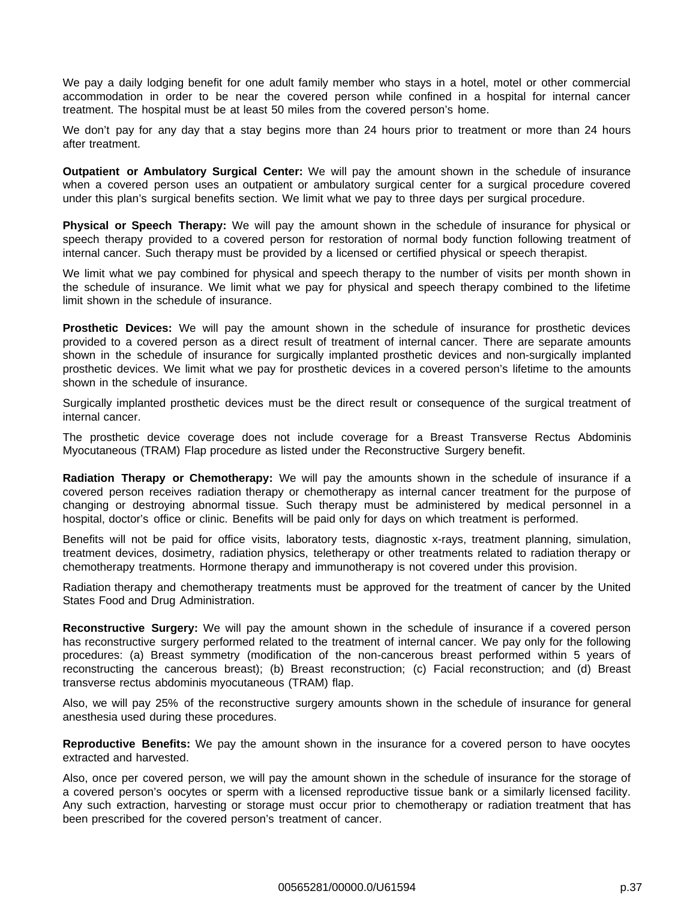We pay a daily lodging benefit for one adult family member who stays in a hotel, motel or other commercial accommodation in order to be near the covered person while confined in a hospital for internal cancer treatment. The hospital must be at least 50 miles from the covered person's home.

We don't pay for any day that a stay begins more than 24 hours prior to treatment or more than 24 hours after treatment.

**Outpatient or Ambulatory Surgical Center:** We will pay the amount shown in the schedule of insurance when a covered person uses an outpatient or ambulatory surgical center for a surgical procedure covered under this plan's surgical benefits section. We limit what we pay to three days per surgical procedure.

**Physical or Speech Therapy:** We will pay the amount shown in the schedule of insurance for physical or speech therapy provided to a covered person for restoration of normal body function following treatment of internal cancer. Such therapy must be provided by a licensed or certified physical or speech therapist.

We limit what we pay combined for physical and speech therapy to the number of visits per month shown in the schedule of insurance. We limit what we pay for physical and speech therapy combined to the lifetime limit shown in the schedule of insurance.

**Prosthetic Devices:** We will pay the amount shown in the schedule of insurance for prosthetic devices provided to a covered person as a direct result of treatment of internal cancer. There are separate amounts shown in the schedule of insurance for surgically implanted prosthetic devices and non-surgically implanted prosthetic devices. We limit what we pay for prosthetic devices in a covered person's lifetime to the amounts shown in the schedule of insurance.

Surgically implanted prosthetic devices must be the direct result or consequence of the surgical treatment of internal cancer.

The prosthetic device coverage does not include coverage for a Breast Transverse Rectus Abdominis Myocutaneous (TRAM) Flap procedure as listed under the Reconstructive Surgery benefit.

**Radiation Therapy or Chemotherapy:** We will pay the amounts shown in the schedule of insurance if a covered person receives radiation therapy or chemotherapy as internal cancer treatment for the purpose of changing or destroying abnormal tissue. Such therapy must be administered by medical personnel in a hospital, doctor's office or clinic. Benefits will be paid only for days on which treatment is performed.

Benefits will not be paid for office visits, laboratory tests, diagnostic x-rays, treatment planning, simulation, treatment devices, dosimetry, radiation physics, teletherapy or other treatments related to radiation therapy or chemotherapy treatments. Hormone therapy and immunotherapy is not covered under this provision.

Radiation therapy and chemotherapy treatments must be approved for the treatment of cancer by the United States Food and Drug Administration.

**Reconstructive Surgery:** We will pay the amount shown in the schedule of insurance if a covered person has reconstructive surgery performed related to the treatment of internal cancer. We pay only for the following procedures: (a) Breast symmetry (modification of the non-cancerous breast performed within 5 years of reconstructing the cancerous breast); (b) Breast reconstruction; (c) Facial reconstruction; and (d) Breast transverse rectus abdominis myocutaneous (TRAM) flap.

Also, we will pay 25% of the reconstructive surgery amounts shown in the schedule of insurance for general anesthesia used during these procedures.

**Reproductive Benefits:** We pay the amount shown in the insurance for a covered person to have oocytes extracted and harvested.

Also, once per covered person, we will pay the amount shown in the schedule of insurance for the storage of a covered person's oocytes or sperm with a licensed reproductive tissue bank or a similarly licensed facility. Any such extraction, harvesting or storage must occur prior to chemotherapy or radiation treatment that has been prescribed for the covered person's treatment of cancer.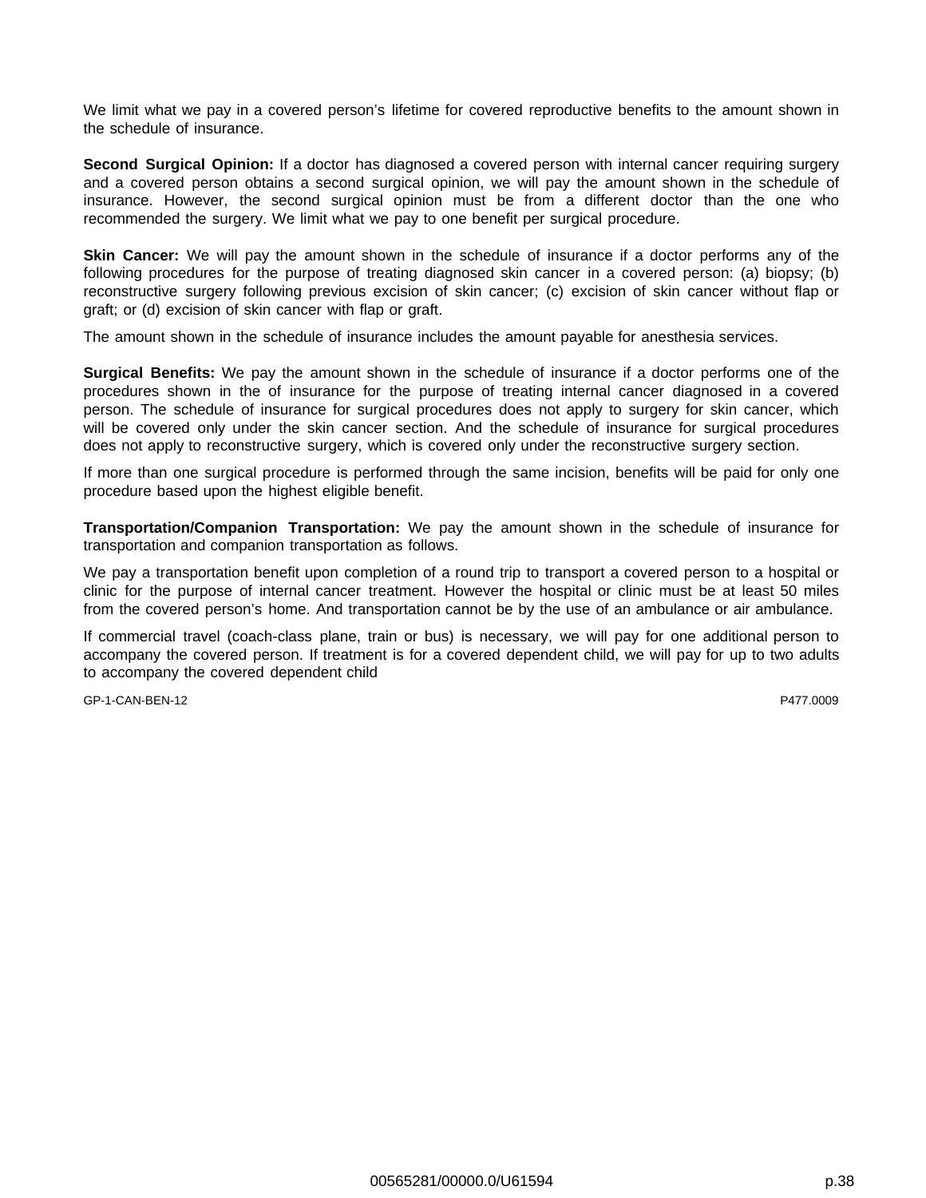We limit what we pay in a covered person's lifetime for covered reproductive benefits to the amount shown in the schedule of insurance.

**Second Surgical Opinion:** If a doctor has diagnosed a covered person with internal cancer requiring surgery and a covered person obtains a second surgical opinion, we will pay the amount shown in the schedule of insurance. However, the second surgical opinion must be from a different doctor than the one who recommended the surgery. We limit what we pay to one benefit per surgical procedure.

**Skin Cancer:** We will pay the amount shown in the schedule of insurance if a doctor performs any of the following procedures for the purpose of treating diagnosed skin cancer in a covered person: (a) biopsy; (b) reconstructive surgery following previous excision of skin cancer; (c) excision of skin cancer without flap or graft; or (d) excision of skin cancer with flap or graft.

The amount shown in the schedule of insurance includes the amount payable for anesthesia services.

**Surgical Benefits:** We pay the amount shown in the schedule of insurance if a doctor performs one of the procedures shown in the of insurance for the purpose of treating internal cancer diagnosed in a covered person. The schedule of insurance for surgical procedures does not apply to surgery for skin cancer, which will be covered only under the skin cancer section. And the schedule of insurance for surgical procedures does not apply to reconstructive surgery, which is covered only under the reconstructive surgery section.

If more than one surgical procedure is performed through the same incision, benefits will be paid for only one procedure based upon the highest eligible benefit.

**Transportation/Companion Transportation:** We pay the amount shown in the schedule of insurance for transportation and companion transportation as follows.

We pay a transportation benefit upon completion of a round trip to transport a covered person to a hospital or clinic for the purpose of internal cancer treatment. However the hospital or clinic must be at least 50 miles from the covered person's home. And transportation cannot be by the use of an ambulance or air ambulance.

If commercial travel (coach-class plane, train or bus) is necessary, we will pay for one additional person to accompany the covered person. If treatment is for a covered dependent child, we will pay for up to two adults to accompany the covered dependent child

GP-1-CAN-BEN-12 P477.0009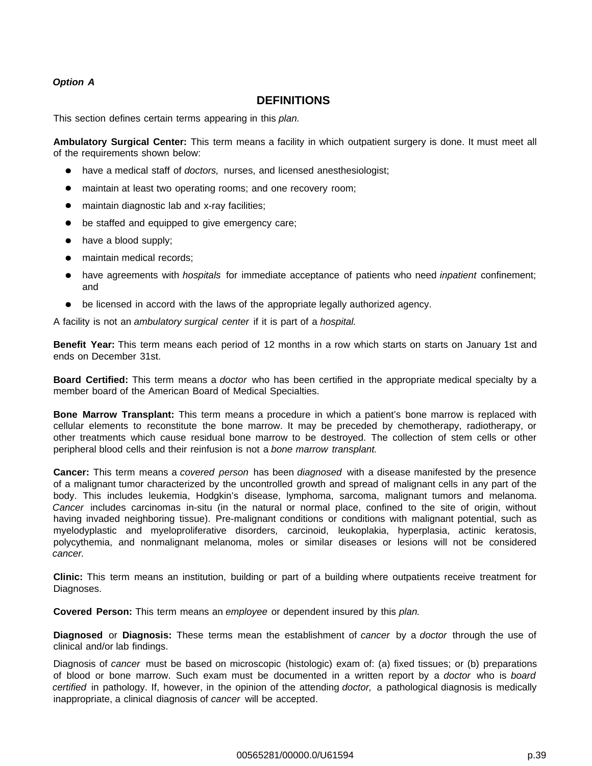*Option A*

## DEFINITIONS

This section defines certain terms appearing in this *plan.*

**Ambulatory Surgical Center:** This term means a facility in which outpatient surgery is done. It must meet all of the requirements shown below:

- have a medical staff of *doctors,* nurses, and licensed anesthesiologist;
- maintain at least two operating rooms; and one recovery room;
- maintain diagnostic lab and x-ray facilities;
- be staffed and equipped to give emergency care;
- have a blood supply;
- maintain medical records;
- have agreements with *hospitals* for immediate acceptance of patients who need *inpatient* confinement; and
- be licensed in accord with the laws of the appropriate legally authorized agency.

A facility is not an *ambulatory surgical center* if it is part of a *hospital.*

**Benefit Year:** This term means each period of 12 months in a row which starts on starts on January 1st and ends on December 31st.

**Board Certified:** This term means a *doctor* who has been certified in the appropriate medical specialty by a member board of the American Board of Medical Specialties.

**Bone Marrow Transplant:** This term means a procedure in which a patient's bone marrow is replaced with cellular elements to reconstitute the bone marrow. It may be preceded by chemotherapy, radiotherapy, or other treatments which cause residual bone marrow to be destroyed. The collection of stem cells or other peripheral blood cells and their reinfusion is not a *bone marrow transplant.*

**Cancer:** This term means a *covered person* has been *diagnosed* with a disease manifested by the presence of a malignant tumor characterized by the uncontrolled growth and spread of malignant cells in any part of the body. This includes leukemia, Hodgkin's disease, lymphoma, sarcoma, malignant tumors and melanoma. *Cancer* includes carcinomas in-situ (in the natural or normal place, confined to the site of origin, without having invaded neighboring tissue). Pre-malignant conditions or conditions with malignant potential, such as myelodysplastic and myeloproliferative disorders, carcinoid, leukoplakia, hyperplasia, actinic keratosis, polycythemia, and nonmalignant melanoma, moles or similar diseases or lesions will not be considered *cancer.*

**Clinic:** This term means an institution, building or part of a building where outpatients receive treatment for Diagnoses.

**Covered Person:** This term means an *employee* or dependent insured by this *plan.*

**Diagnosed** or **Diagnosis:** These terms mean the establishment of *cancer* by a *doctor* through the use of clinical and/or lab findings.

Diagnosis of *cancer* must be based on microscopic (histologic) exam of: (a) fixed tissues; or (b) preparations of blood or bone marrow. Such exam must be documented in a written report by a *doctor* who is *board certified* in pathology. If, however, in the opinion of the attending *doctor,* a pathological diagnosis is medically inappropriate, a clinical diagnosis of *cancer* will be accepted.

00565281/00000.0/U61594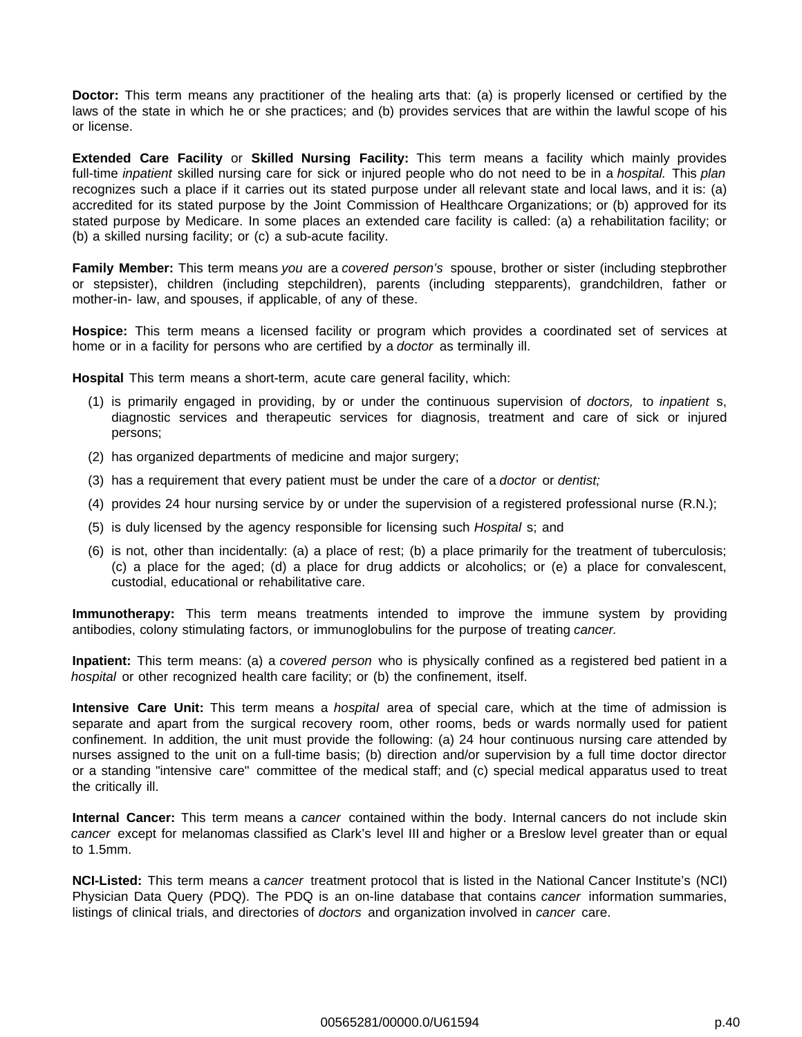**Doctor:** This term means any practitioner of the healing arts that: (a) is properly licensed or certified by the laws of the state in which he or she practices; and (b) provides services that are within the lawful scope of his or license.

**Extended Care Facility** or **Skilled Nursing Facility:** This term means a facility which mainly provides full-time *inpatient* skilled nursing care for sick or injured people who do not need to be in a *hospital.* This *plan* recognizes such a place if it carries out its stated purpose under all relevant state and local laws, and it is: (a) accredited for its stated purpose by the Joint Commission of Healthcare Organizations; or (b) approved for its stated purpose by Medicare. In some places an extended care facility is called: (a) a rehabilitation facility; or (b) a skilled nursing facility; or (c) a sub-acute facility.

**Family Member:** This term means *you* are a *covered person's* spouse, brother or sister (including stepbrother or stepsister), children (including stepchildren), parents (including stepparents), grandchildren, father or mother-in- law, and spouses, if applicable, of any of these.

**Hospice:** This term means a licensed facility or program which provides a coordinated set of services at home or in a facility for persons who are certified by a *doctor* as terminally ill.

**Hospital** This term means a short-term, acute care general facility, which:

(1) is primarily engaged in providing, by or under the continuous supervision of *doctors,* to *inpatient* s, diagnostic services and therapeutic services for diagnosis, treatment and care of sick or injured persons;

(2) has organized departments of medicine and major surgery;

(3) has a requirement that every patient must be under the care of a *doctor* or *dentist;*

(4) provides 24 hour nursing service by or under the supervision of a registered professional nurse (R.N.);

(5) is duly licensed by the agency responsible for licensing such *Hospital* s; and

(6) is not, other than incidentally: (a) a place of rest; (b) a place primarily for the treatment of tuberculosis; (c) a place for the aged; (d) a place for drug addicts or alcoholics; or (e) a place for convalescent, custodial, educational or rehabilitative care.

**Immunotherapy:** This term means treatments intended to improve the immune system by providing antibodies, colony stimulating factors, or immunoglobulins for the purpose of treating *cancer.*

**Inpatient:** This term means: (a) a *covered person* who is physically confined as a registered bed patient in a *hospital* or other recognized health care facility; or (b) the confinement, itself.

**Intensive Care Unit:** This term means a *hospital* area of special care, which at the time of admission is separate and apart from the surgical recovery room, other rooms, beds or wards normally used for patient confinement. In addition, the unit must provide the following: (a) 24 hour continuous nursing care attended by nurses assigned to the unit on a full-time basis; (b) direction and/or supervision by a full time doctor director or a standing "intensive care" committee of the medical staff; and (c) special medical apparatus used to treat the critically ill.

**Internal Cancer:** This term means a *cancer* contained within the body. Internal cancers do not include skin *cancer* except for melanomas classified as Clark's level III and higher or a Breslow level greater than or equal to 1.5mm.

**NCI-Listed:** This term means a *cancer* treatment protocol that is listed in the National Cancer Institute's (NCI) Physician Data Query (PDQ). The PDQ is an on-line database that contains *cancer* information summaries, listings of clinical trials, and directories of *doctors* and organization involved in *cancer* care.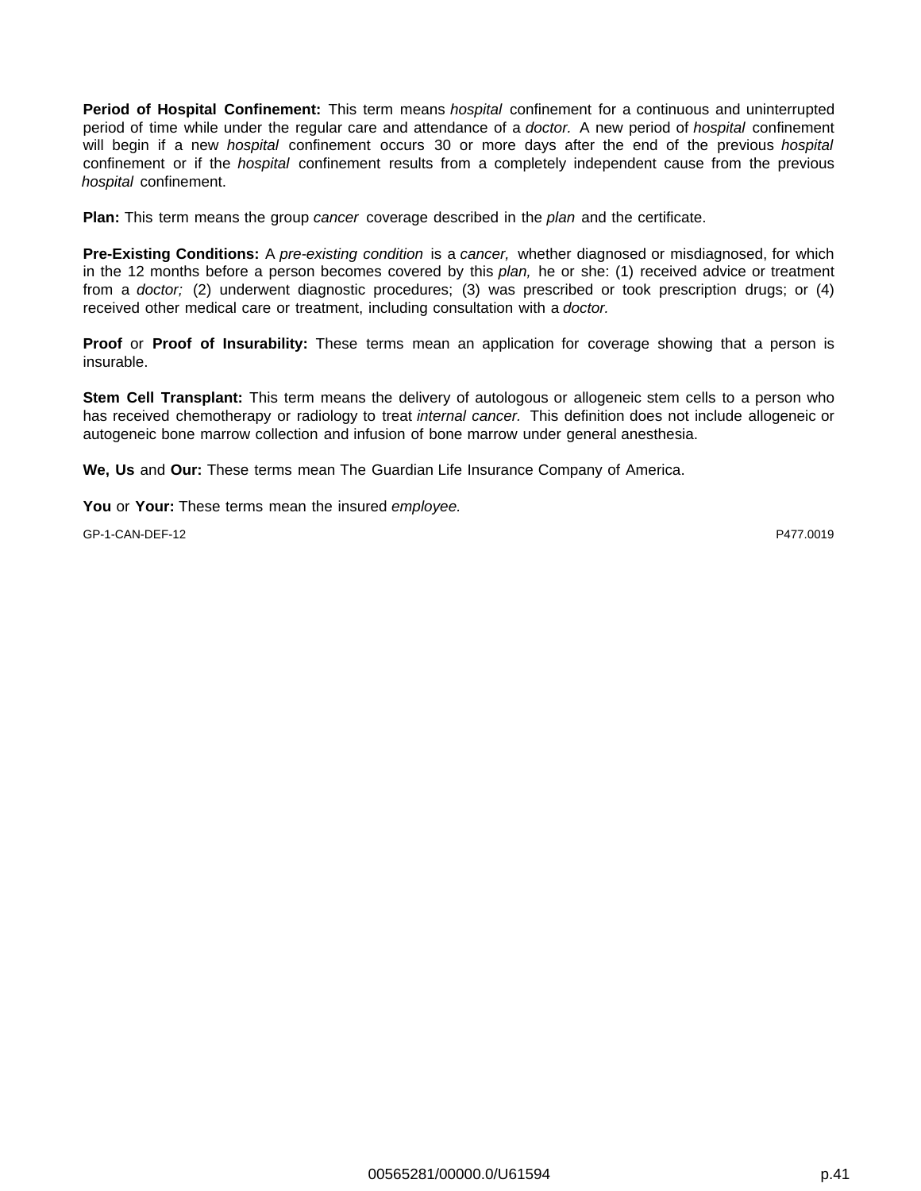**Period of Hospital Confinement:** This term means *hospital* confinement for a continuous and uninterrupted period of time while under the regular care and attendance of a *doctor.* A new period of *hospital* confinement will begin if a new *hospital* confinement occurs 30 or more days after the end of the previous *hospital* confinement or if the *hospital* confinement results from a completely independent cause from the previous *hospital* confinement.

**Plan:** This term means the group *cancer* coverage described in the *plan* and the certificate.

**Pre-Existing Conditions:** A *pre-existing condition* is a *cancer,* whether diagnosed or misdiagnosed, for which in the 12 months before a person becomes covered by this *plan,* he or she: (1) received advice or treatment from a *doctor;* (2) underwent diagnostic procedures; (3) was prescribed or took prescription drugs; or (4) received other medical care or treatment, including consultation with a *doctor.*

**Proof** or **Proof of Insurability:** These terms mean an application for coverage showing that a person is insurable.

**Stem Cell Transplant:** This term means the delivery of autologous or allogeneic stem cells to a person who has received chemotherapy or radiology to treat *internal cancer.* This definition does not include allogeneic or autogeneic bone marrow collection and infusion of bone marrow under general anesthesia.

**We, Us** and **Our:** These terms mean The Guardian Life Insurance Company of America.

**You** or **Your:** These terms mean the insured *employee.*

GP-1-CAN-DEF-12 P477.0019

00565281/00000.0/U61594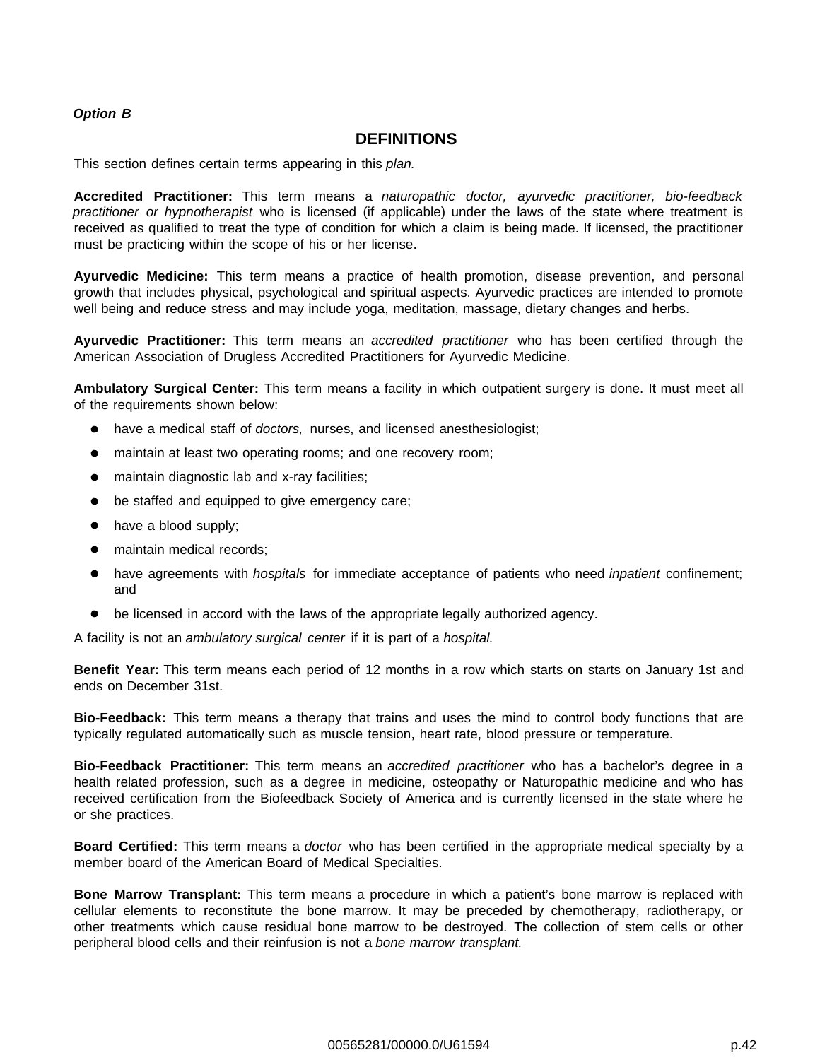***Option B***

## DEFINITIONS

This section defines certain terms appearing in this *plan.*

**Accredited Practitioner:** This term means a *naturopathic doctor, ayurvedic practitioner, bio-feedback practitioner or hypnotherapist* who is licensed (if applicable) under the laws of the state where treatment is received as qualified to treat the type of condition for which a claim is being made. If licensed, the practitioner must be practicing within the scope of his or her license.

**Ayurvedic Medicine:** This term means a practice of health promotion, disease prevention, and personal growth that includes physical, psychological and spiritual aspects. Ayurvedic practices are intended to promote well being and reduce stress and may include yoga, meditation, massage, dietary changes and herbs.

**Ayurvedic Practitioner:** This term means an *accredited practitioner* who has been certified through the American Association of Drugless Accredited Practitioners for Ayurvedic Medicine.

**Ambulatory Surgical Center:** This term means a facility in which outpatient surgery is done. It must meet all of the requirements shown below:

- have a medical staff of *doctors,* nurses, and licensed anesthesiologist;
- maintain at least two operating rooms; and one recovery room;
- maintain diagnostic lab and x-ray facilities;
- be staffed and equipped to give emergency care;
- have a blood supply;
- maintain medical records;
- have agreements with *hospitals* for immediate acceptance of patients who need *inpatient* confinement; and
- be licensed in accord with the laws of the appropriate legally authorized agency.

A facility is not an *ambulatory surgical center* if it is part of a *hospital.*

**Benefit Year:** This term means each period of 12 months in a row which starts on starts on January 1st and ends on December 31st.

**Bio-Feedback:** This term means a therapy that trains and uses the mind to control body functions that are typically regulated automatically such as muscle tension, heart rate, blood pressure or temperature.

**Bio-Feedback Practitioner:** This term means an *accredited practitioner* who has a bachelor's degree in a health related profession, such as a degree in medicine, osteopathy or Naturopathic medicine and who has received certification from the Biofeedback Society of America and is currently licensed in the state where he or she practices.

**Board Certified:** This term means a *doctor* who has been certified in the appropriate medical specialty by a member board of the American Board of Medical Specialties.

**Bone Marrow Transplant:** This term means a procedure in which a patient's bone marrow is replaced with cellular elements to reconstitute the bone marrow. It may be preceded by chemotherapy, radiotherapy, or other treatments which cause residual bone marrow to be destroyed. The collection of stem cells or other peripheral blood cells and their reinfusion is not a *bone marrow transplant.*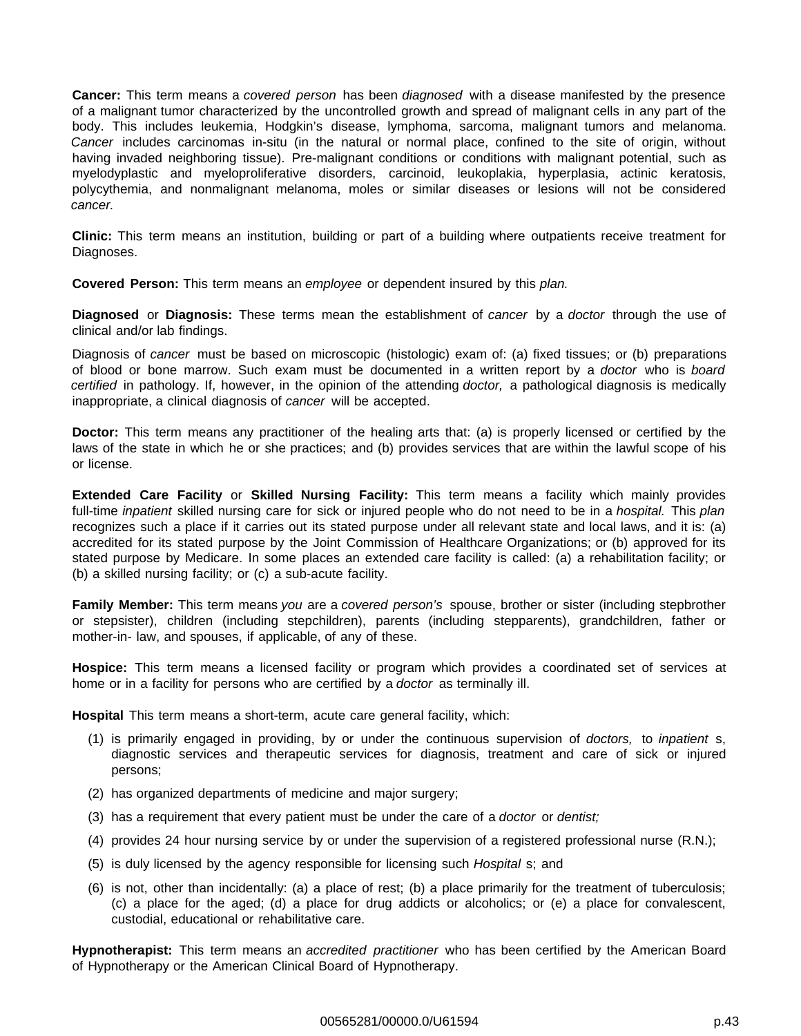**Cancer:** This term means a *covered person* has been *diagnosed* with a disease manifested by the presence of a malignant tumor characterized by the uncontrolled growth and spread of malignant cells in any part of the body. This includes leukemia, Hodgkin's disease, lymphoma, sarcoma, malignant tumors and melanoma. *Cancer* includes carcinomas in-situ (in the natural or normal place, confined to the site of origin, without having invaded neighboring tissue). Pre-malignant conditions or conditions with malignant potential, such as myelodyplastic and myeloproliferative disorders, carcinoid, leukoplakia, hyperplasia, actinic keratosis, polycythemia, and nonmalignant melanoma, moles or similar diseases or lesions will not be considered *cancer.*

**Clinic:** This term means an institution, building or part of a building where outpatients receive treatment for Diagnoses.

**Covered Person:** This term means an *employee* or dependent insured by this *plan.*

**Diagnosed** or **Diagnosis:** These terms mean the establishment of *cancer* by a *doctor* through the use of clinical and/or lab findings.

Diagnosis of *cancer* must be based on microscopic (histologic) exam of: (a) fixed tissues; or (b) preparations of blood or bone marrow. Such exam must be documented in a written report by a *doctor* who is *board certified* in pathology. If, however, in the opinion of the attending *doctor,* a pathological diagnosis is medically inappropriate, a clinical diagnosis of *cancer* will be accepted.

**Doctor:** This term means any practitioner of the healing arts that: (a) is properly licensed or certified by the laws of the state in which he or she practices; and (b) provides services that are within the lawful scope of his or license.

**Extended Care Facility** or **Skilled Nursing Facility:** This term means a facility which mainly provides full-time *inpatient* skilled nursing care for sick or injured people who do not need to be in a *hospital.* This *plan* recognizes such a place if it carries out its stated purpose under all relevant state and local laws, and it is: (a) accredited for its stated purpose by the Joint Commission of Healthcare Organizations; or (b) approved for its stated purpose by Medicare. In some places an extended care facility is called: (a) a rehabilitation facility; or (b) a skilled nursing facility; or (c) a sub-acute facility.

**Family Member:** This term means *you* are a *covered person's* spouse, brother or sister (including stepbrother or stepsister), children (including stepchildren), parents (including stepparents), grandchildren, father or mother-in- law, and spouses, if applicable, of any of these.

**Hospice:** This term means a licensed facility or program which provides a coordinated set of services at home or in a facility for persons who are certified by a *doctor* as terminally ill.

**Hospital** This term means a short-term, acute care general facility, which:

(1) is primarily engaged in providing, by or under the continuous supervision of *doctors,* to *inpatient* s, diagnostic services and therapeutic services for diagnosis, treatment and care of sick or injured persons;

(2) has organized departments of medicine and major surgery;

(3) has a requirement that every patient must be under the care of a *doctor* or *dentist;*

(4) provides 24 hour nursing service by or under the supervision of a registered professional nurse (R.N.);

(5) is duly licensed by the agency responsible for licensing such *Hospital* s; and

(6) is not, other than incidentally: (a) a place of rest; (b) a place primarily for the treatment of tuberculosis; (c) a place for the aged; (d) a place for drug addicts or alcoholics; or (e) a place for convalescent, custodial, educational or rehabilitative care.

**Hypnotherapist:** This term means an *accredited practitioner* who has been certified by the American Board of Hypnotherapy or the American Clinical Board of Hypnotherapy.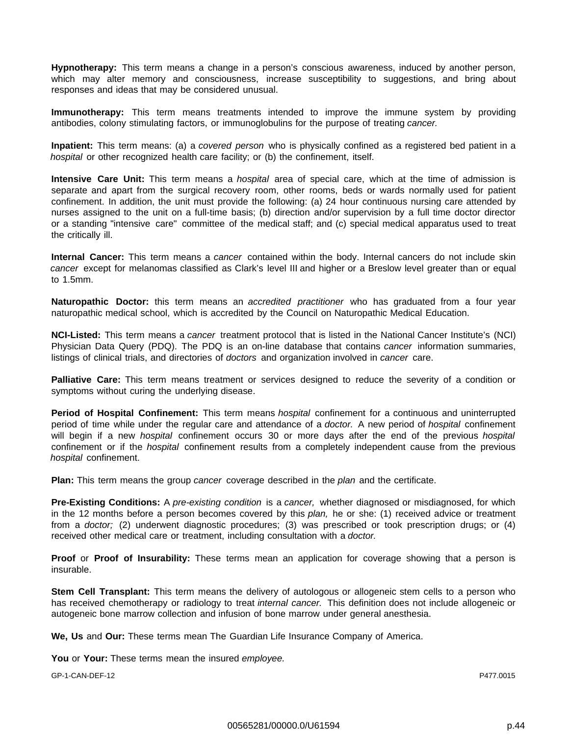**Hypnotherapy:** This term means a change in a person's conscious awareness, induced by another person, which may alter memory and consciousness, increase susceptibility to suggestions, and bring about responses and ideas that may be considered unusual.

**Immunotherapy:** This term means treatments intended to improve the immune system by providing antibodies, colony stimulating factors, or immunoglobulins for the purpose of treating *cancer.*

**Inpatient:** This term means: (a) a *covered person* who is physically confined as a registered bed patient in a *hospital* or other recognized health care facility; or (b) the confinement, itself.

**Intensive Care Unit:** This term means a *hospital* area of special care, which at the time of admission is separate and apart from the surgical recovery room, other rooms, beds or wards normally used for patient confinement. In addition, the unit must provide the following: (a) 24 hour continuous nursing care attended by nurses assigned to the unit on a full-time basis; (b) direction and/or supervision by a full time doctor director or a standing "intensive care" committee of the medical staff; and (c) special medical apparatus used to treat the critically ill.

**Internal Cancer:** This term means a *cancer* contained within the body. Internal cancers do not include skin *cancer* except for melanomas classified as Clark's level III and higher or a Breslow level greater than or equal to 1.5mm.

**Naturopathic Doctor:** this term means an *accredited practitioner* who has graduated from a four year naturopathic medical school, which is accredited by the Council on Naturopathic Medical Education.

**NCI-Listed:** This term means a *cancer* treatment protocol that is listed in the National Cancer Institute's (NCI) Physician Data Query (PDQ). The PDQ is an on-line database that contains *cancer* information summaries, listings of clinical trials, and directories of *doctors* and organization involved in *cancer* care.

**Palliative Care:** This term means treatment or services designed to reduce the severity of a condition or symptoms without curing the underlying disease.

**Period of Hospital Confinement:** This term means *hospital* confinement for a continuous and uninterrupted period of time while under the regular care and attendance of a *doctor.* A new period of *hospital* confinement will begin if a new *hospital* confinement occurs 30 or more days after the end of the previous *hospital* confinement or if the *hospital* confinement results from a completely independent cause from the previous *hospital* confinement.

**Plan:** This term means the group *cancer* coverage described in the *plan* and the certificate.

**Pre-Existing Conditions:** A *pre-existing condition* is a *cancer,* whether diagnosed or misdiagnosed, for which in the 12 months before a person becomes covered by this *plan,* he or she: (1) received advice or treatment from a *doctor;* (2) underwent diagnostic procedures; (3) was prescribed or took prescription drugs; or (4) received other medical care or treatment, including consultation with a *doctor.*

**Proof** or **Proof of Insurability:** These terms mean an application for coverage showing that a person is insurable.

**Stem Cell Transplant:** This term means the delivery of autologous or allogeneic stem cells to a person who has received chemotherapy or radiology to treat *internal cancer.* This definition does not include allogeneic or autogeneic bone marrow collection and infusion of bone marrow under general anesthesia.

**We, Us** and **Our:** These terms mean The Guardian Life Insurance Company of America.

**You** or **Your:** These terms mean the insured *employee.*

GP-1-CAN-DEF-12 P477.0015

00565281/00000.0/U61594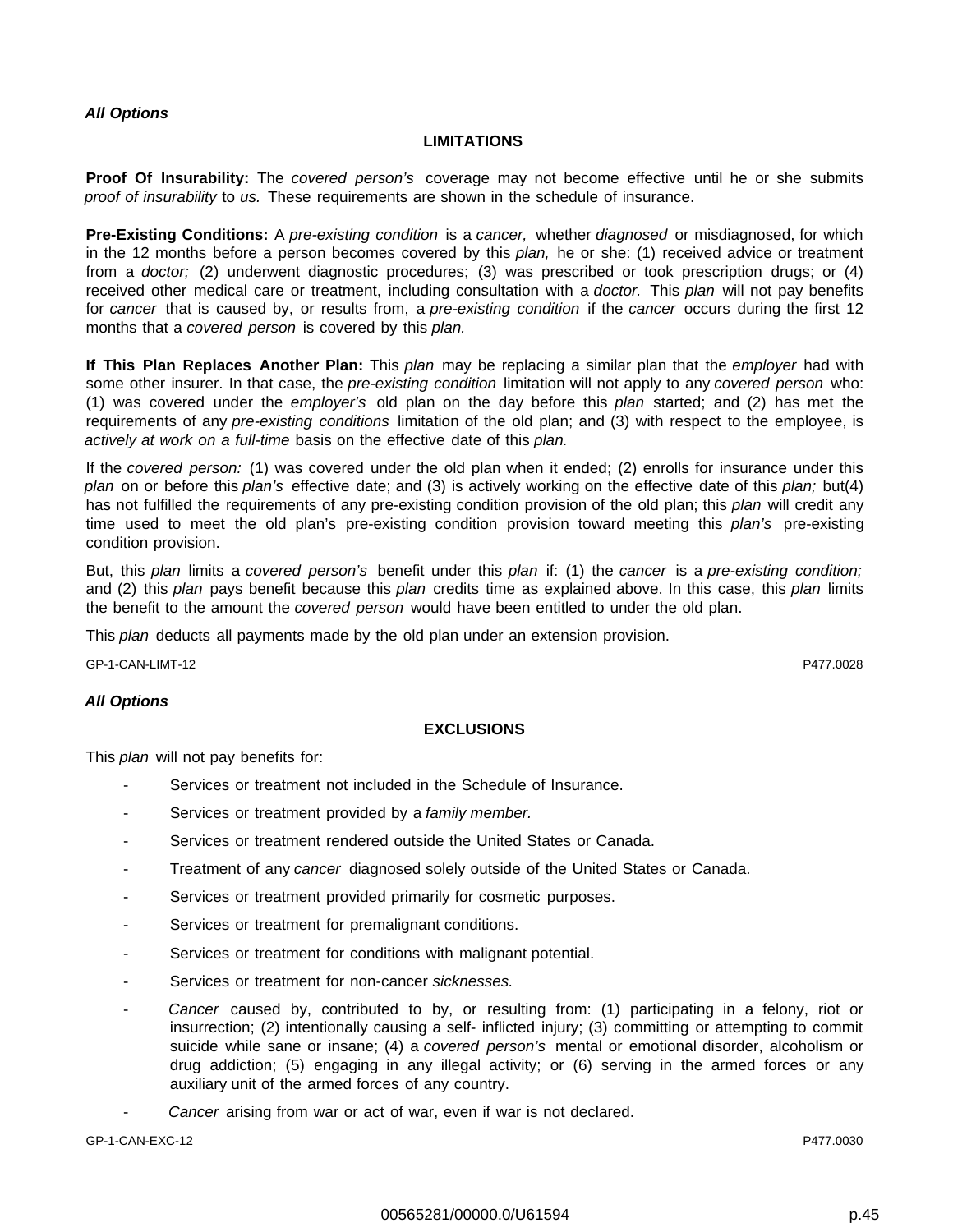***All Options***

## LIMITATIONS

**Proof Of Insurability:** The *covered person's* coverage may not become effective until he or she submits *proof of insurability* to *us.* These requirements are shown in the schedule of insurance.

**Pre-Existing Conditions:** A *pre-existing condition* is a *cancer,* whether *diagnosed* or misdiagnosed, for which in the 12 months before a person becomes covered by this *plan,* he or she: (1) received advice or treatment from a *doctor;* (2) underwent diagnostic procedures; (3) was prescribed or took prescription drugs; or (4) received other medical care or treatment, including consultation with a *doctor.* This *plan* will not pay benefits for *cancer* that is caused by, or results from, a *pre-existing condition* if the *cancer* occurs during the first 12 months that a *covered person* is covered by this *plan.*

**If This Plan Replaces Another Plan:** This *plan* may be replacing a similar plan that the *employer* had with some other insurer. In that case, the *pre-existing condition* limitation will not apply to any *covered person* who: (1) was covered under the *employer's* old plan on the day before this *plan* started; and (2) has met the requirements of any *pre-existing conditions* limitation of the old plan; and (3) with respect to the employee, is *actively at work on a full-time* basis on the effective date of this *plan.*

If the *covered person:* (1) was covered under the old plan when it ended; (2) enrolls for insurance under this *plan* on or before this *plan's* effective date; and (3) is actively working on the effective date of this *plan;* but(4) has not fulfilled the requirements of any pre-existing condition provision of the old plan; this *plan* will credit any time used to meet the old plan's pre-existing condition provision toward meeting this *plan's* pre-existing condition provision.

But, this *plan* limits a *covered person's* benefit under this *plan* if: (1) the *cancer* is a *pre-existing condition;* and (2) this *plan* pays benefit because this *plan* credits time as explained above. In this case, this *plan* limits the benefit to the amount the *covered person* would have been entitled to under the old plan.

This *plan* deducts all payments made by the old plan under an extension provision.

GP-1-CAN-LIMT-12 P477.0028

***All Options***

## EXCLUSIONS

This *plan* will not pay benefits for:

- Services or treatment not included in the Schedule of Insurance.
- Services or treatment provided by a *family member.*
- Services or treatment rendered outside the United States or Canada.
- Treatment of any *cancer* diagnosed solely outside of the United States or Canada.
- Services or treatment provided primarily for cosmetic purposes.
- Services or treatment for premalignant conditions.
- Services or treatment for conditions with malignant potential.
- Services or treatment for non-cancer *sicknesses.*
- *Cancer* caused by, contributed to by, or resulting from: (1) participating in a felony, riot or insurrection; (2) intentionally causing a self- inflicted injury; (3) committing or attempting to commit suicide while sane or insane; (4) a *covered person's* mental or emotional disorder, alcoholism or drug addiction; (5) engaging in any illegal activity; or (6) serving in the armed forces or any auxiliary unit of the armed forces of any country.
- *Cancer* arising from war or act of war, even if war is not declared.

GP-1-CAN-EXC-12 P477.0030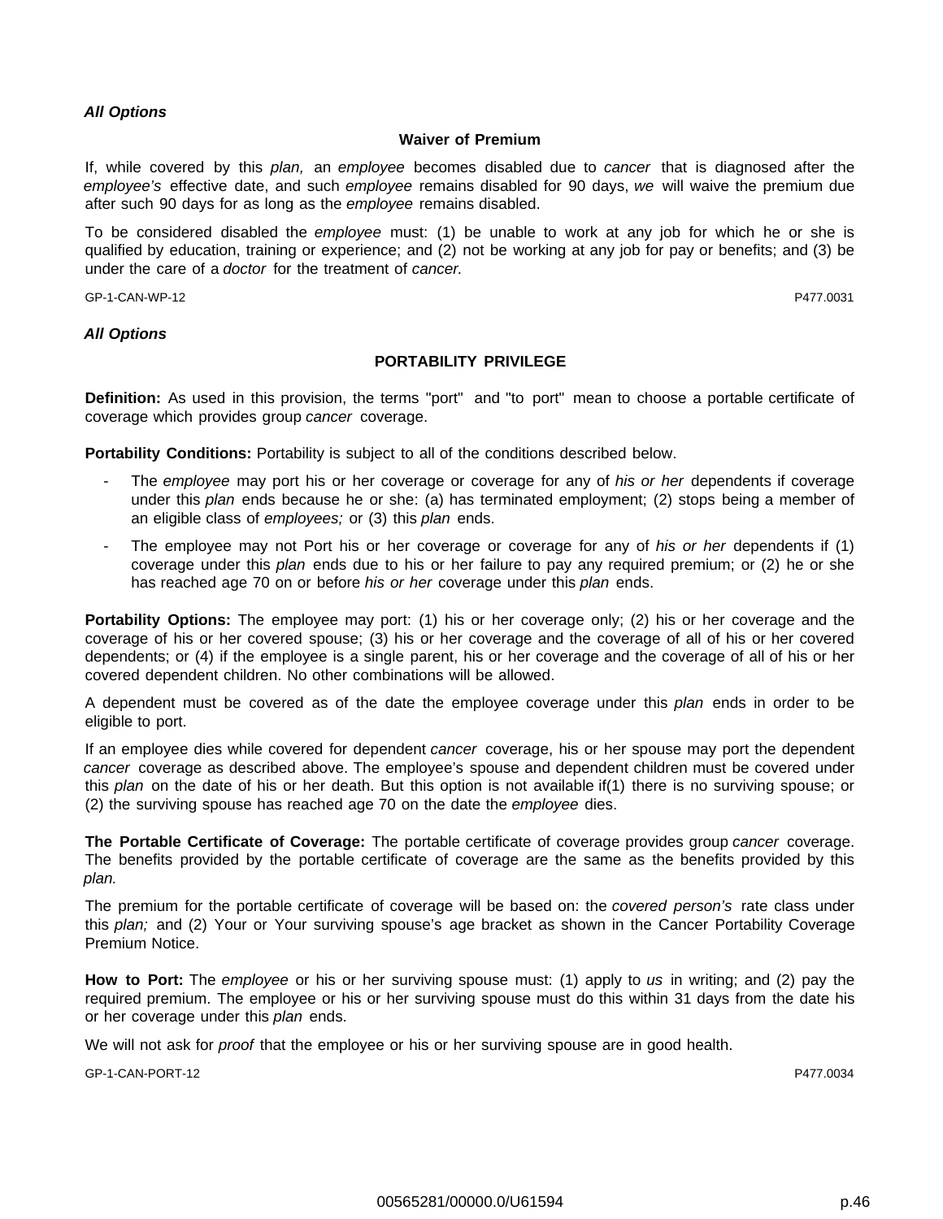***All Options***

**Waiver of Premium**

If, while covered by this *plan,* an *employee* becomes disabled due to *cancer* that is diagnosed after the *employee's* effective date, and such *employee* remains disabled for 90 days, *we* will waive the premium due after such 90 days for as long as the *employee* remains disabled.

To be considered disabled the *employee* must: (1) be unable to work at any job for which he or she is qualified by education, training or experience; and (2) not be working at any job for pay or benefits; and (3) be under the care of a *doctor* for the treatment of *cancer.*

GP-1-CAN-WP-12 P477.0031

***All Options***

**PORTABILITY PRIVILEGE**

**Definition:** As used in this provision, the terms "port" and "to port" mean to choose a portable certificate of coverage which provides group *cancer* coverage.

**Portability Conditions:** Portability is subject to all of the conditions described below.

- The *employee* may port his or her coverage or coverage for any of *his or her* dependents if coverage under this *plan* ends because he or she: (a) has terminated employment; (2) stops being a member of an eligible class of *employees;* or (3) this *plan* ends.
- The employee may not Port his or her coverage or coverage for any of *his or her* dependents if (1) coverage under this *plan* ends due to his or her failure to pay any required premium; or (2) he or she has reached age 70 on or before *his or her* coverage under this *plan* ends.

**Portability Options:** The employee may port: (1) his or her coverage only; (2) his or her coverage and the coverage of his or her covered spouse; (3) his or her coverage and the coverage of all of his or her covered dependents; or (4) if the employee is a single parent, his or her coverage and the coverage of all of his or her covered dependent children. No other combinations will be allowed.

A dependent must be covered as of the date the employee coverage under this *plan* ends in order to be eligible to port.

If an employee dies while covered for dependent *cancer* coverage, his or her spouse may port the dependent *cancer* coverage as described above. The employee's spouse and dependent children must be covered under this *plan* on the date of his or her death. But this option is not available if(1) there is no surviving spouse; or (2) the surviving spouse has reached age 70 on the date the *employee* dies.

**The Portable Certificate of Coverage:** The portable certificate of coverage provides group *cancer* coverage. The benefits provided by the portable certificate of coverage are the same as the benefits provided by this *plan.*

The premium for the portable certificate of coverage will be based on: the *covered person's* rate class under this *plan;* and (2) Your or Your surviving spouse's age bracket as shown in the Cancer Portability Coverage Premium Notice.

**How to Port:** The *employee* or his or her surviving spouse must: (1) apply to *us* in writing; and (2) pay the required premium. The employee or his or her surviving spouse must do this within 31 days from the date his or her coverage under this *plan* ends.

We will not ask for *proof* that the employee or his or her surviving spouse are in good health.

GP-1-CAN-PORT-12 P477.0034

00565281/00000.0/U61594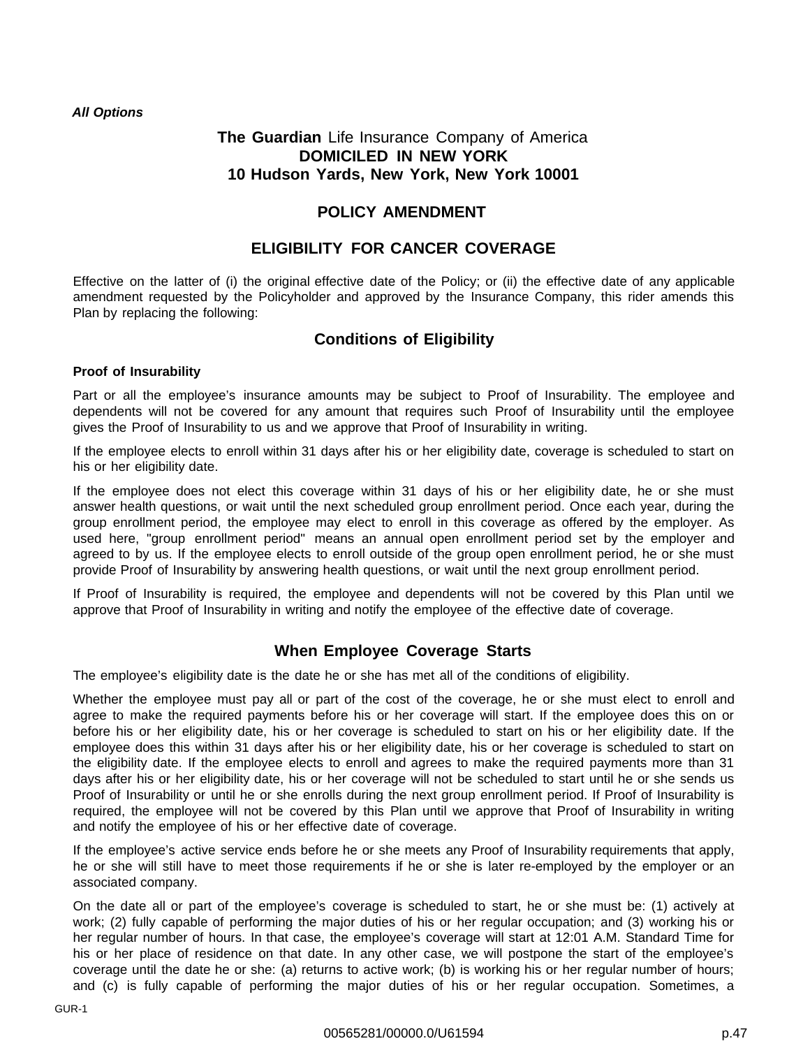*All Options*

**The Guardian** Life Insurance Company of America
**DOMICILED IN NEW YORK**
**10 Hudson Yards, New York, New York 10001**

## POLICY AMENDMENT

## ELIGIBILITY FOR CANCER COVERAGE

Effective on the latter of (i) the original effective date of the Policy; or (ii) the effective date of any applicable amendment requested by the Policyholder and approved by the Insurance Company, this rider amends this Plan by replacing the following:

## Conditions of Eligibility

### Proof of Insurability

Part or all the employee's insurance amounts may be subject to Proof of Insurability. The employee and dependents will not be covered for any amount that requires such Proof of Insurability until the employee gives the Proof of Insurability to us and we approve that Proof of Insurability in writing.

If the employee elects to enroll within 31 days after his or her eligibility date, coverage is scheduled to start on his or her eligibility date.

If the employee does not elect this coverage within 31 days of his or her eligibility date, he or she must answer health questions, or wait until the next scheduled group enrollment period. Once each year, during the group enrollment period, the employee may elect to enroll in this coverage as offered by the employer. As used here, "group enrollment period" means an annual open enrollment period set by the employer and agreed to by us. If the employee elects to enroll outside of the group open enrollment period, he or she must provide Proof of Insurability by answering health questions, or wait until the next group enrollment period.

If Proof of Insurability is required, the employee and dependents will not be covered by this Plan until we approve that Proof of Insurability in writing and notify the employee of the effective date of coverage.

## When Employee Coverage Starts

The employee's eligibility date is the date he or she has met all of the conditions of eligibility.

Whether the employee must pay all or part of the cost of the coverage, he or she must elect to enroll and agree to make the required payments before his or her coverage will start. If the employee does this on or before his or her eligibility date, his or her coverage is scheduled to start on his or her eligibility date. If the employee does this within 31 days after his or her eligibility date, his or her coverage is scheduled to start on the eligibility date. If the employee elects to enroll and agrees to make the required payments more than 31 days after his or her eligibility date, his or her coverage will not be scheduled to start until he or she sends us Proof of Insurability or until he or she enrolls during the next group enrollment period. If Proof of Insurability is required, the employee will not be covered by this Plan until we approve that Proof of Insurability in writing and notify the employee of his or her effective date of coverage.

If the employee's active service ends before he or she meets any Proof of Insurability requirements that apply, he or she will still have to meet those requirements if he or she is later re-employed by the employer or an associated company.

On the date all or part of the employee's coverage is scheduled to start, he or she must be: (1) actively at work; (2) fully capable of performing the major duties of his or her regular occupation; and (3) working his or her regular number of hours. In that case, the employee's coverage will start at 12:01 A.M. Standard Time for his or her place of residence on that date. In any other case, we will postpone the start of the employee's coverage until the date he or she: (a) returns to active work; (b) is working his or her regular number of hours; and (c) is fully capable of performing the major duties of his or her regular occupation. Sometimes, a

GUR-1

00565281/00000.0/U61594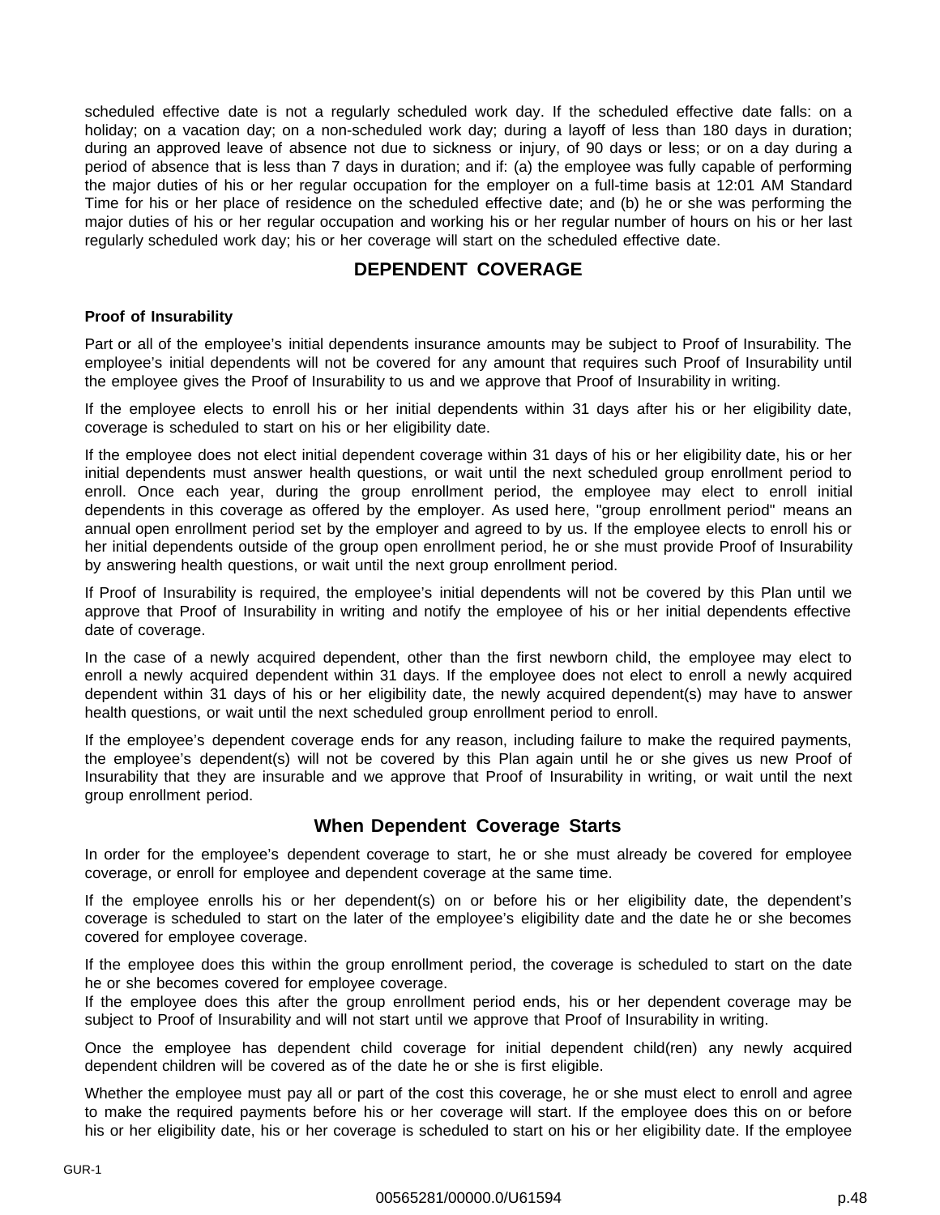scheduled effective date is not a regularly scheduled work day. If the scheduled effective date falls: on a holiday; on a vacation day; on a non-scheduled work day; during a layoff of less than 180 days in duration; during an approved leave of absence not due to sickness or injury, of 90 days or less; or on a day during a period of absence that is less than 7 days in duration; and if: (a) the employee was fully capable of performing the major duties of his or her regular occupation for the employer on a full-time basis at 12:01 AM Standard Time for his or her place of residence on the scheduled effective date; and (b) he or she was performing the major duties of his or her regular occupation and working his or her regular number of hours on his or her last regularly scheduled work day; his or her coverage will start on the scheduled effective date.

## DEPENDENT COVERAGE

**Proof of Insurability**

Part or all of the employee's initial dependents insurance amounts may be subject to Proof of Insurability. The employee's initial dependents will not be covered for any amount that requires such Proof of Insurability until the employee gives the Proof of Insurability to us and we approve that Proof of Insurability in writing.

If the employee elects to enroll his or her initial dependents within 31 days after his or her eligibility date, coverage is scheduled to start on his or her eligibility date.

If the employee does not elect initial dependent coverage within 31 days of his or her eligibility date, his or her initial dependents must answer health questions, or wait until the next scheduled group enrollment period to enroll. Once each year, during the group enrollment period, the employee may elect to enroll initial dependents in this coverage as offered by the employer. As used here, "group enrollment period" means an annual open enrollment period set by the employer and agreed to by us. If the employee elects to enroll his or her initial dependents outside of the group open enrollment period, he or she must provide Proof of Insurability by answering health questions, or wait until the next group enrollment period.

If Proof of Insurability is required, the employee's initial dependents will not be covered by this Plan until we approve that Proof of Insurability in writing and notify the employee of his or her initial dependents effective date of coverage.

In the case of a newly acquired dependent, other than the first newborn child, the employee may elect to enroll a newly acquired dependent within 31 days. If the employee does not elect to enroll a newly acquired dependent within 31 days of his or her eligibility date, the newly acquired dependent(s) may have to answer health questions, or wait until the next scheduled group enrollment period to enroll.

If the employee's dependent coverage ends for any reason, including failure to make the required payments, the employee's dependent(s) will not be covered by this Plan again until he or she gives us new Proof of Insurability that they are insurable and we approve that Proof of Insurability in writing, or wait until the next group enrollment period.

### When Dependent Coverage Starts

In order for the employee's dependent coverage to start, he or she must already be covered for employee coverage, or enroll for employee and dependent coverage at the same time.

If the employee enrolls his or her dependent(s) on or before his or her eligibility date, the dependent's coverage is scheduled to start on the later of the employee's eligibility date and the date he or she becomes covered for employee coverage.

If the employee does this within the group enrollment period, the coverage is scheduled to start on the date he or she becomes covered for employee coverage.
If the employee does this after the group enrollment period ends, his or her dependent coverage may be subject to Proof of Insurability and will not start until we approve that Proof of Insurability in writing.

Once the employee has dependent child coverage for initial dependent child(ren) any newly acquired dependent children will be covered as of the date he or she is first eligible.

Whether the employee must pay all or part of the cost this coverage, he or she must elect to enroll and agree to make the required payments before his or her coverage will start. If the employee does this on or before his or her eligibility date, his or her coverage is scheduled to start on his or her eligibility date. If the employee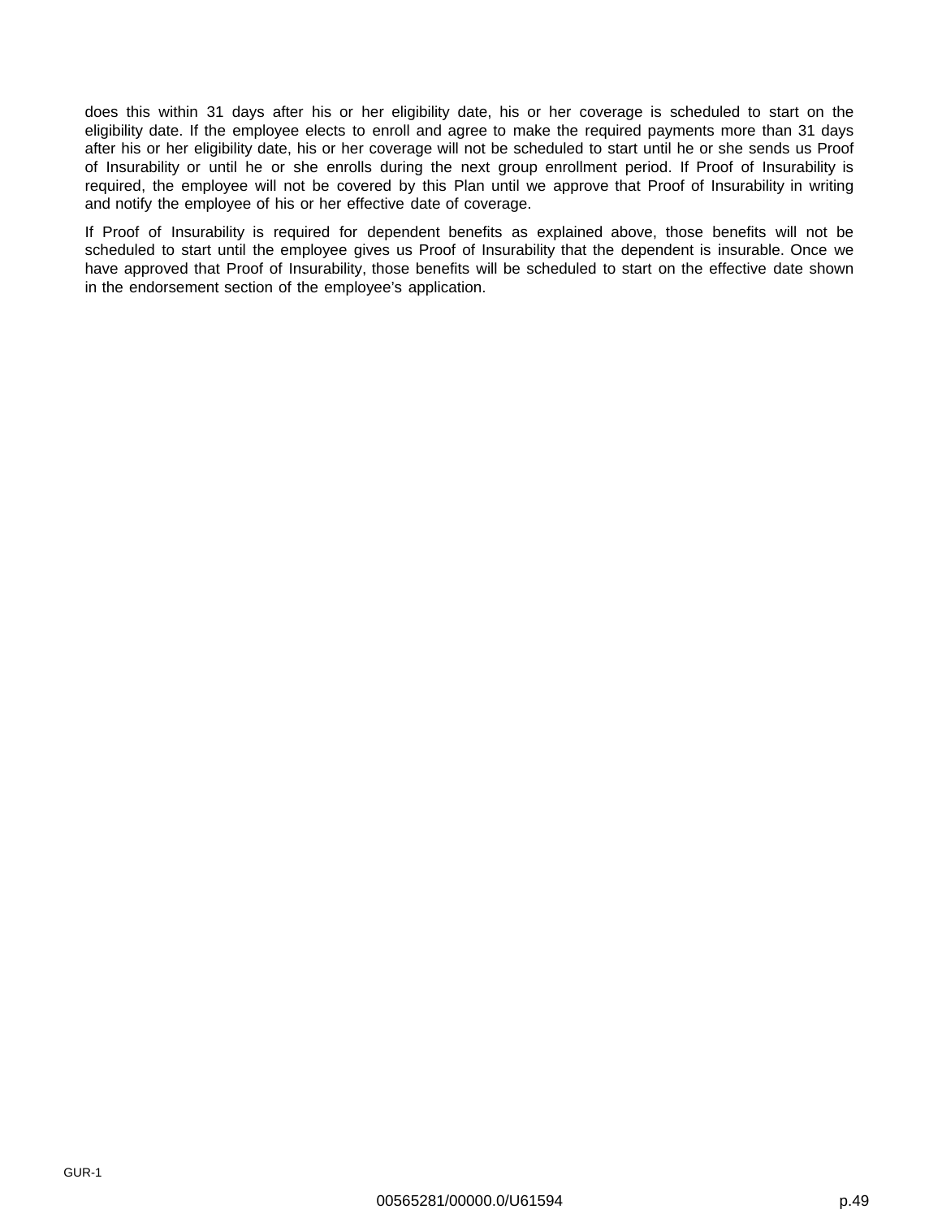does this within 31 days after his or her eligibility date, his or her coverage is scheduled to start on the eligibility date. If the employee elects to enroll and agree to make the required payments more than 31 days after his or her eligibility date, his or her coverage will not be scheduled to start until he or she sends us Proof of Insurability or until he or she enrolls during the next group enrollment period. If Proof of Insurability is required, the employee will not be covered by this Plan until we approve that Proof of Insurability in writing and notify the employee of his or her effective date of coverage.

If Proof of Insurability is required for dependent benefits as explained above, those benefits will not be scheduled to start until the employee gives us Proof of Insurability that the dependent is insurable. Once we have approved that Proof of Insurability, those benefits will be scheduled to start on the effective date shown in the endorsement section of the employee's application.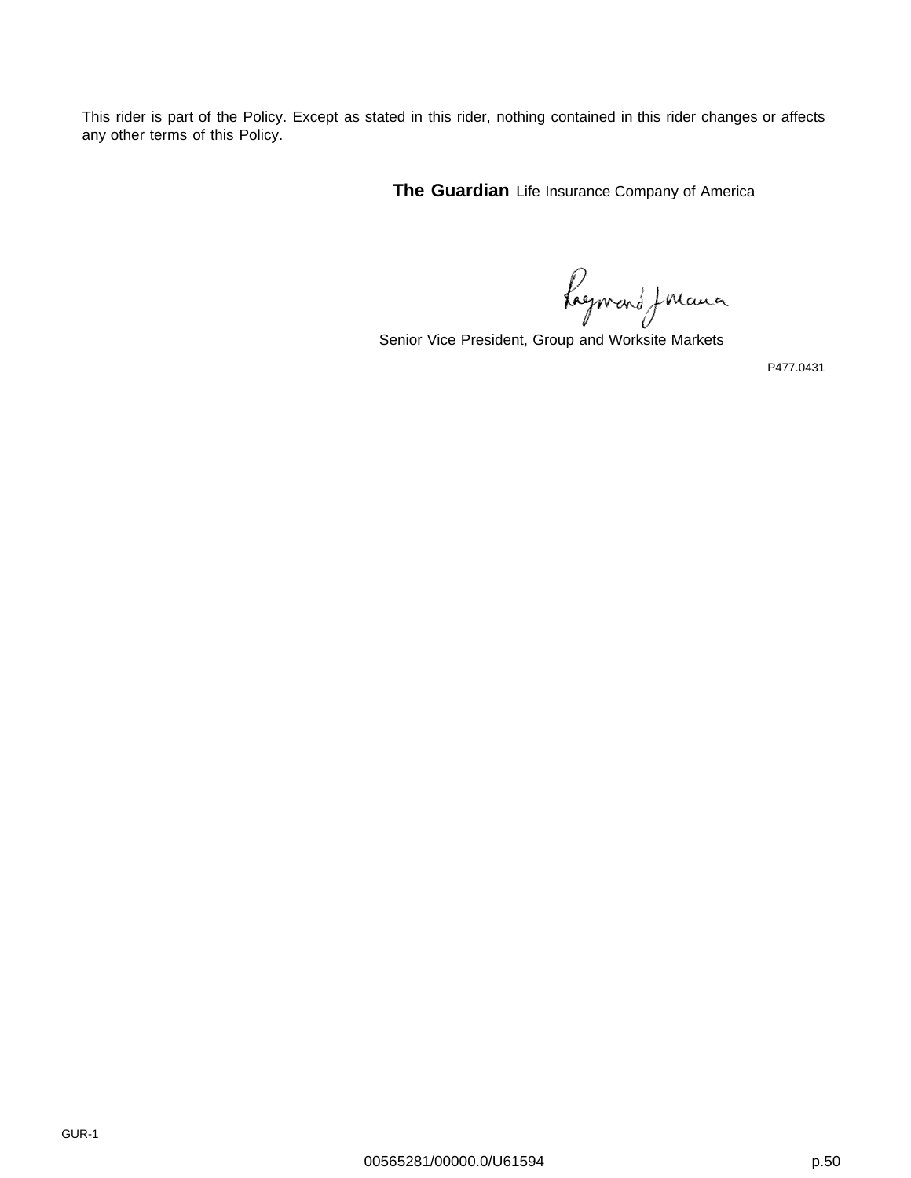This rider is part of the Policy. Except as stated in this rider, nothing contained in this rider changes or affects any other terms of this Policy.

**The Guardian** Life Insurance Company of America

Senior Vice President, Group and Worksite Markets

P477.0431

GUR-1

00565281/00000.0/U61594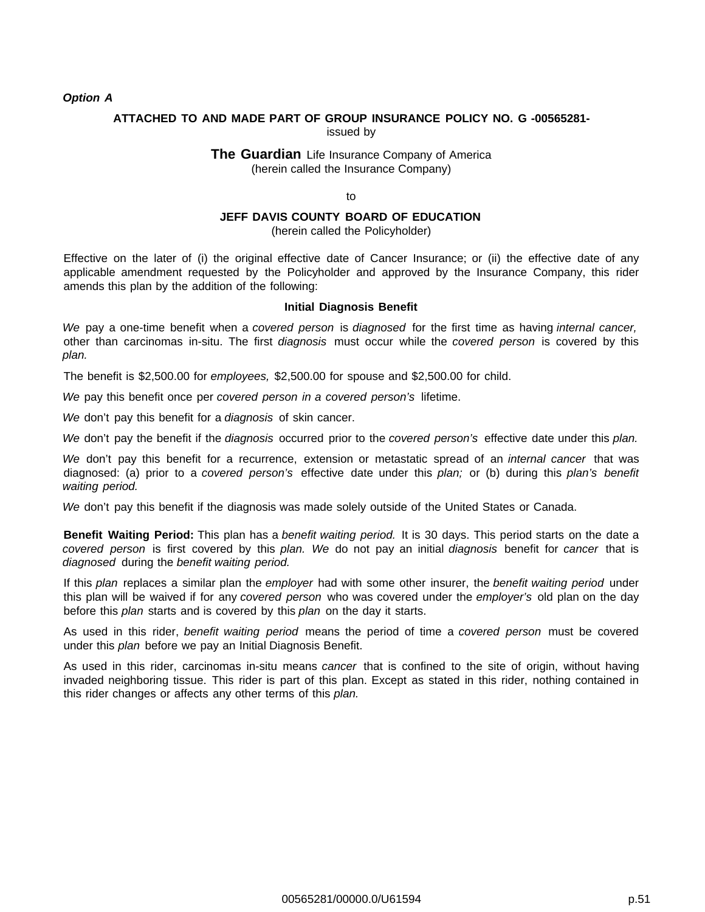***Option A***

**ATTACHED TO AND MADE PART OF GROUP INSURANCE POLICY NO. G -00565281-**
issued by

**The Guardian** Life Insurance Company of America
(herein called the Insurance Company)

to

**JEFF DAVIS COUNTY BOARD OF EDUCATION**
(herein called the Policyholder)

Effective on the later of (i) the original effective date of Cancer Insurance; or (ii) the effective date of any applicable amendment requested by the Policyholder and approved by the Insurance Company, this rider amends this plan by the addition of the following:

**Initial Diagnosis Benefit**

*We* pay a one-time benefit when a *covered person* is *diagnosed* for the first time as having *internal cancer,* other than carcinomas in-situ. The first *diagnosis* must occur while the *covered person* is covered by this *plan.*

The benefit is $2,500.00 for *employees,* $2,500.00 for spouse and $2,500.00 for child.

*We* pay this benefit once per *covered person in a covered person's* lifetime.

*We* don't pay this benefit for a *diagnosis* of skin cancer.

*We* don't pay the benefit if the *diagnosis* occurred prior to the *covered person's* effective date under this *plan.*

*We* don't pay this benefit for a recurrence, extension or metastatic spread of an *internal cancer* that was diagnosed: (a) prior to a *covered person's* effective date under this *plan;* or (b) during this *plan's benefit waiting period.*

*We* don't pay this benefit if the diagnosis was made solely outside of the United States or Canada.

**Benefit Waiting Period:** This plan has a *benefit waiting period.* It is 30 days. This period starts on the date a *covered person* is first covered by this *plan. We* do not pay an initial *diagnosis* benefit for *cancer* that is *diagnosed* during the *benefit waiting period.*

If this *plan* replaces a similar plan the *employer* had with some other insurer, the *benefit waiting period* under this plan will be waived if for any *covered person* who was covered under the *employer's* old plan on the day before this *plan* starts and is covered by this *plan* on the day it starts.

As used in this rider, *benefit waiting period* means the period of time a *covered person* must be covered under this *plan* before we pay an Initial Diagnosis Benefit.

As used in this rider, carcinomas in-situ means *cancer* that is confined to the site of origin, without having invaded neighboring tissue. This rider is part of this plan. Except as stated in this rider, nothing contained in this rider changes or affects any other terms of this *plan.*

00565281/00000.0/U61594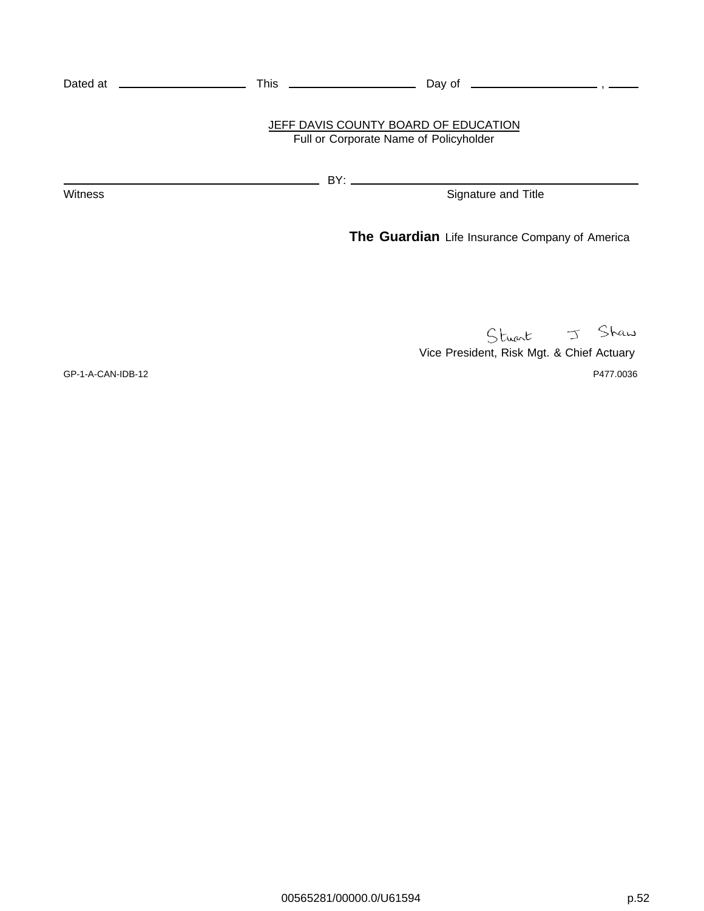Dated at ____________________ This ____________________ Day of ____________________ , _____

JEFF DAVIS COUNTY BOARD OF EDUCATION
Full or Corporate Name of Policyholder

________________________________________ BY: ________________________________________

Witness Signature and Title

**The Guardian** Life Insurance Company of America

Stuart J Shaw

Vice President, Risk Mgt. & Chief Actuary

GP-1-A-CAN-IDB-12 P477.0036

00565281/00000.0/U61594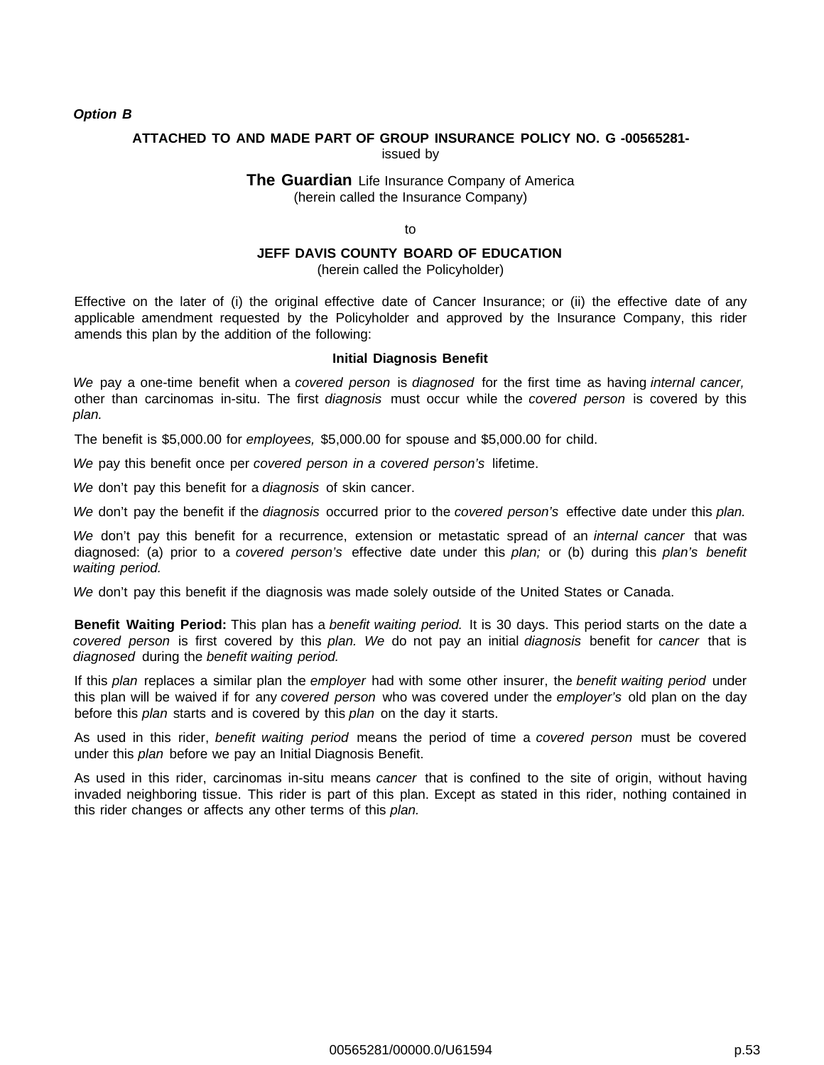***Option B***

**ATTACHED TO AND MADE PART OF GROUP INSURANCE POLICY NO. G -00565281-**
issued by

**The Guardian** Life Insurance Company of America
(herein called the Insurance Company)

to

**JEFF DAVIS COUNTY BOARD OF EDUCATION**
(herein called the Policyholder)

Effective on the later of (i) the original effective date of Cancer Insurance; or (ii) the effective date of any applicable amendment requested by the Policyholder and approved by the Insurance Company, this rider amends this plan by the addition of the following:

**Initial Diagnosis Benefit**

*We* pay a one-time benefit when a *covered person* is *diagnosed* for the first time as having *internal cancer,* other than carcinomas in-situ. The first *diagnosis* must occur while the *covered person* is covered by this *plan.*

The benefit is $5,000.00 for *employees,* $5,000.00 for spouse and $5,000.00 for child.

*We* pay this benefit once per *covered person in a covered person's* lifetime.

*We* don't pay this benefit for a *diagnosis* of skin cancer.

*We* don't pay the benefit if the *diagnosis* occurred prior to the *covered person's* effective date under this *plan.*

*We* don't pay this benefit for a recurrence, extension or metastatic spread of an *internal cancer* that was diagnosed: (a) prior to a *covered person's* effective date under this *plan;* or (b) during this *plan's benefit waiting period.*

*We* don't pay this benefit if the diagnosis was made solely outside of the United States or Canada.

**Benefit Waiting Period:** This plan has a *benefit waiting period.* It is 30 days. This period starts on the date a *covered person* is first covered by this *plan. We* do not pay an initial *diagnosis* benefit for *cancer* that is *diagnosed* during the *benefit waiting period.*

If this *plan* replaces a similar plan the *employer* had with some other insurer, the *benefit waiting period* under this plan will be waived if for any *covered person* who was covered under the *employer's* old plan on the day before this *plan* starts and is covered by this *plan* on the day it starts.

As used in this rider, *benefit waiting period* means the period of time a *covered person* must be covered under this *plan* before we pay an Initial Diagnosis Benefit.

As used in this rider, carcinomas in-situ means *cancer* that is confined to the site of origin, without having invaded neighboring tissue. This rider is part of this plan. Except as stated in this rider, nothing contained in this rider changes or affects any other terms of this *plan.*

00565281/00000.0/U61594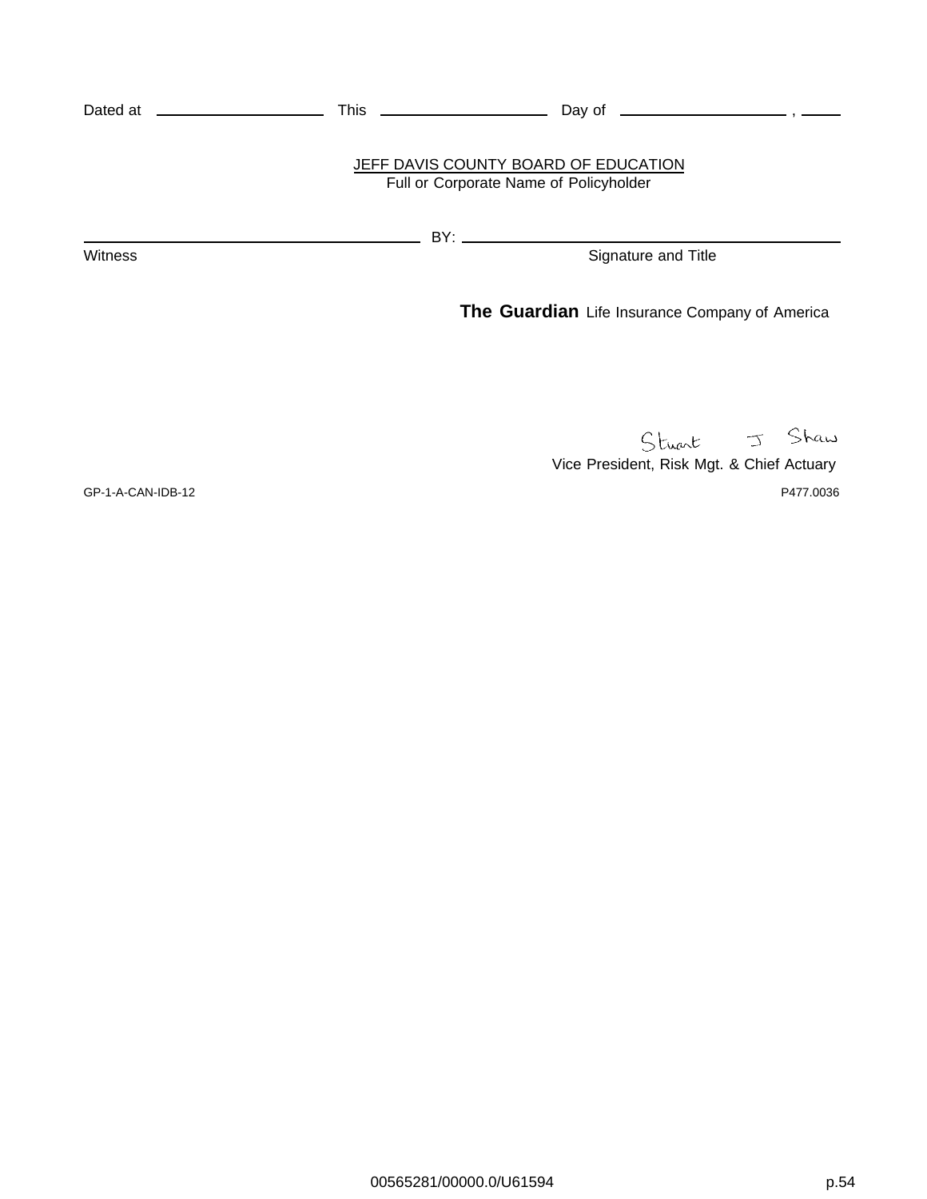Dated at \_\_\_\_\_\_\_\_\_\_\_\_\_\_\_\_\_\_\_\_ This \_\_\_\_\_\_\_\_\_\_\_\_\_\_\_\_\_\_\_\_ Day of \_\_\_\_\_\_\_\_\_\_\_\_\_\_\_\_\_\_\_\_ , \_\_\_\_\_

JEFF DAVIS COUNTY BOARD OF EDUCATION
Full or Corporate Name of Policyholder

\_\_\_\_\_\_\_\_\_\_\_\_\_\_\_\_\_\_\_\_\_\_\_\_\_\_\_\_\_\_\_\_\_\_\_\_\_\_\_\_ BY: \_\_\_\_\_\_\_\_\_\_\_\_\_\_\_\_\_\_\_\_\_\_\_\_\_\_\_\_\_\_\_\_\_\_\_\_\_\_\_\_

Witness Signature and Title

**The Guardian** Life Insurance Company of America

Stuart J Shaw
Vice President, Risk Mgt. & Chief Actuary

GP-1-A-CAN-IDB-12 P477.0036

00565281/00000.0/U61594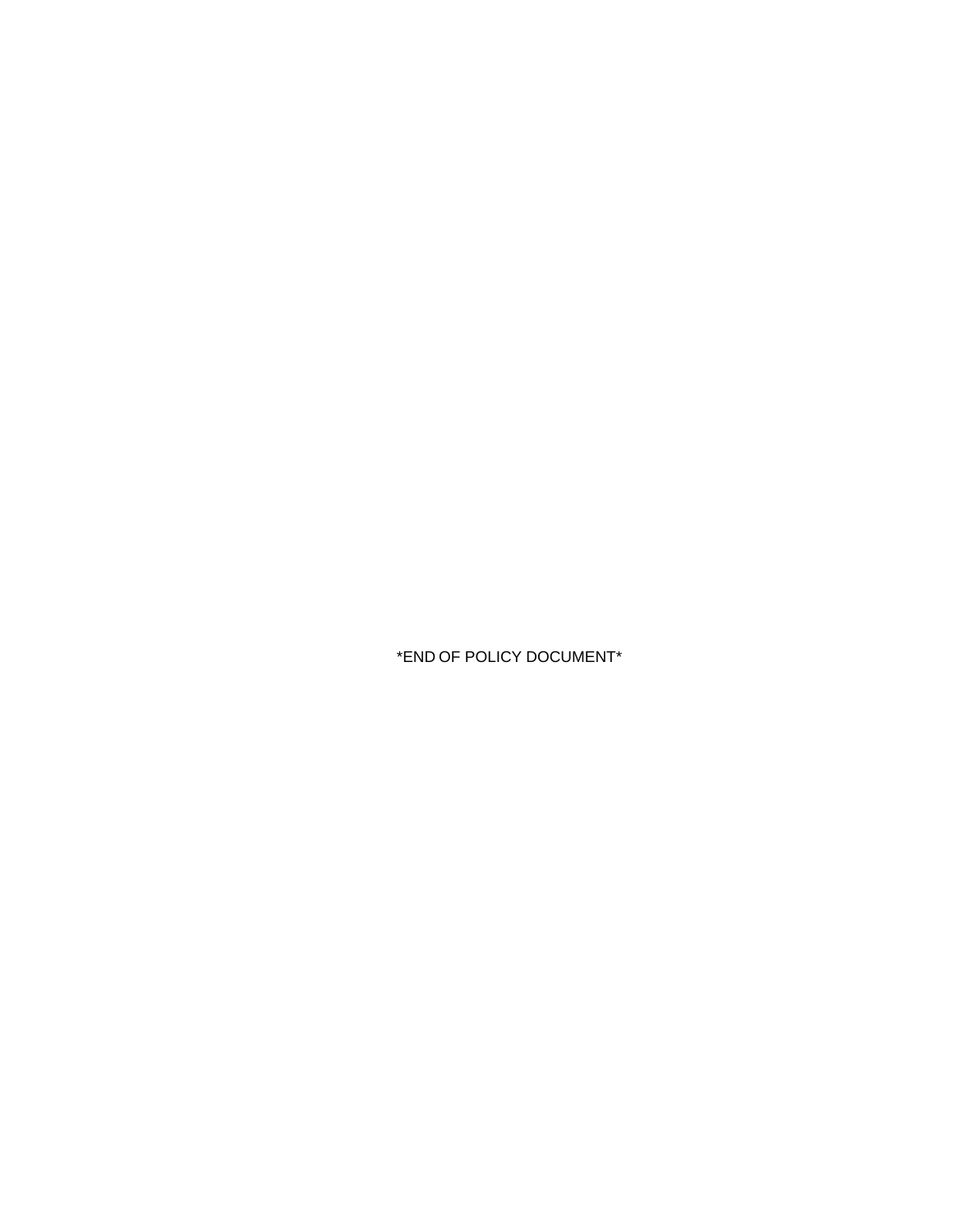*END OF POLICY DOCUMENT*